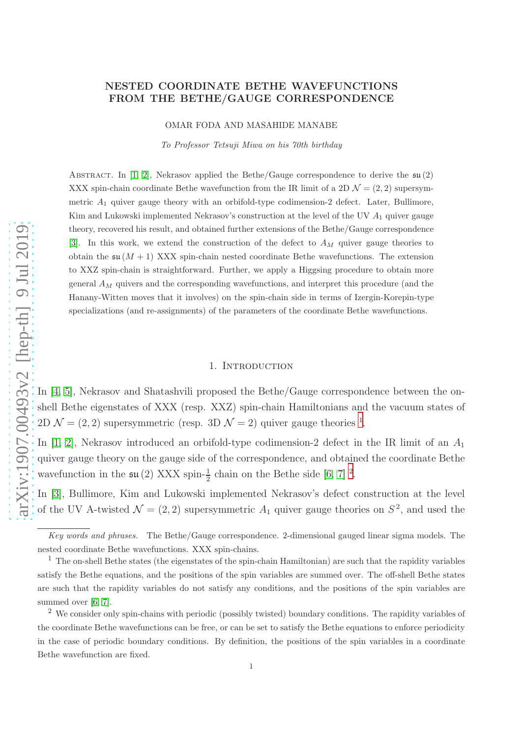# NESTED COORDINATE BETHE WAVEFUNCTIONS FROM THE BETHE/GAUGE CORRESPONDENCE

OMAR FODA AND MASAHIDE MANABE

*To Professor Tetsuji Miwa on his 70th birthday*

Abstract. In [1, 2], Nekrasov applied the Bethe/Gauge correspondence to derive the $\mathfrak{su}(2)$ XXX spin-chain coordinate Bethe wavefunction from the IR limit of a 2D $\mathcal{N}=(2,2)$ supersymmetric $A_1$ quiver gauge theory with an orbifold-type codimension-2 defect. Later, Bullimore, Kim and Lukowski implemented Nekrasov's construction at the level of the UV $A_1$ quiver gauge theory, recovered his result, and obtained further extensions of the Bethe/Gauge correspondence [3]. In this work, we extend the construction of the defect to $A_M$ quiver gauge theories to obtain the $\mathfrak{su}(M+1)$ XXX spin-chain nested coordinate Bethe wavefunctions. The extension to XXZ spin-chain is straightforward. Further, we apply a Higgsing procedure to obtain more general $A_M$ quivers and the corresponding wavefunctions, and interpret this procedure (and the Hanany-Witten moves that it involves) on the spin-chain side in terms of Izergin-Korepin-type specializations (and re-assignments) of the parameters of the coordinate Bethe wavefunctions.

## 1. Introduction

In [4, 5], Nekrasov and Shatashvili proposed the Bethe/Gauge correspondence between the on-shell Bethe eigenstates of XXX (resp. XXZ) spin-chain Hamiltonians and the vacuum states of 2D $\mathcal{N}=(2,2)$ supersymmetric (resp. 3D $\mathcal{N}=2$) quiver gauge theories [1].

In [1, 2], Nekrasov introduced an orbifold-type codimension-2 defect in the IR limit of an $A_1$ quiver gauge theory on the gauge side of the correspondence, and obtained the coordinate Bethe wavefunction in the $\mathfrak{su}(2)$ XXX spin-$\frac{1}{2}$ chain on the Bethe side [6, 7] [2].

In [3], Bullimore, Kim and Lukowski implemented Nekrasov's defect construction at the level of the UV A-twisted $\mathcal{N}=(2,2)$ supersymmetric $A_1$ quiver gauge theories on $S^2$, and used the

---

*Key words and phrases.* The Bethe/Gauge correspondence. 2-dimensional gauged linear sigma models. The nested coordinate Bethe wavefunctions. XXX spin-chains.

[1] The on-shell Bethe states (the eigenstates of the spin-chain Hamiltonian) are such that the rapidity variables satisfy the Bethe equations, and the positions of the spin variables are summed over. The off-shell Bethe states are such that the rapidity variables do not satisfy any conditions, and the positions of the spin variables are summed over [6, 7].

[2] We consider only spin-chains with periodic (possibly twisted) boundary conditions. The rapidity variables of the coordinate Bethe wavefunctions can be free, or can be set to satisfy the Bethe equations to enforce periodicity in the case of periodic boundary conditions. By definition, the positions of the spin variables in a coordinate Bethe wavefunction are fixed.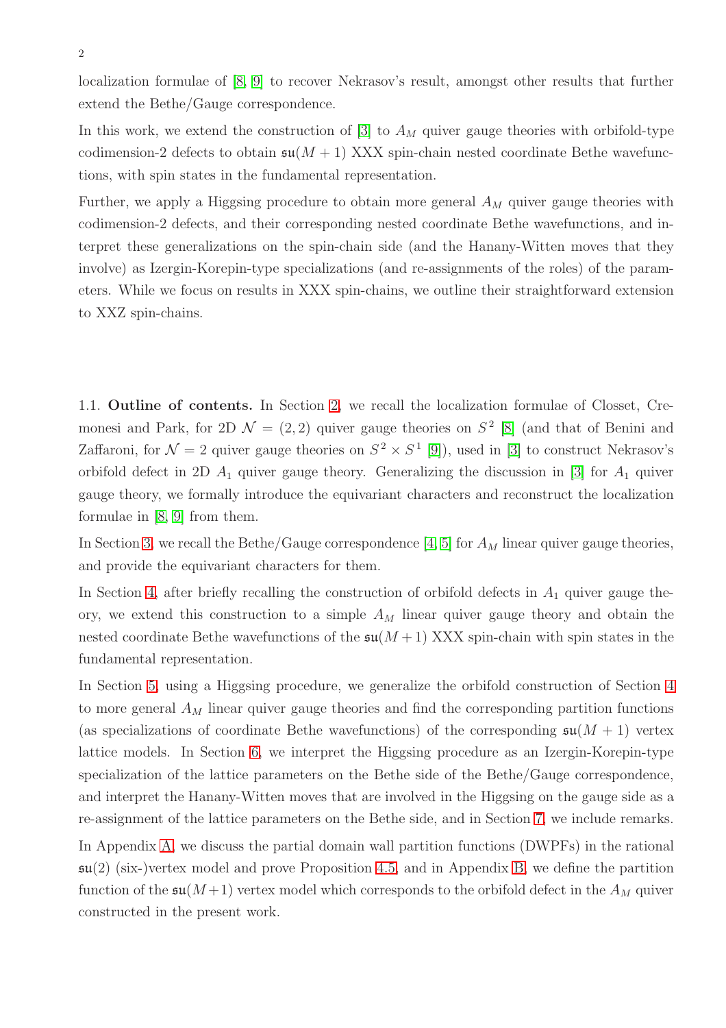localization formulae of [8, 9] to recover Nekrasov's result, amongst other results that further extend the Bethe/Gauge correspondence.

In this work, we extend the construction of [3] to $A_M$ quiver gauge theories with orbifold-type codimension-2 defects to obtain $\mathfrak{su}(M+1)$ XXX spin-chain nested coordinate Bethe wavefunctions, with spin states in the fundamental representation.

Further, we apply a Higgsing procedure to obtain more general $A_M$ quiver gauge theories with codimension-2 defects, and their corresponding nested coordinate Bethe wavefunctions, and interpret these generalizations on the spin-chain side (and the Hanany-Witten moves that they involve) as Izergin-Korepin-type specializations (and re-assignments of the roles) of the parameters. While we focus on results in XXX spin-chains, we outline their straightforward extension to XXZ spin-chains.

1.1. **Outline of contents.** In Section 2, we recall the localization formulae of Closset, Cremonesi and Park, for 2D $\mathcal{N}=(2,2)$ quiver gauge theories on $S^2$ [8] (and that of Benini and Zaffaroni, for $\mathcal{N}=2$ quiver gauge theories on $S^2 \times S^1$ [9]), used in [3] to construct Nekrasov's orbifold defect in 2D $A_1$ quiver gauge theory. Generalizing the discussion in [3] for $A_1$ quiver gauge theory, we formally introduce the equivariant characters and reconstruct the localization formulae in [8, 9] from them.

In Section 3, we recall the Bethe/Gauge correspondence [4, 5] for $A_M$ linear quiver gauge theories, and provide the equivariant characters for them.

In Section 4, after briefly recalling the construction of orbifold defects in $A_1$ quiver gauge theory, we extend this construction to a simple $A_M$ linear quiver gauge theory and obtain the nested coordinate Bethe wavefunctions of the $\mathfrak{su}(M+1)$ XXX spin-chain with spin states in the fundamental representation.

In Section 5, using a Higgsing procedure, we generalize the orbifold construction of Section 4 to more general $A_M$ linear quiver gauge theories and find the corresponding partition functions (as specializations of coordinate Bethe wavefunctions) of the corresponding $\mathfrak{su}(M+1)$ vertex lattice models. In Section 6, we interpret the Higgsing procedure as an Izergin-Korepin-type specialization of the lattice parameters on the Bethe side of the Bethe/Gauge correspondence, and interpret the Hanany-Witten moves that are involved in the Higgsing on the gauge side as a re-assignment of the lattice parameters on the Bethe side, and in Section 7, we include remarks.

In Appendix A, we discuss the partial domain wall partition functions (DWPFs) in the rational $\mathfrak{su}(2)$ (six-)vertex model and prove Proposition 4.5, and in Appendix B, we define the partition function of the $\mathfrak{su}(M+1)$ vertex model which corresponds to the orbifold defect in the $A_M$ quiver constructed in the present work.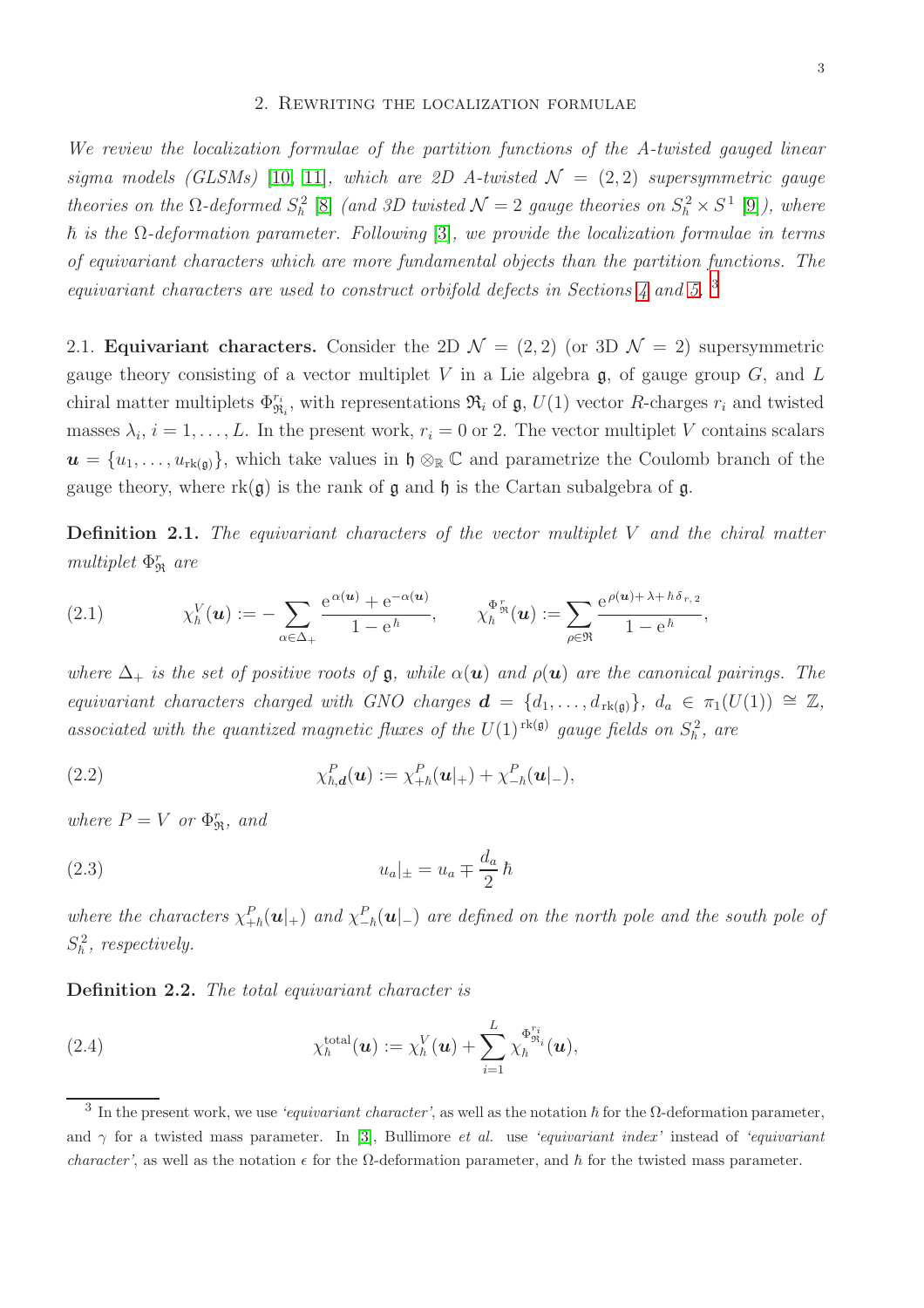## 2. Rewriting the localization formulae

*We review the localization formulae of the partition functions of the A-twisted gauged linear sigma models (GLSMs) [10, 11], which are 2D A-twisted $\mathcal{N}=(2,2)$ supersymmetric gauge theories on the Ω-deformed $S^2_\hbar$ [8] (and 3D twisted $\mathcal{N}=2$ gauge theories on $S^2_\hbar \times S^1$ [9]), where $\hbar$ is the Ω-deformation parameter. Following [3], we provide the localization formulae in terms of equivariant characters which are more fundamental objects than the partition functions. The equivariant characters are used to construct orbifold defects in Sections 4 and 5.* [3]

2.1. **Equivariant characters.** Consider the 2D $\mathcal{N}=(2,2)$ (or 3D $\mathcal{N}=2$) supersymmetric gauge theory consisting of a vector multiplet $V$ in a Lie algebra $\mathfrak{g}$, of gauge group $G$, and $L$ chiral matter multiplets $\Phi^{r_i}_{\mathfrak{R}_i}$, with representations $\mathfrak{R}_i$ of $\mathfrak{g}$, $U(1)$ vector $R$-charges $r_i$ and twisted masses $\lambda_i$, $i=1,\ldots,L$. In the present work, $r_i = 0$ or 2. The vector multiplet $V$ contains scalars $\boldsymbol{u}=\{u_1,\ldots,u_{\mathrm{rk}(\mathfrak{g})}\}$, which take values in $\mathfrak{h}\otimes_{\mathbb{R}}\mathbb{C}$ and parametrize the Coulomb branch of the gauge theory, where $\mathrm{rk}(\mathfrak{g})$ is the rank of $\mathfrak{g}$ and $\mathfrak{h}$ is the Cartan subalgebra of $\mathfrak{g}$.

**Definition 2.1.** *The equivariant characters of the vector multiplet $V$ and the chiral matter multiplet $\Phi^r_{\mathfrak{R}}$ are*

$$\chi^V_\hbar(\boldsymbol{u}) := -\sum_{\alpha\in\Delta_+}\frac{\mathrm{e}^{\alpha(\boldsymbol{u})}+\mathrm{e}^{-\alpha(\boldsymbol{u})}}{1-\mathrm{e}^{\hbar}}, \qquad \chi^{\Phi^r_{\mathfrak{R}}}_\hbar(\boldsymbol{u}) := \sum_{\rho\in\mathfrak{R}}\frac{\mathrm{e}^{\rho(\boldsymbol{u})+\lambda+\hbar\,\delta_{r,2}}}{1-\mathrm{e}^{\hbar}}, \tag{2.1}$$

*where $\Delta_+$ is the set of positive roots of $\mathfrak{g}$, while $\alpha(\boldsymbol{u})$ and $\rho(\boldsymbol{u})$ are the canonical pairings. The equivariant characters charged with GNO charges $\boldsymbol{d}=\{d_1,\ldots,d_{\mathrm{rk}(\mathfrak{g})}\}$, $d_a\in\pi_1(U(1))\cong\mathbb{Z}$, associated with the quantized magnetic fluxes of the $U(1)^{\mathrm{rk}(\mathfrak{g})}$ gauge fields on $S^2_\hbar$, are*

$$\chi^P_{\hbar,\boldsymbol{d}}(\boldsymbol{u}) := \chi^P_{+\hbar}(\boldsymbol{u}|_+) + \chi^P_{-\hbar}(\boldsymbol{u}|_-), \tag{2.2}$$

*where $P=V$ or $\Phi^r_{\mathfrak{R}}$, and*

$$u_a|_\pm = u_a \mp \frac{d_a}{2}\,\hbar \tag{2.3}$$

*where the characters $\chi^P_{+\hbar}(\boldsymbol{u}|_+)$ and $\chi^P_{-\hbar}(\boldsymbol{u}|_-)$ are defined on the north pole and the south pole of $S^2_\hbar$, respectively.*

**Definition 2.2.** *The total equivariant character is*

$$\chi^{\mathrm{total}}_\hbar(\boldsymbol{u}) := \chi^V_\hbar(\boldsymbol{u}) + \sum_{i=1}^{L}\chi^{\Phi^{r_i}_{\mathfrak{R}_i}}_\hbar(\boldsymbol{u}), \tag{2.4}$$

---

[3] In the present work, we use *'equivariant character'*, as well as the notation $\hbar$ for the Ω-deformation parameter, and $\gamma$ for a twisted mass parameter. In [3], Bullimore *et al.* use *'equivariant index'* instead of *'equivariant character'*, as well as the notation $\epsilon$ for the Ω-deformation parameter, and $\hbar$ for the twisted mass parameter.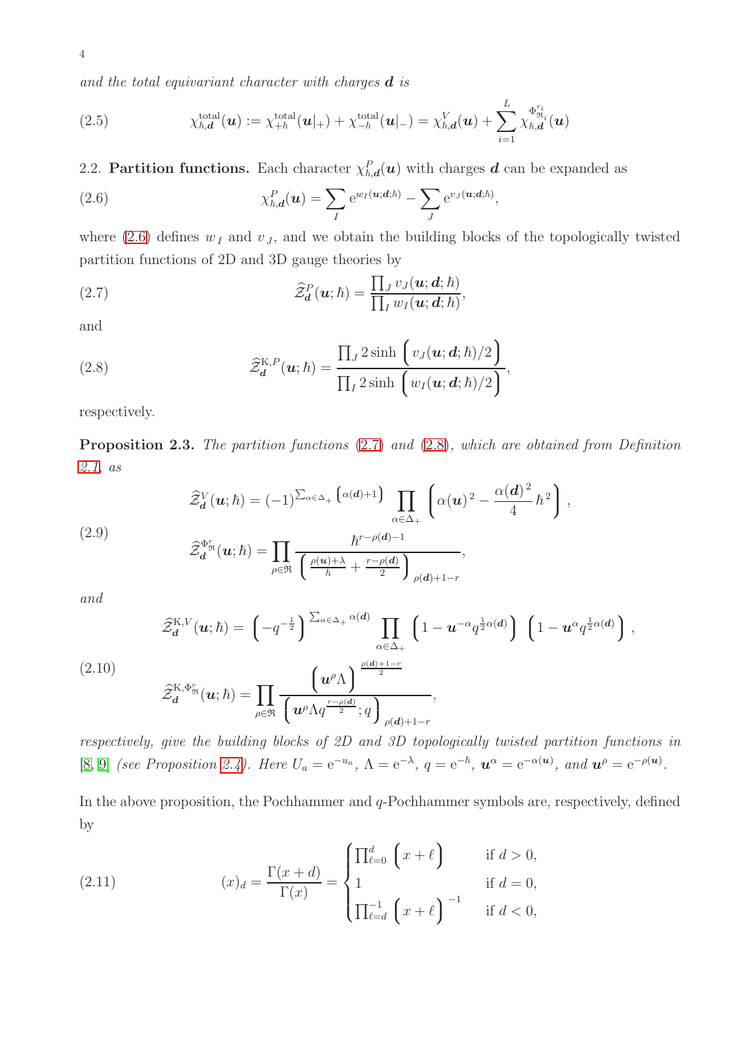*and the total equivariant character with charges* $\boldsymbol{d}$ *is*

$$\chi^{\text{total}}_{\hbar,\boldsymbol{d}}(\boldsymbol{u}) := \chi^{\text{total}}_{+\hbar}(\boldsymbol{u}|_+) + \chi^{\text{total}}_{-\hbar}(\boldsymbol{u}|_-) = \chi^{V}_{\hbar,\boldsymbol{d}}(\boldsymbol{u}) + \sum_{i=1}^{L} \chi^{\Phi^{r_i}_{\mathfrak{R}_i}}_{\hbar,\boldsymbol{d}}(\boldsymbol{u}) \tag{2.5}$$

2.2. **Partition functions.** Each character $\chi^{P}_{\hbar,\boldsymbol{d}}(\boldsymbol{u})$ with charges $\boldsymbol{d}$ can be expanded as

$$\chi^{P}_{\hbar,\boldsymbol{d}}(\boldsymbol{u}) = \sum_{I} \mathrm{e}^{w_I(\boldsymbol{u};\boldsymbol{d};\hbar)} - \sum_{J} \mathrm{e}^{v_J(\boldsymbol{u};\boldsymbol{d};\hbar)}, \tag{2.6}$$

where (2.6) defines $w_I$ and $v_J$, and we obtain the building blocks of the topologically twisted partition functions of 2D and 3D gauge theories by

$$\widehat{\mathcal{Z}}^{P}_{\boldsymbol{d}}(\boldsymbol{u};\hbar) = \frac{\prod_J v_J(\boldsymbol{u};\boldsymbol{d};\hbar)}{\prod_I w_I(\boldsymbol{u};\boldsymbol{d};\hbar)}, \tag{2.7}$$

and

$$\widehat{\mathcal{Z}}^{\mathrm{K},P}_{\boldsymbol{d}}(\boldsymbol{u};\hbar) = \frac{\prod_J 2\sinh\Big(v_J(\boldsymbol{u};\boldsymbol{d};\hbar)/2\Big)}{\prod_I 2\sinh\Big(w_I(\boldsymbol{u};\boldsymbol{d};\hbar)/2\Big)}, \tag{2.8}$$

respectively.

**Proposition 2.3.** *The partition functions* (2.7) *and* (2.8)*, which are obtained from Definition 2.1, as*

$$\begin{aligned}
\widehat{\mathcal{Z}}^{V}_{\boldsymbol{d}}(\boldsymbol{u};\hbar) &= (-1)^{\sum_{\alpha\in\Delta_+}\big(\alpha(\boldsymbol{d})+1\big)} \prod_{\alpha\in\Delta_+}\left(\alpha(\boldsymbol{u})^2 - \frac{\alpha(\boldsymbol{d})^2}{4}\hbar^2\right), \\
\widehat{\mathcal{Z}}^{\Phi^r_{\mathfrak{R}}}_{\boldsymbol{d}}(\boldsymbol{u};\hbar) &= \prod_{\rho\in\mathfrak{R}} \frac{\hbar^{r-\rho(\boldsymbol{d})-1}}{\left(\frac{\rho(\boldsymbol{u})+\lambda}{\hbar} + \frac{r-\rho(\boldsymbol{d})}{2}\right)_{\rho(\boldsymbol{d})+1-r}},
\end{aligned} \tag{2.9}$$

*and*

$$\begin{aligned}
\widehat{\mathcal{Z}}^{\mathrm{K},V}_{\boldsymbol{d}}(\boldsymbol{u};\hbar) &= \left(-q^{-\frac{1}{2}}\right)^{\sum_{\alpha\in\Delta_+}\alpha(\boldsymbol{d})} \prod_{\alpha\in\Delta_+}\left(1-\boldsymbol{u}^{-\alpha}q^{\frac{1}{2}\alpha(\boldsymbol{d})}\right)\left(1-\boldsymbol{u}^{\alpha}q^{\frac{1}{2}\alpha(\boldsymbol{d})}\right), \\
\widehat{\mathcal{Z}}^{\mathrm{K},\Phi^r_{\mathfrak{R}}}_{\boldsymbol{d}}(\boldsymbol{u};\hbar) &= \prod_{\rho\in\mathfrak{R}} \frac{\left(\boldsymbol{u}^{\rho}\Lambda\right)^{\frac{\rho(\boldsymbol{d})+1-r}{2}}}{\left(\boldsymbol{u}^{\rho}\Lambda q^{\frac{r-\rho(\boldsymbol{d})}{2}};q\right)_{\rho(\boldsymbol{d})+1-r}},
\end{aligned} \tag{2.10}$$

*respectively, give the building blocks of 2D and 3D topologically twisted partition functions in* [8, 9] *(see Proposition 2.4). Here* $U_a = \mathrm{e}^{-u_a}$, $\Lambda = \mathrm{e}^{-\lambda}$, $q = \mathrm{e}^{-\hbar}$, $\boldsymbol{u}^{\alpha} = \mathrm{e}^{-\alpha(\boldsymbol{u})}$*, and* $\boldsymbol{u}^{\rho} = \mathrm{e}^{-\rho(\boldsymbol{u})}$.

In the above proposition, the Pochhammer and $q$-Pochhammer symbols are, respectively, defined by

$$(x)_d = \frac{\Gamma(x+d)}{\Gamma(x)} = \begin{cases} \prod_{\ell=0}^{d}\Big(x+\ell\Big) & \text{if } d>0, \\ 1 & \text{if } d=0, \\ \prod_{\ell=d}^{-1}\Big(x+\ell\Big)^{-1} & \text{if } d<0, \end{cases} \tag{2.11}$$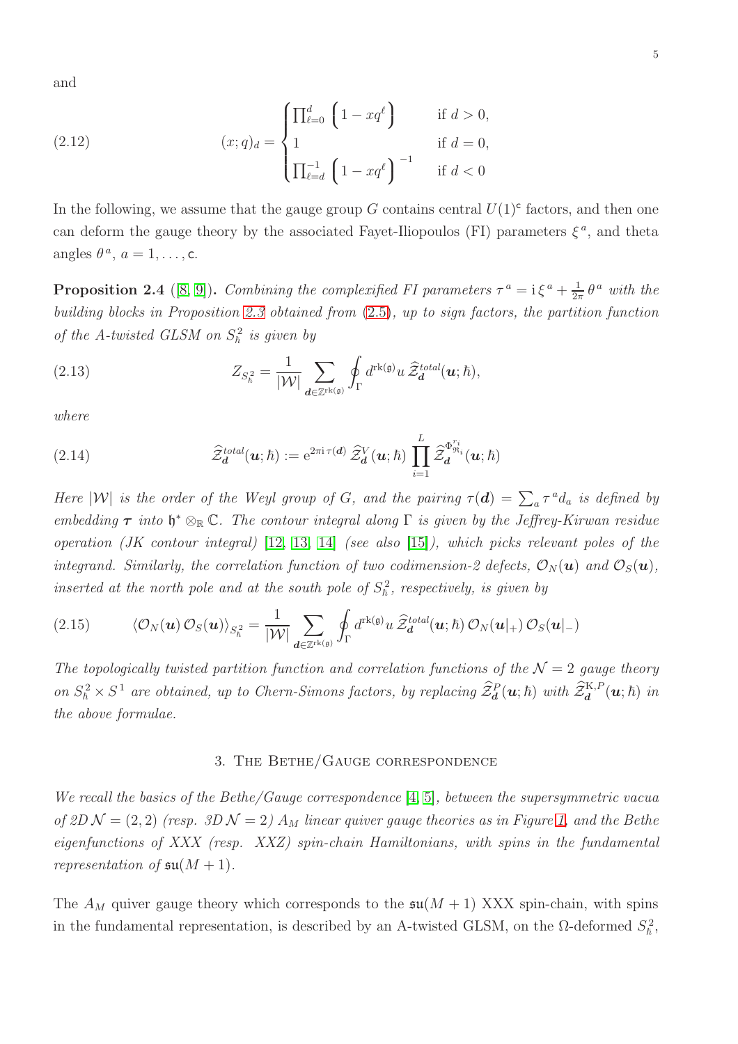and

$$
(x;q)_d = \begin{cases} \prod_{\ell=0}^{d}\left(1-xq^{\ell}\right) & \text{if } d>0, \\ 1 & \text{if } d=0, \\ \prod_{\ell=d}^{-1}\left(1-xq^{\ell}\right)^{-1} & \text{if } d<0 \end{cases} \tag{2.12}
$$

In the following, we assume that the gauge group $G$ contains central $U(1)^{\mathsf{c}}$ factors, and then one can deform the gauge theory by the associated Fayet-Iliopoulos (FI) parameters $\xi^a$, and theta angles $\theta^a$, $a=1,\ldots,\mathsf{c}$.

**Proposition 2.4** ([8, 9]). *Combining the complexified FI parameters $\tau^a = \mathrm{i}\,\xi^a + \frac{1}{2\pi}\theta^a$ with the building blocks in Proposition 2.3 obtained from (2.5), up to sign factors, the partition function of the A-twisted GLSM on $S^2_\hbar$ is given by*

$$
Z_{S^2_\hbar} = \frac{1}{|\mathcal{W}|}\sum_{\boldsymbol{d}\in\mathbb{Z}^{\mathrm{rk}(\mathfrak{g})}} \oint_\Gamma d^{\mathrm{rk}(\mathfrak{g})}u\, \widehat{\mathcal{Z}}^{total}_{\boldsymbol{d}}(\boldsymbol{u};\hbar), \tag{2.13}
$$

*where*

$$
\widehat{\mathcal{Z}}^{total}_{\boldsymbol{d}}(\boldsymbol{u};\hbar) := \mathrm{e}^{2\pi\mathrm{i}\,\tau(\boldsymbol{d})}\,\widehat{\mathcal{Z}}^{V}_{\boldsymbol{d}}(\boldsymbol{u};\hbar)\prod_{i=1}^{L}\widehat{\mathcal{Z}}^{\Phi^{r_i}_{\mathfrak{R}_i}}_{\boldsymbol{d}}(\boldsymbol{u};\hbar) \tag{2.14}
$$

*Here $|\mathcal{W}|$ is the order of the Weyl group of $G$, and the pairing $\tau(\boldsymbol{d}) = \sum_a \tau^a d_a$ is defined by embedding $\boldsymbol{\tau}$ into $\mathfrak{h}^*\otimes_{\mathbb{R}}\mathbb{C}$. The contour integral along $\Gamma$ is given by the Jeffrey-Kirwan residue operation (JK contour integral) [12, 13, 14] (see also [15]), which picks relevant poles of the integrand. Similarly, the correlation function of two codimension-2 defects, $\mathcal{O}_N(\boldsymbol{u})$ and $\mathcal{O}_S(\boldsymbol{u})$, inserted at the north pole and at the south pole of $S^2_\hbar$, respectively, is given by*

$$
\langle \mathcal{O}_N(\boldsymbol{u})\,\mathcal{O}_S(\boldsymbol{u})\rangle_{S^2_\hbar} = \frac{1}{|\mathcal{W}|}\sum_{\boldsymbol{d}\in\mathbb{Z}^{\mathrm{rk}(\mathfrak{g})}} \oint_\Gamma d^{\mathrm{rk}(\mathfrak{g})}u\, \widehat{\mathcal{Z}}^{total}_{\boldsymbol{d}}(\boldsymbol{u};\hbar)\,\mathcal{O}_N(\boldsymbol{u}|_+)\,\mathcal{O}_S(\boldsymbol{u}|_-) \tag{2.15}
$$

*The topologically twisted partition function and correlation functions of the $\mathcal{N}=2$ gauge theory on $S^2_\hbar\times S^1$ are obtained, up to Chern-Simons factors, by replacing $\widehat{\mathcal{Z}}^{P}_{\boldsymbol{d}}(\boldsymbol{u};\hbar)$ with $\widehat{\mathcal{Z}}^{\mathrm{K},P}_{\boldsymbol{d}}(\boldsymbol{u};\hbar)$ in the above formulae.*

## 3. The Bethe/Gauge correspondence

*We recall the basics of the Bethe/Gauge correspondence [4, 5], between the supersymmetric vacua of 2D $\mathcal{N}=(2,2)$ (resp. 3D $\mathcal{N}=2$) $A_M$ linear quiver gauge theories as in Figure 1, and the Bethe eigenfunctions of XXX (resp. XXZ) spin-chain Hamiltonians, with spins in the fundamental representation of $\mathfrak{su}(M+1)$.*

The $A_M$ quiver gauge theory which corresponds to the $\mathfrak{su}(M+1)$ XXX spin-chain, with spins in the fundamental representation, is described by an A-twisted GLSM, on the $\Omega$-deformed $S^2_\hbar$,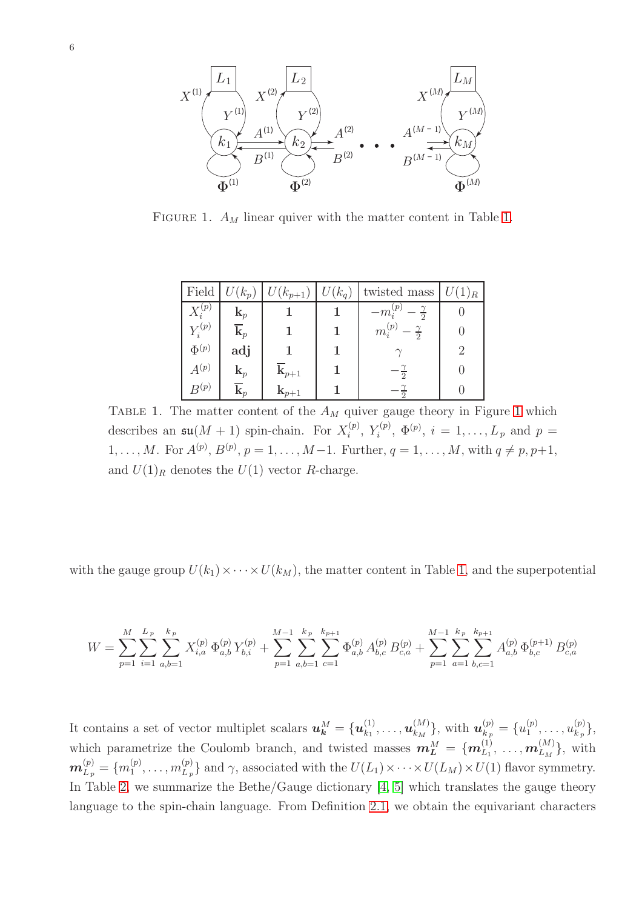FIGURE 1. $A_M$ linear quiver with the matter content in Table 1.

| Field | $U(k_p)$ | $U(k_{p+1})$ | $U(k_q)$ | twisted mass | $U(1)_R$ |
|---|---|---|---|---|---|
| $X_i^{(p)}$ | $\mathbf{k}_p$ | $\mathbf{1}$ | $\mathbf{1}$ | $-m_i^{(p)} - \frac{\gamma}{2}$ | 0 |
| $Y_i^{(p)}$ | $\overline{\mathbf{k}}_p$ | $\mathbf{1}$ | $\mathbf{1}$ | $m_i^{(p)} - \frac{\gamma}{2}$ | 0 |
| $\Phi^{(p)}$ | $\mathbf{adj}$ | $\mathbf{1}$ | $\mathbf{1}$ | $\gamma$ | 2 |
| $A^{(p)}$ | $\mathbf{k}_p$ | $\overline{\mathbf{k}}_{p+1}$ | $\mathbf{1}$ | $-\frac{\gamma}{2}$ | 0 |
| $B^{(p)}$ | $\overline{\mathbf{k}}_p$ | $\mathbf{k}_{p+1}$ | $\mathbf{1}$ | $-\frac{\gamma}{2}$ | 0 |

TABLE 1. The matter content of the $A_M$ quiver gauge theory in Figure 1 which describes an $\mathfrak{su}(M+1)$ spin-chain. For $X_i^{(p)}$, $Y_i^{(p)}$, $\Phi^{(p)}$, $i = 1, \ldots, L_p$ and $p = 1, \ldots, M$. For $A^{(p)}$, $B^{(p)}$, $p = 1, \ldots, M-1$. Further, $q = 1, \ldots, M$, with $q \neq p, p+1$, and $U(1)_R$ denotes the $U(1)$ vector $R$-charge.

with the gauge group $U(k_1) \times \cdots \times U(k_M)$, the matter content in Table 1, and the superpotential

$$W = \sum_{p=1}^{M} \sum_{i=1}^{L_p} \sum_{a,b=1}^{k_p} X_{i,a}^{(p)} \Phi_{a,b}^{(p)} Y_{b,i}^{(p)} + \sum_{p=1}^{M-1} \sum_{a,b=1}^{k_p} \sum_{c=1}^{k_{p+1}} \Phi_{a,b}^{(p)} A_{b,c}^{(p)} B_{c,a}^{(p)} + \sum_{p=1}^{M-1} \sum_{a=1}^{k_p} \sum_{b,c=1}^{k_{p+1}} A_{a,b}^{(p)} \Phi_{b,c}^{(p+1)} B_{c,a}^{(p)}$$

It contains a set of vector multiplet scalars $\boldsymbol{u}_{\boldsymbol{k}}^M = \{\boldsymbol{u}_{k_1}^{(1)}, \ldots, \boldsymbol{u}_{k_M}^{(M)}\}$, with $\boldsymbol{u}_{k_p}^{(p)} = \{u_1^{(p)}, \ldots, u_{k_p}^{(p)}\}$, which parametrize the Coulomb branch, and twisted masses $\boldsymbol{m}_{\boldsymbol{L}}^M = \{\boldsymbol{m}_{L_1}^{(1)}, \ldots, \boldsymbol{m}_{L_M}^{(M)}\}$, with $\boldsymbol{m}_{L_p}^{(p)} = \{m_1^{(p)}, \ldots, m_{L_p}^{(p)}\}$ and $\gamma$, associated with the $U(L_1) \times \cdots \times U(L_M) \times U(1)$ flavor symmetry. In Table 2, we summarize the Bethe/Gauge dictionary [4, 5] which translates the gauge theory language to the spin-chain language. From Definition 2.1, we obtain the equivariant characters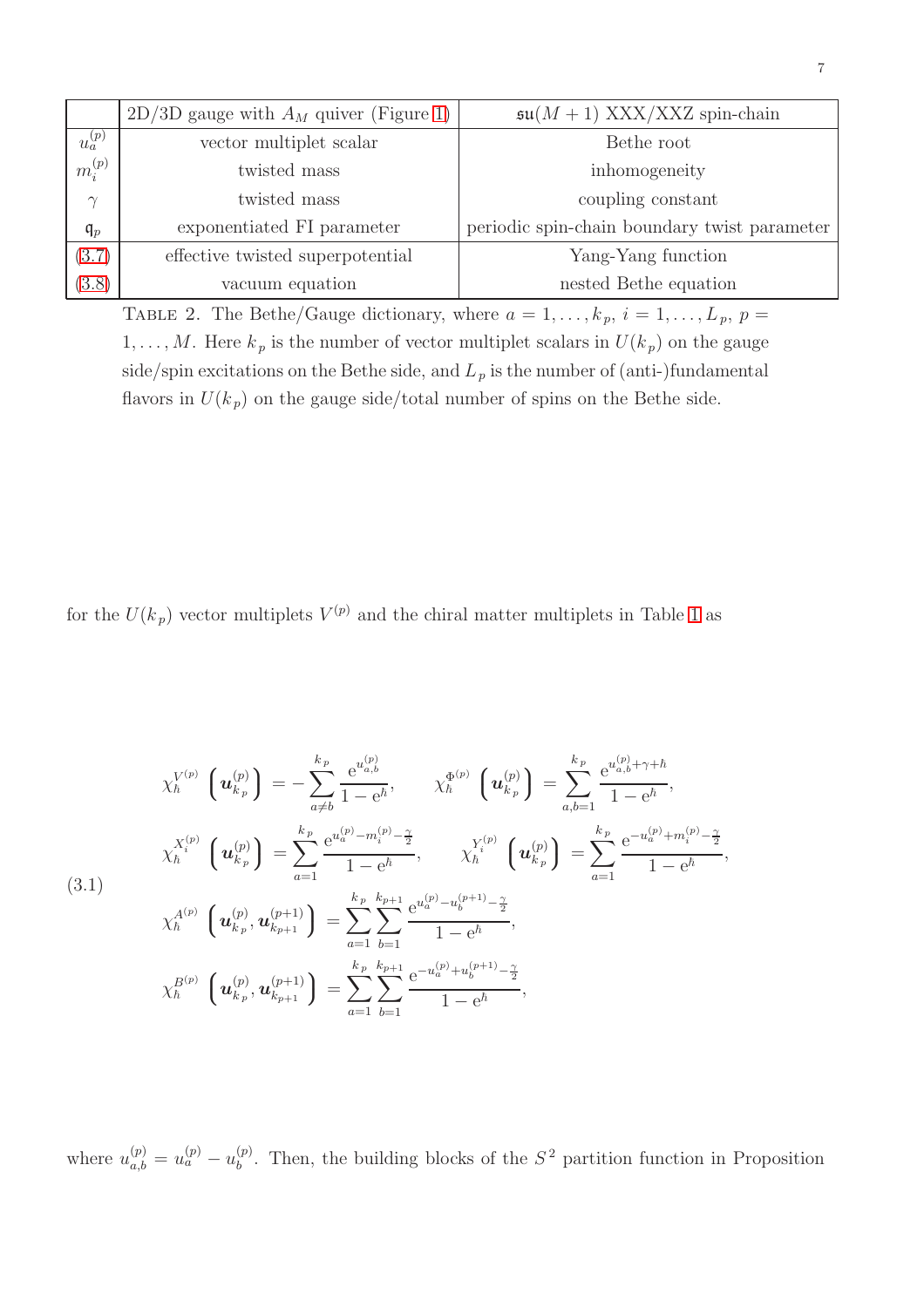| | 2D/3D gauge with $A_M$ quiver (Figure 1) | $\mathfrak{su}(M+1)$ XXX/XXZ spin-chain |
|---|---|---|
| $u_a^{(p)}$ | vector multiplet scalar | Bethe root |
| $m_i^{(p)}$ | twisted mass | inhomogeneity |
| $\gamma$ | twisted mass | coupling constant |
| $\mathfrak{q}_p$ | exponentiated FI parameter | periodic spin-chain boundary twist parameter |
| (3.7) | effective twisted superpotential | Yang-Yang function |
| (3.8) | vacuum equation | nested Bethe equation |

TABLE 2. The Bethe/Gauge dictionary, where $a = 1, \ldots, k_p$, $i = 1, \ldots, L_p$, $p = 1, \ldots, M$. Here $k_p$ is the number of vector multiplet scalars in $U(k_p)$ on the gauge side/spin excitations on the Bethe side, and $L_p$ is the number of (anti-)fundamental flavors in $U(k_p)$ on the gauge side/total number of spins on the Bethe side.

for the $U(k_p)$ vector multiplets $V^{(p)}$ and the chiral matter multiplets in Table 1 as

$$
\begin{aligned}
\chi_\hbar^{V^{(p)}}\left(\boldsymbol{u}_{k_p}^{(p)}\right) &= -\sum_{a\neq b}^{k_p} \frac{\mathrm{e}^{u_{a,b}^{(p)}}}{1-\mathrm{e}^{\hbar}}, \qquad \chi_\hbar^{\Phi^{(p)}}\left(\boldsymbol{u}_{k_p}^{(p)}\right) = \sum_{a,b=1}^{k_p} \frac{\mathrm{e}^{u_{a,b}^{(p)}+\gamma+\hbar}}{1-\mathrm{e}^{\hbar}}, \\
\chi_\hbar^{X_i^{(p)}}\left(\boldsymbol{u}_{k_p}^{(p)}\right) &= \sum_{a=1}^{k_p} \frac{\mathrm{e}^{u_a^{(p)}-m_i^{(p)}-\frac{\gamma}{2}}}{1-\mathrm{e}^{\hbar}}, \qquad \chi_\hbar^{Y_i^{(p)}}\left(\boldsymbol{u}_{k_p}^{(p)}\right) = \sum_{a=1}^{k_p} \frac{\mathrm{e}^{-u_a^{(p)}+m_i^{(p)}-\frac{\gamma}{2}}}{1-\mathrm{e}^{\hbar}}, \\
\chi_\hbar^{A^{(p)}}\left(\boldsymbol{u}_{k_p}^{(p)}, \boldsymbol{u}_{k_{p+1}}^{(p+1)}\right) &= \sum_{a=1}^{k_p}\sum_{b=1}^{k_{p+1}} \frac{\mathrm{e}^{u_a^{(p)}-u_b^{(p+1)}-\frac{\gamma}{2}}}{1-\mathrm{e}^{\hbar}}, \\
\chi_\hbar^{B^{(p)}}\left(\boldsymbol{u}_{k_p}^{(p)}, \boldsymbol{u}_{k_{p+1}}^{(p+1)}\right) &= \sum_{a=1}^{k_p}\sum_{b=1}^{k_{p+1}} \frac{\mathrm{e}^{-u_a^{(p)}+u_b^{(p+1)}-\frac{\gamma}{2}}}{1-\mathrm{e}^{\hbar}},
\end{aligned}
\tag{3.1}
$$

where $u_{a,b}^{(p)} = u_a^{(p)} - u_b^{(p)}$. Then, the building blocks of the $S^2$ partition function in Proposition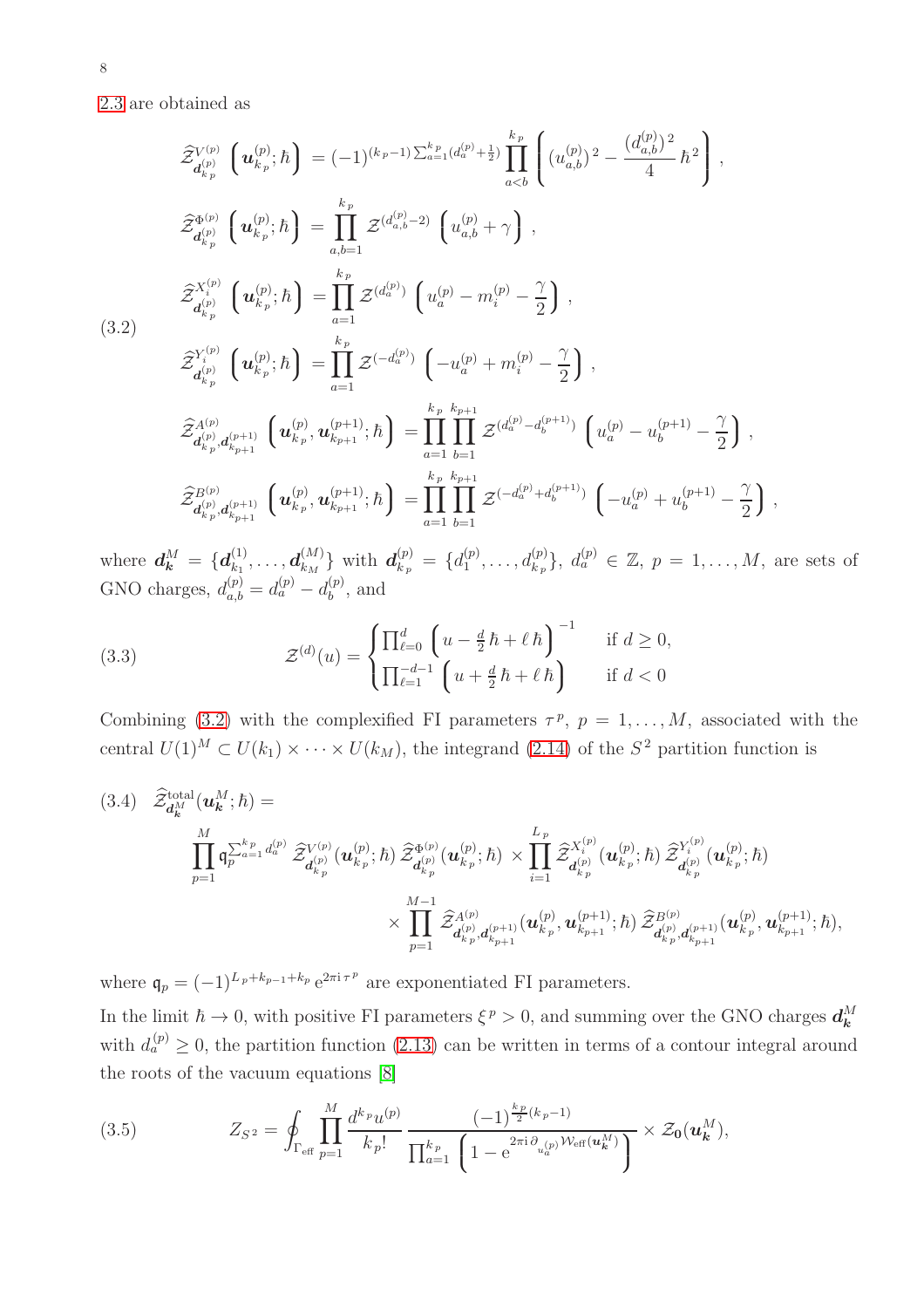2.3 are obtained as

$$
(3.2)\quad
\begin{aligned}
\widehat{\mathcal{Z}}^{V^{(p)}}_{\boldsymbol{d}^{(p)}_{k_p}}\left(\boldsymbol{u}^{(p)}_{k_p};\hbar\right) &= (-1)^{(k_p-1)\sum_{a=1}^{k_p}(d^{(p)}_a+\frac{1}{2})}\prod_{a<b}^{k_p}\left((u^{(p)}_{a,b})^2-\frac{(d^{(p)}_{a,b})^2}{4}\hbar^2\right),\\
\widehat{\mathcal{Z}}^{\Phi^{(p)}}_{\boldsymbol{d}^{(p)}_{k_p}}\left(\boldsymbol{u}^{(p)}_{k_p};\hbar\right) &= \prod_{a,b=1}^{k_p}\mathcal{Z}^{(d^{(p)}_{a,b}-2)}\left(u^{(p)}_{a,b}+\gamma\right),\\
\widehat{\mathcal{Z}}^{X^{(p)}_i}_{\boldsymbol{d}^{(p)}_{k_p}}\left(\boldsymbol{u}^{(p)}_{k_p};\hbar\right) &= \prod_{a=1}^{k_p}\mathcal{Z}^{(d^{(p)}_a)}\left(u^{(p)}_a-m^{(p)}_i-\frac{\gamma}{2}\right),\\
\widehat{\mathcal{Z}}^{Y^{(p)}_i}_{\boldsymbol{d}^{(p)}_{k_p}}\left(\boldsymbol{u}^{(p)}_{k_p};\hbar\right) &= \prod_{a=1}^{k_p}\mathcal{Z}^{(-d^{(p)}_a)}\left(-u^{(p)}_a+m^{(p)}_i-\frac{\gamma}{2}\right),\\
\widehat{\mathcal{Z}}^{A^{(p)}}_{\boldsymbol{d}^{(p)}_{k_p},\boldsymbol{d}^{(p+1)}_{k_{p+1}}}\left(\boldsymbol{u}^{(p)}_{k_p},\boldsymbol{u}^{(p+1)}_{k_{p+1}};\hbar\right) &= \prod_{a=1}^{k_p}\prod_{b=1}^{k_{p+1}}\mathcal{Z}^{(d^{(p)}_a-d^{(p+1)}_b)}\left(u^{(p)}_a-u^{(p+1)}_b-\frac{\gamma}{2}\right),\\
\widehat{\mathcal{Z}}^{B^{(p)}}_{\boldsymbol{d}^{(p)}_{k_p},\boldsymbol{d}^{(p+1)}_{k_{p+1}}}\left(\boldsymbol{u}^{(p)}_{k_p},\boldsymbol{u}^{(p+1)}_{k_{p+1}};\hbar\right) &= \prod_{a=1}^{k_p}\prod_{b=1}^{k_{p+1}}\mathcal{Z}^{(-d^{(p)}_a+d^{(p+1)}_b)}\left(-u^{(p)}_a+u^{(p+1)}_b-\frac{\gamma}{2}\right),
\end{aligned}
$$

where $\boldsymbol{d}^M_{\boldsymbol{k}}=\{\boldsymbol{d}^{(1)}_{k_1},\dots,\boldsymbol{d}^{(M)}_{k_M}\}$ with $\boldsymbol{d}^{(p)}_{k_p}=\{d^{(p)}_1,\dots,d^{(p)}_{k_p}\}$, $d^{(p)}_a\in\mathbb{Z}$, $p=1,\dots,M$, are sets of GNO charges, $d^{(p)}_{a,b}=d^{(p)}_a-d^{(p)}_b$, and

$$
(3.3)\qquad \mathcal{Z}^{(d)}(u)=\begin{cases}\prod_{\ell=0}^{d}\left(u-\frac{d}{2}\hbar+\ell\,\hbar\right)^{-1} & \text{if } d\geq 0,\\ \prod_{\ell=1}^{-d-1}\left(u+\frac{d}{2}\hbar+\ell\,\hbar\right) & \text{if } d<0\end{cases}
$$

Combining (3.2) with the complexified FI parameters $\tau^p$, $p=1,\dots,M$, associated with the central $U(1)^M\subset U(k_1)\times\cdots\times U(k_M)$, the integrand (2.14) of the $S^2$ partition function is

$$
\begin{aligned}
(3.4)\quad \widehat{\mathcal{Z}}^{\text{total}}_{\boldsymbol{d}^M_{\boldsymbol{k}}}(\boldsymbol{u}^M_{\boldsymbol{k}};\hbar) =\\
\prod_{p=1}^{M}\mathfrak{q}_p^{\sum_{a=1}^{k_p}d^{(p)}_a}\,\widehat{\mathcal{Z}}^{V^{(p)}}_{\boldsymbol{d}^{(p)}_{k_p}}(\boldsymbol{u}^{(p)}_{k_p};\hbar)\,\widehat{\mathcal{Z}}^{\Phi^{(p)}}_{\boldsymbol{d}^{(p)}_{k_p}}(\boldsymbol{u}^{(p)}_{k_p};\hbar)\times\prod_{i=1}^{L_p}\widehat{\mathcal{Z}}^{X^{(p)}_i}_{\boldsymbol{d}^{(p)}_{k_p}}(\boldsymbol{u}^{(p)}_{k_p};\hbar)\,\widehat{\mathcal{Z}}^{Y^{(p)}_i}_{\boldsymbol{d}^{(p)}_{k_p}}(\boldsymbol{u}^{(p)}_{k_p};\hbar)\\
\times\prod_{p=1}^{M-1}\widehat{\mathcal{Z}}^{A^{(p)}}_{\boldsymbol{d}^{(p)}_{k_p},\boldsymbol{d}^{(p+1)}_{k_{p+1}}}(\boldsymbol{u}^{(p)}_{k_p},\boldsymbol{u}^{(p+1)}_{k_{p+1}};\hbar)\,\widehat{\mathcal{Z}}^{B^{(p)}}_{\boldsymbol{d}^{(p)}_{k_p},\boldsymbol{d}^{(p+1)}_{k_{p+1}}}(\boldsymbol{u}^{(p)}_{k_p},\boldsymbol{u}^{(p+1)}_{k_{p+1}};\hbar),
\end{aligned}
$$

where $\mathfrak{q}_p=(-1)^{L_p+k_{p-1}+k_p}\,\mathrm{e}^{2\pi\mathrm{i}\,\tau^p}$ are exponentiated FI parameters.

In the limit $\hbar\to 0$, with positive FI parameters $\xi^p>0$, and summing over the GNO charges $\boldsymbol{d}^M_{\boldsymbol{k}}$ with $d^{(p)}_a\geq 0$, the partition function (2.13) can be written in terms of a contour integral around the roots of the vacuum equations [8]

$$
(3.5)\qquad Z_{S^2}=\oint_{\Gamma_{\text{eff}}}\prod_{p=1}^{M}\frac{d^{k_p}u^{(p)}}{k_p!}\,\frac{(-1)^{\frac{k_p}{2}(k_p-1)}}{\prod_{a=1}^{k_p}\left(1-\mathrm{e}^{2\pi\mathrm{i}\,\partial_{u^{(p)}_a}\mathcal{W}_{\text{eff}}(\boldsymbol{u}^M_{\boldsymbol{k}})}\right)}\times\mathcal{Z}_{\boldsymbol{0}}(\boldsymbol{u}^M_{\boldsymbol{k}}),
$$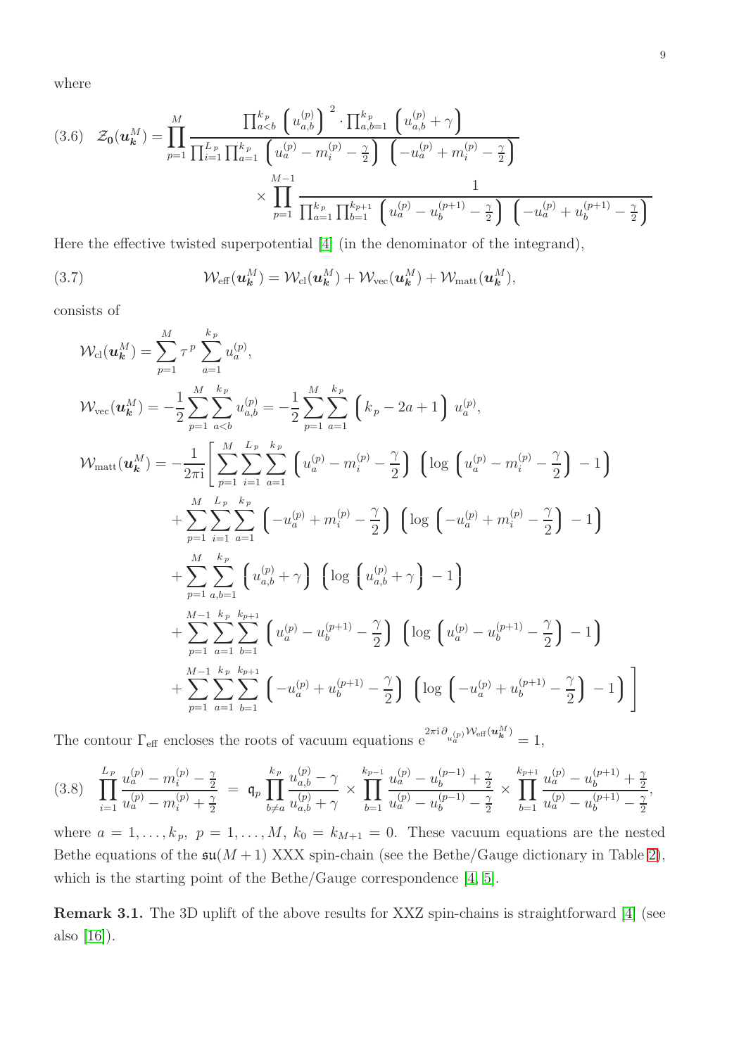where

$$
(3.6)\quad \mathcal{Z}_{\mathbf{0}}(\boldsymbol{u}_{\boldsymbol{k}}^M) = \prod_{p=1}^{M} \frac{\prod_{a<b}^{k_p} \left(u_{a,b}^{(p)}\right)^2 \cdot \prod_{a,b=1}^{k_p} \left(u_{a,b}^{(p)} + \gamma\right)}{\prod_{i=1}^{L_p} \prod_{a=1}^{k_p} \left(u_a^{(p)} - m_i^{(p)} - \frac{\gamma}{2}\right) \left(-u_a^{(p)} + m_i^{(p)} - \frac{\gamma}{2}\right)}
\times \prod_{p=1}^{M-1} \frac{1}{\prod_{a=1}^{k_p} \prod_{b=1}^{k_{p+1}} \left(u_a^{(p)} - u_b^{(p+1)} - \frac{\gamma}{2}\right) \left(-u_a^{(p)} + u_b^{(p+1)} - \frac{\gamma}{2}\right)}
$$

Here the effective twisted superpotential [4] (in the denominator of the integrand),

$$
(3.7)\qquad \mathcal{W}_{\rm eff}(\boldsymbol{u}_{\boldsymbol{k}}^M) = \mathcal{W}_{\rm cl}(\boldsymbol{u}_{\boldsymbol{k}}^M) + \mathcal{W}_{\rm vec}(\boldsymbol{u}_{\boldsymbol{k}}^M) + \mathcal{W}_{\rm matt}(\boldsymbol{u}_{\boldsymbol{k}}^M),
$$

consists of

$$
\begin{aligned}
\mathcal{W}_{\rm cl}(\boldsymbol{u}_{\boldsymbol{k}}^M) &= \sum_{p=1}^{M} \tau^p \sum_{a=1}^{k_p} u_a^{(p)}, \\
\mathcal{W}_{\rm vec}(\boldsymbol{u}_{\boldsymbol{k}}^M) &= -\frac{1}{2} \sum_{p=1}^{M} \sum_{a<b}^{k_p} u_{a,b}^{(p)} = -\frac{1}{2} \sum_{p=1}^{M} \sum_{a=1}^{k_p} \left(k_p - 2a + 1\right) u_a^{(p)}, \\
\mathcal{W}_{\rm matt}(\boldsymbol{u}_{\boldsymbol{k}}^M) &= -\frac{1}{2\pi \mathrm{i}} \Bigg[ \sum_{p=1}^{M} \sum_{i=1}^{L_p} \sum_{a=1}^{k_p} \left(u_a^{(p)} - m_i^{(p)} - \frac{\gamma}{2}\right) \left(\log\left(u_a^{(p)} - m_i^{(p)} - \frac{\gamma}{2}\right) - 1\right) \\
&\quad + \sum_{p=1}^{M} \sum_{i=1}^{L_p} \sum_{a=1}^{k_p} \left(-u_a^{(p)} + m_i^{(p)} - \frac{\gamma}{2}\right) \left(\log\left(-u_a^{(p)} + m_i^{(p)} - \frac{\gamma}{2}\right) - 1\right) \\
&\quad + \sum_{p=1}^{M} \sum_{a,b=1}^{k_p} \left(u_{a,b}^{(p)} + \gamma\right) \left(\log\left(u_{a,b}^{(p)} + \gamma\right) - 1\right) \\
&\quad + \sum_{p=1}^{M-1} \sum_{a=1}^{k_p} \sum_{b=1}^{k_{p+1}} \left(u_a^{(p)} - u_b^{(p+1)} - \frac{\gamma}{2}\right) \left(\log\left(u_a^{(p)} - u_b^{(p+1)} - \frac{\gamma}{2}\right) - 1\right) \\
&\quad + \sum_{p=1}^{M-1} \sum_{a=1}^{k_p} \sum_{b=1}^{k_{p+1}} \left(-u_a^{(p)} + u_b^{(p+1)} - \frac{\gamma}{2}\right) \left(\log\left(-u_a^{(p)} + u_b^{(p+1)} - \frac{\gamma}{2}\right) - 1\right) \Bigg]
\end{aligned}
$$

The contour $\Gamma_{\rm eff}$ encloses the roots of vacuum equations $e^{2\pi \mathrm{i}\, \partial_{u_a^{(p)}} \mathcal{W}_{\rm eff}(\boldsymbol{u}_{\boldsymbol{k}}^M)} = 1$,

$$
(3.8)\quad \prod_{i=1}^{L_p} \frac{u_a^{(p)} - m_i^{(p)} - \frac{\gamma}{2}}{u_a^{(p)} - m_i^{(p)} + \frac{\gamma}{2}} = \mathfrak{q}_p \prod_{b \neq a}^{k_p} \frac{u_{a,b}^{(p)} - \gamma}{u_{a,b}^{(p)} + \gamma} \times \prod_{b=1}^{k_{p-1}} \frac{u_a^{(p)} - u_b^{(p-1)} + \frac{\gamma}{2}}{u_a^{(p)} - u_b^{(p-1)} - \frac{\gamma}{2}} \times \prod_{b=1}^{k_{p+1}} \frac{u_a^{(p)} - u_b^{(p+1)} + \frac{\gamma}{2}}{u_a^{(p)} - u_b^{(p+1)} - \frac{\gamma}{2}},
$$

where $a = 1, \ldots, k_p$, $p = 1, \ldots, M$, $k_0 = k_{M+1} = 0$. These vacuum equations are the nested Bethe equations of the $\mathfrak{su}(M+1)$ XXX spin-chain (see the Bethe/Gauge dictionary in Table 2), which is the starting point of the Bethe/Gauge correspondence [4, 5].

**Remark 3.1.** The 3D uplift of the above results for XXZ spin-chains is straightforward [4] (see also [16]).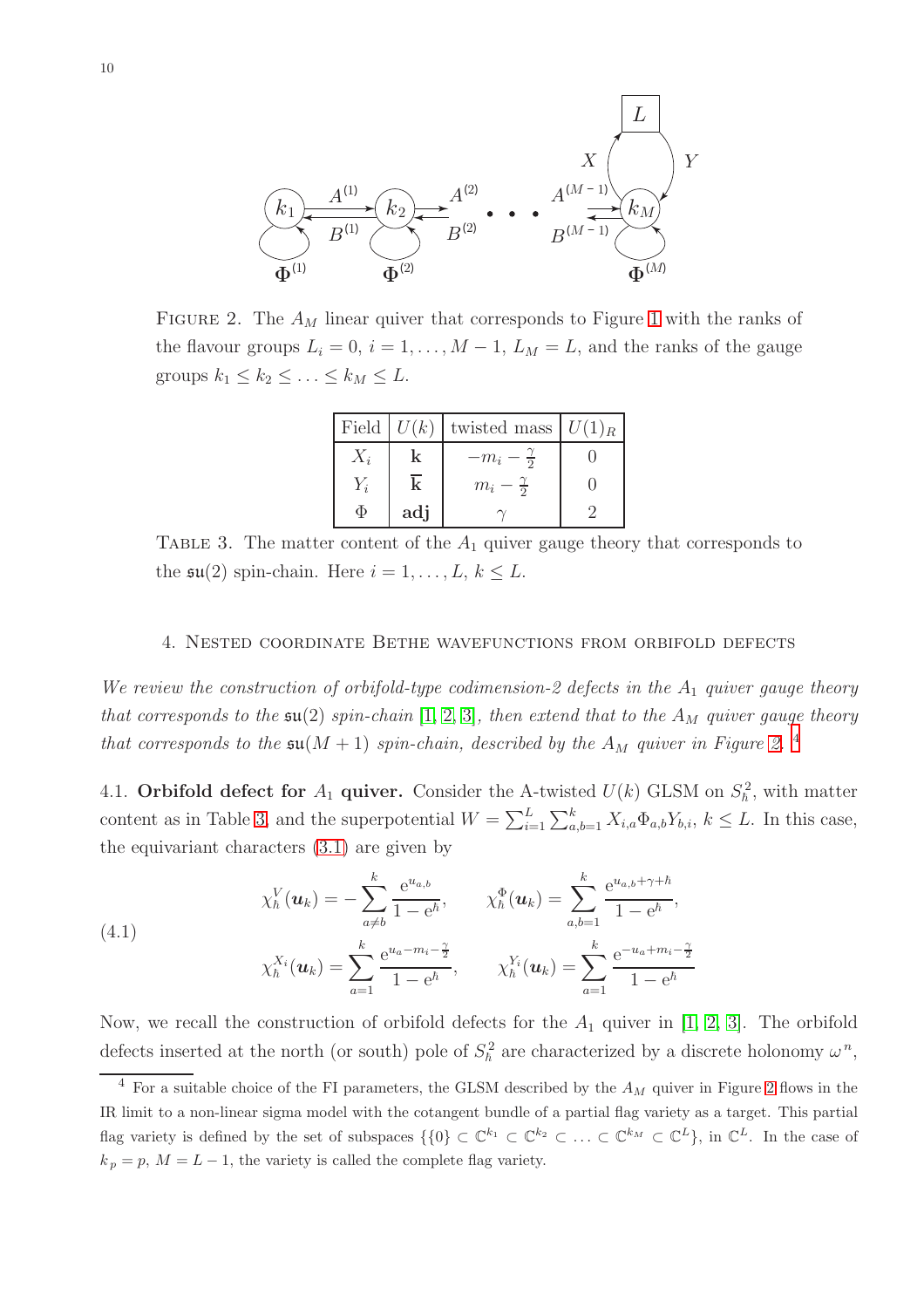FIGURE 2. The $A_M$ linear quiver that corresponds to Figure 1 with the ranks of the flavour groups $L_i = 0$, $i = 1, \ldots, M-1$, $L_M = L$, and the ranks of the gauge groups $k_1 \leq k_2 \leq \ldots \leq k_M \leq L$.

| Field | $U(k)$ | twisted mass | $U(1)_R$ |
|---|---|---|---|
| $X_i$ | $\mathbf{k}$ | $-m_i - \frac{\gamma}{2}$ | 0 |
| $Y_i$ | $\overline{\mathbf{k}}$ | $m_i - \frac{\gamma}{2}$ | 0 |
| $\Phi$ | **adj** | $\gamma$ | 2 |

TABLE 3. The matter content of the $A_1$ quiver gauge theory that corresponds to the $\mathfrak{su}(2)$ spin-chain. Here $i = 1, \ldots, L$, $k \leq L$.

## 4. Nested coordinate Bethe wavefunctions from orbifold defects

*We review the construction of orbifold-type codimension-2 defects in the $A_1$ quiver gauge theory that corresponds to the $\mathfrak{su}(2)$ spin-chain [1, 2, 3], then extend that to the $A_M$ quiver gauge theory that corresponds to the $\mathfrak{su}(M+1)$ spin-chain, described by the $A_M$ quiver in Figure 2.* [4]

4.1. **Orbifold defect for $A_1$ quiver.** Consider the A-twisted $U(k)$ GLSM on $S^2_\hbar$, with matter content as in Table 3, and the superpotential $W = \sum_{i=1}^{L} \sum_{a,b=1}^{k} X_{i,a} \Phi_{a,b} Y_{b,i}$, $k \leq L$. In this case, the equivariant characters (3.1) are given by

$$
\begin{aligned}
\chi_\hbar^V(\boldsymbol{u}_k) &= -\sum_{a \neq b}^{k} \frac{\mathrm{e}^{u_{a,b}}}{1-\mathrm{e}^\hbar}, \qquad \chi_\hbar^\Phi(\boldsymbol{u}_k) = \sum_{a,b=1}^{k} \frac{\mathrm{e}^{u_{a,b}+\gamma+\hbar}}{1-\mathrm{e}^\hbar}, \\
\chi_\hbar^{X_i}(\boldsymbol{u}_k) &= \sum_{a=1}^{k} \frac{\mathrm{e}^{u_a - m_i - \frac{\gamma}{2}}}{1-\mathrm{e}^\hbar}, \qquad \chi_\hbar^{Y_i}(\boldsymbol{u}_k) = \sum_{a=1}^{k} \frac{\mathrm{e}^{-u_a + m_i - \frac{\gamma}{2}}}{1-\mathrm{e}^\hbar}
\end{aligned}
\tag{4.1}
$$

Now, we recall the construction of orbifold defects for the $A_1$ quiver in [1, 2, 3]. The orbifold defects inserted at the north (or south) pole of $S^2_\hbar$ are characterized by a discrete holonomy $\omega^n$,

[4] For a suitable choice of the FI parameters, the GLSM described by the $A_M$ quiver in Figure 2 flows in the IR limit to a non-linear sigma model with the cotangent bundle of a partial flag variety as a target. This partial flag variety is defined by the set of subspaces $\{\{0\} \subset \mathbb{C}^{k_1} \subset \mathbb{C}^{k_2} \subset \ldots \subset \mathbb{C}^{k_M} \subset \mathbb{C}^L\}$, in $\mathbb{C}^L$. In the case of $k_p = p$, $M = L-1$, the variety is called the complete flag variety.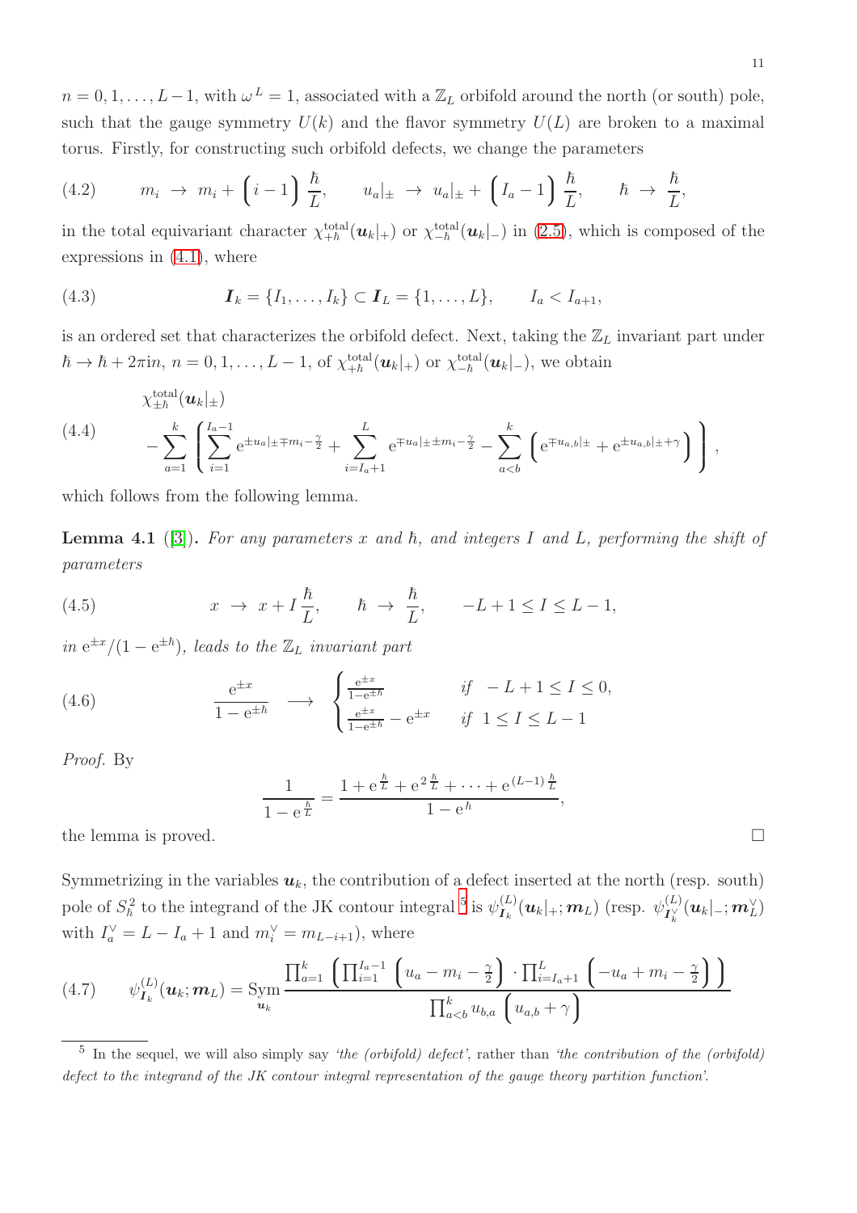$n = 0, 1, \ldots, L-1$, with $\omega^L = 1$, associated with a $\mathbb{Z}_L$ orbifold around the north (or south) pole, such that the gauge symmetry $U(k)$ and the flavor symmetry $U(L)$ are broken to a maximal torus. Firstly, for constructing such orbifold defects, we change the parameters

$$m_i \;\to\; m_i + \Big(i-1\Big)\,\frac{\hbar}{L}, \qquad u_a|_\pm \;\to\; u_a|_\pm + \Big(I_a - 1\Big)\,\frac{\hbar}{L}, \qquad \hbar \;\to\; \frac{\hbar}{L}, \tag{4.2}$$

in the total equivariant character $\chi^{\rm total}_{+\hbar}(\boldsymbol{u}_k|_+)$ or $\chi^{\rm total}_{-\hbar}(\boldsymbol{u}_k|_-)$ in (2.5), which is composed of the expressions in (4.1), where

$$\boldsymbol{I}_k = \{I_1, \ldots, I_k\} \subset \boldsymbol{I}_L = \{1, \ldots, L\}, \qquad I_a < I_{a+1}, \tag{4.3}$$

is an ordered set that characterizes the orbifold defect. Next, taking the $\mathbb{Z}_L$ invariant part under $\hbar \to \hbar + 2\pi\mathrm{i}n$, $n = 0, 1, \ldots, L-1$, of $\chi^{\rm total}_{+\hbar}(\boldsymbol{u}_k|_+)$ or $\chi^{\rm total}_{-\hbar}(\boldsymbol{u}_k|_-)$, we obtain

$$\begin{aligned} &\chi^{\rm total}_{\pm\hbar}(\boldsymbol{u}_k|_\pm) \\ &\quad - \sum_{a=1}^{k} \left( \sum_{i=1}^{I_a - 1} \mathrm{e}^{\pm u_a|_\pm \mp m_i - \frac{\gamma}{2}} + \sum_{i=I_a+1}^{L} \mathrm{e}^{\mp u_a|_\pm \pm m_i - \frac{\gamma}{2}} - \sum_{a<b}^{k} \Big( \mathrm{e}^{\mp u_{a,b}|_\pm} + \mathrm{e}^{\pm u_{a,b}|_\pm + \gamma} \Big) \right), \end{aligned} \tag{4.4}$$

which follows from the following lemma.

**Lemma 4.1** ([3]). *For any parameters $x$ and $\hbar$, and integers $I$ and $L$, performing the shift of parameters*

$$x \;\to\; x + I\,\frac{\hbar}{L}, \qquad \hbar \;\to\; \frac{\hbar}{L}, \qquad -L+1 \le I \le L-1, \tag{4.5}$$

*in $\mathrm{e}^{\pm x}/(1-\mathrm{e}^{\pm\hbar})$, leads to the $\mathbb{Z}_L$ invariant part*

$$\frac{\mathrm{e}^{\pm x}}{1-\mathrm{e}^{\pm\hbar}} \;\;\longrightarrow\;\; \begin{cases} \frac{\mathrm{e}^{\pm x}}{1-\mathrm{e}^{\pm\hbar}} & \textit{if} \quad -L+1 \le I \le 0, \\ \frac{\mathrm{e}^{\pm x}}{1-\mathrm{e}^{\pm\hbar}} - \mathrm{e}^{\pm x} & \textit{if} \quad 1 \le I \le L-1 \end{cases} \tag{4.6}$$

*Proof.* By

$$\frac{1}{1-\mathrm{e}^{\frac{\hbar}{L}}} = \frac{1 + \mathrm{e}^{\frac{\hbar}{L}} + \mathrm{e}^{2\frac{\hbar}{L}} + \cdots + \mathrm{e}^{(L-1)\frac{\hbar}{L}}}{1-\mathrm{e}^{\hbar}},$$

the lemma is proved. $\square$

Symmetrizing in the variables $\boldsymbol{u}_k$, the contribution of a defect inserted at the north (resp. south) pole of $S^2_\hbar$ to the integrand of the JK contour integral [5] is $\psi^{(L)}_{\boldsymbol{I}_k}(\boldsymbol{u}_k|_+; \boldsymbol{m}_L)$ (resp. $\psi^{(L)}_{\boldsymbol{I}^\vee_k}(\boldsymbol{u}_k|_-; \boldsymbol{m}^\vee_L)$ with $I^\vee_a = L - I_a + 1$ and $m^\vee_i = m_{L-i+1}$), where

$$\psi^{(L)}_{\boldsymbol{I}_k}(\boldsymbol{u}_k; \boldsymbol{m}_L) = \operatorname*{Sym}_{\boldsymbol{u}_k} \frac{\prod_{a=1}^{k} \Big( \prod_{i=1}^{I_a-1} \Big( u_a - m_i - \frac{\gamma}{2} \Big) \cdot \prod_{i=I_a+1}^{L} \Big( -u_a + m_i - \frac{\gamma}{2} \Big) \Big)}{\prod_{a<b}^{k} u_{b,a} \Big( u_{a,b} + \gamma \Big)} \tag{4.7}$$

---

[5] In the sequel, we will also simply say *'the (orbifold) defect'*, rather than *'the contribution of the (orbifold) defect to the integrand of the JK contour integral representation of the gauge theory partition function'*.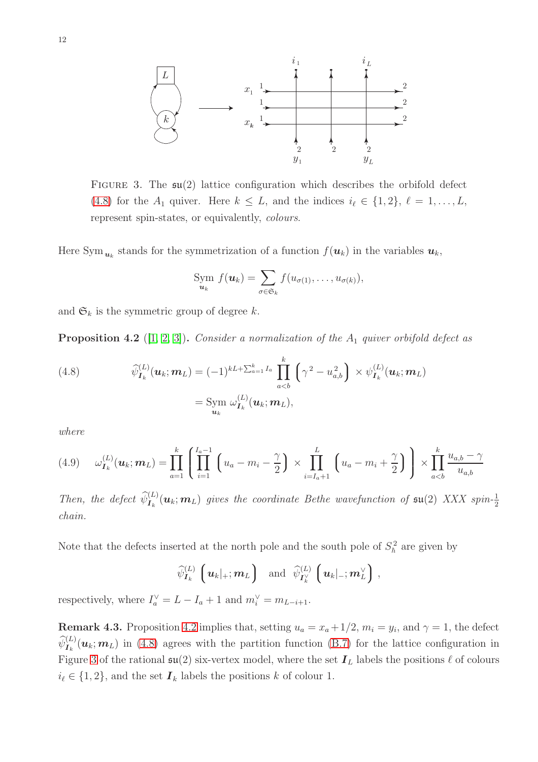FIGURE 3. The $\mathfrak{su}(2)$ lattice configuration which describes the orbifold defect (4.8) for the $A_1$ quiver. Here $k \le L$, and the indices $i_\ell \in \{1,2\}$, $\ell = 1,\dots,L$, represent spin-states, or equivalently, *colours*.

Here $\operatorname{Sym}_{\boldsymbol{u}_k}$ stands for the symmetrization of a function $f(\boldsymbol{u}_k)$ in the variables $\boldsymbol{u}_k$,

$$\operatorname*{Sym}_{\boldsymbol{u}_k} f(\boldsymbol{u}_k) = \sum_{\sigma\in\mathfrak{S}_k} f(u_{\sigma(1)},\dots,u_{\sigma(k)}),$$

and $\mathfrak{S}_k$ is the symmetric group of degree $k$.

**Proposition 4.2** ([1, 2, 3])**.** *Consider a normalization of the $A_1$ quiver orbifold defect as*

$$\tag{4.8} \begin{aligned} \widehat{\psi}^{(L)}_{\boldsymbol{I}_k}(\boldsymbol{u}_k;\boldsymbol{m}_L) &= (-1)^{kL+\sum_{a=1}^k I_a} \prod_{a<b}^{k}\left(\gamma^2 - u_{a,b}^2\right) \times \psi^{(L)}_{\boldsymbol{I}_k}(\boldsymbol{u}_k;\boldsymbol{m}_L) \\ &= \operatorname*{Sym}_{\boldsymbol{u}_k} \omega^{(L)}_{\boldsymbol{I}_k}(\boldsymbol{u}_k;\boldsymbol{m}_L), \end{aligned}$$

*where*

$$\tag{4.9} \omega^{(L)}_{\boldsymbol{I}_k}(\boldsymbol{u}_k;\boldsymbol{m}_L) = \prod_{a=1}^{k}\left(\prod_{i=1}^{I_a-1}\left(u_a - m_i - \frac{\gamma}{2}\right) \times \prod_{i=I_a+1}^{L}\left(u_a - m_i + \frac{\gamma}{2}\right)\right) \times \prod_{a<b}^{k}\frac{u_{a,b}-\gamma}{u_{a,b}}$$

*Then, the defect $\widehat{\psi}^{(L)}_{\boldsymbol{I}_k}(\boldsymbol{u}_k;\boldsymbol{m}_L)$ gives the coordinate Bethe wavefunction of $\mathfrak{su}(2)$ XXX spin-$\frac{1}{2}$ chain.*

Note that the defects inserted at the north pole and the south pole of $S^2_\hbar$ are given by

$$\widehat{\psi}^{(L)}_{\boldsymbol{I}_k}\left(\boldsymbol{u}_k|_+;\boldsymbol{m}_L\right) \quad\text{and}\quad \widehat{\psi}^{(L)}_{\boldsymbol{I}_k^\vee}\left(\boldsymbol{u}_k|_-;\boldsymbol{m}_L^\vee\right),$$

respectively, where $I_a^\vee = L - I_a + 1$ and $m_i^\vee = m_{L-i+1}$.

**Remark 4.3.** Proposition 4.2 implies that, setting $u_a = x_a + 1/2$, $m_i = y_i$, and $\gamma = 1$, the defect $\widehat{\psi}^{(L)}_{\boldsymbol{I}_k}(\boldsymbol{u}_k;\boldsymbol{m}_L)$ in (4.8) agrees with the partition function (B.7) for the lattice configuration in Figure 3 of the rational $\mathfrak{su}(2)$ six-vertex model, where the set $\boldsymbol{I}_L$ labels the positions $\ell$ of colours $i_\ell \in \{1,2\}$, and the set $\boldsymbol{I}_k$ labels the positions $k$ of colour 1.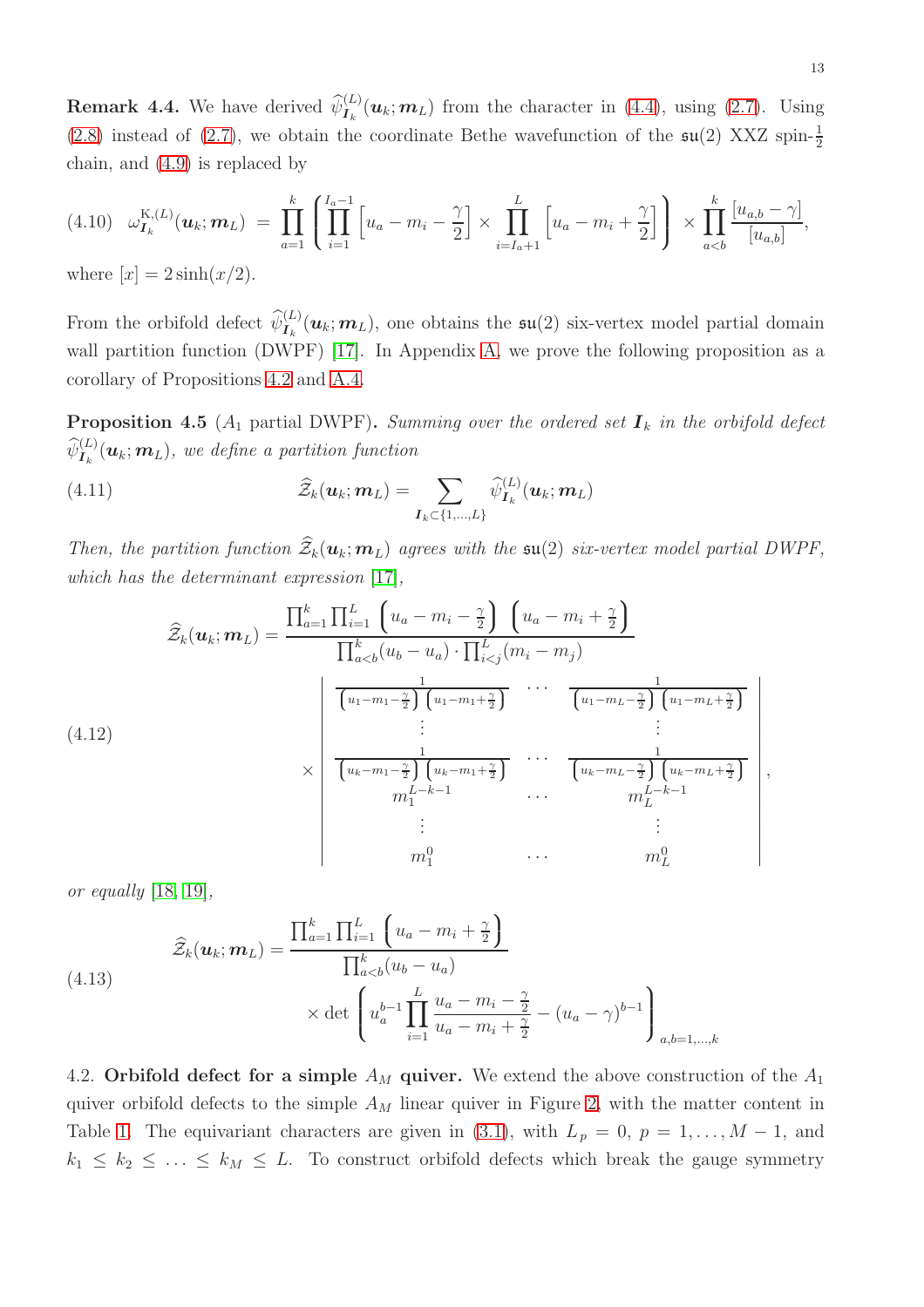**Remark 4.4.** We have derived $\widehat{\psi}^{(L)}_{\boldsymbol{I}_k}(\boldsymbol{u}_k;\boldsymbol{m}_L)$ from the character in (4.4), using (2.7). Using (2.8) instead of (2.7), we obtain the coordinate Bethe wavefunction of the $\mathfrak{su}(2)$ XXZ spin-$\frac{1}{2}$ chain, and (4.9) is replaced by

$$
\omega^{\mathrm{K},(L)}_{\boldsymbol{I}_k}(\boldsymbol{u}_k;\boldsymbol{m}_L) = \prod_{a=1}^{k}\left(\prod_{i=1}^{I_a-1}\left[u_a-m_i-\frac{\gamma}{2}\right]\times\prod_{i=I_a+1}^{L}\left[u_a-m_i+\frac{\gamma}{2}\right]\right)\times\prod_{a<b}^{k}\frac{[u_{a,b}-\gamma]}{[u_{a,b}]}, \tag{4.10}
$$

where $[x]=2\sinh(x/2)$.

From the orbifold defect $\widehat{\psi}^{(L)}_{\boldsymbol{I}_k}(\boldsymbol{u}_k;\boldsymbol{m}_L)$, one obtains the $\mathfrak{su}(2)$ six-vertex model partial domain wall partition function (DWPF) [17]. In Appendix A, we prove the following proposition as a corollary of Propositions 4.2 and A.4.

**Proposition 4.5** ($A_1$ partial DWPF)**.** *Summing over the ordered set $\boldsymbol{I}_k$ in the orbifold defect $\widehat{\psi}^{(L)}_{\boldsymbol{I}_k}(\boldsymbol{u}_k;\boldsymbol{m}_L)$, we define a partition function*

$$
\widehat{\mathcal{Z}}_k(\boldsymbol{u}_k;\boldsymbol{m}_L)=\sum_{\boldsymbol{I}_k\subset\{1,\ldots,L\}}\widehat{\psi}^{(L)}_{\boldsymbol{I}_k}(\boldsymbol{u}_k;\boldsymbol{m}_L) \tag{4.11}
$$

*Then, the partition function $\widehat{\mathcal{Z}}_k(\boldsymbol{u}_k;\boldsymbol{m}_L)$ agrees with the $\mathfrak{su}(2)$ six-vertex model partial DWPF, which has the determinant expression [17],*

$$
\widehat{\mathcal{Z}}_k(\boldsymbol{u}_k;\boldsymbol{m}_L)=\frac{\prod_{a=1}^{k}\prod_{i=1}^{L}\left(u_a-m_i-\frac{\gamma}{2}\right)\left(u_a-m_i+\frac{\gamma}{2}\right)}{\prod_{a<b}^{k}(u_b-u_a)\cdot\prod_{i<j}^{L}(m_i-m_j)}
\times\begin{vmatrix}
\frac{1}{\left(u_1-m_1-\frac{\gamma}{2}\right)\left(u_1-m_1+\frac{\gamma}{2}\right)} & \cdots & \frac{1}{\left(u_1-m_L-\frac{\gamma}{2}\right)\left(u_1-m_L+\frac{\gamma}{2}\right)}\\
\vdots & & \vdots\\
\frac{1}{\left(u_k-m_1-\frac{\gamma}{2}\right)\left(u_k-m_1+\frac{\gamma}{2}\right)} & \cdots & \frac{1}{\left(u_k-m_L-\frac{\gamma}{2}\right)\left(u_k-m_L+\frac{\gamma}{2}\right)}\\
m_1^{L-k-1} & \cdots & m_L^{L-k-1}\\
\vdots & & \vdots\\
m_1^{0} & \cdots & m_L^{0}
\end{vmatrix}, \tag{4.12}
$$

*or equally [18, 19],*

$$
\widehat{\mathcal{Z}}_k(\boldsymbol{u}_k;\boldsymbol{m}_L)=\frac{\prod_{a=1}^{k}\prod_{i=1}^{L}\left(u_a-m_i+\frac{\gamma}{2}\right)}{\prod_{a<b}^{k}(u_b-u_a)}
\times\det\left(u_a^{b-1}\prod_{i=1}^{L}\frac{u_a-m_i-\frac{\gamma}{2}}{u_a-m_i+\frac{\gamma}{2}}-(u_a-\gamma)^{b-1}\right)_{a,b=1,\ldots,k} \tag{4.13}
$$

4.2. **Orbifold defect for a simple $A_M$ quiver.** We extend the above construction of the $A_1$ quiver orbifold defects to the simple $A_M$ linear quiver in Figure 2, with the matter content in Table 1. The equivariant characters are given in (3.1), with $L_p=0$, $p=1,\ldots,M-1$, and $k_1\le k_2\le\ldots\le k_M\le L$. To construct orbifold defects which break the gauge symmetry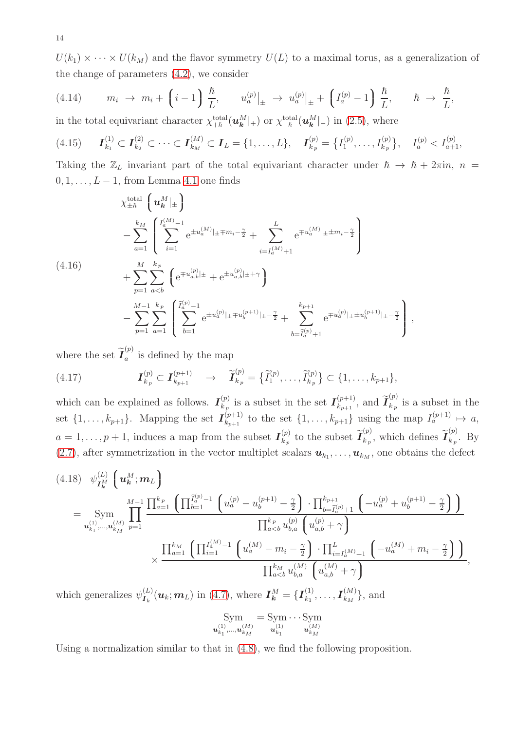$U(k_1)\times\cdots\times U(k_M)$ and the flavor symmetry $U(L)$ to a maximal torus, as a generalization of the change of parameters (4.2), we consider

$$
(4.14)\qquad m_i \;\to\; m_i + \Big(i-1\Big)\,\frac{\hbar}{L}, \qquad u_a^{(p)}\big|_{\pm} \;\to\; u_a^{(p)}\big|_{\pm} + \Big(I_a^{(p)}-1\Big)\,\frac{\hbar}{L}, \qquad \hbar \;\to\; \frac{\hbar}{L},
$$

in the total equivariant character $\chi^{\rm total}_{+\hbar}(\boldsymbol{u}_{\boldsymbol{k}}^M|_+)$ or $\chi^{\rm total}_{-\hbar}(\boldsymbol{u}_{\boldsymbol{k}}^M|_-)$ in (2.5), where

$$
(4.15)\qquad \boldsymbol{I}_{k_1}^{(1)}\subset \boldsymbol{I}_{k_2}^{(2)}\subset\cdots\subset \boldsymbol{I}_{k_M}^{(M)}\subset \boldsymbol{I}_L=\{1,\ldots,L\},\quad \boldsymbol{I}_{k_p}^{(p)}=\big\{I_1^{(p)},\ldots,I_{k_p}^{(p)}\big\},\quad I_a^{(p)}<I_{a+1}^{(p)},
$$

Taking the $\mathbb{Z}_L$ invariant part of the total equivariant character under $\hbar\to\hbar+2\pi{\rm i}n$, $n=0,1,\ldots,L-1$, from Lemma 4.1 one finds

$$
(4.16)\qquad
\begin{aligned}
&\chi^{\rm total}_{\pm\hbar}\left(\boldsymbol{u}_{\boldsymbol{k}}^M|_\pm\right)\\
&-\sum_{a=1}^{k_M}\left(\sum_{i=1}^{I_a^{(M)}-1}{\rm e}^{\pm u_a^{(M)}|_\pm\mp m_i-\frac{\gamma}{2}}+\sum_{i=I_a^{(M)}+1}^{L}{\rm e}^{\mp u_a^{(M)}|_\pm\pm m_i-\frac{\gamma}{2}}\right)\\
&+\sum_{p=1}^{M}\sum_{a<b}^{k_p}\left({\rm e}^{\mp u_{a,b}^{(p)}|_\pm}+{\rm e}^{\pm u_{a,b}^{(p)}|_\pm+\gamma}\right)\\
&-\sum_{p=1}^{M-1}\sum_{a=1}^{k_p}\left(\sum_{b=1}^{\widetilde{I}_a^{(p)}-1}{\rm e}^{\pm u_a^{(p)}|_\pm\mp u_b^{(p+1)}|_\pm-\frac{\gamma}{2}}+\sum_{b=\widetilde{I}_a^{(p)}+1}^{k_{p+1}}{\rm e}^{\mp u_a^{(p)}|_\pm\pm u_b^{(p+1)}|_\pm-\frac{\gamma}{2}}\right),
\end{aligned}
$$

where the set $\widetilde{\boldsymbol{I}}_a^{(p)}$ is defined by the map

$$
(4.17)\qquad \boldsymbol{I}_{k_p}^{(p)}\subset \boldsymbol{I}_{k_{p+1}}^{(p+1)}\quad\to\quad \widetilde{\boldsymbol{I}}_{k_p}^{(p)}=\big\{\widetilde{I}_1^{(p)},\ldots,\widetilde{I}_{k_p}^{(p)}\big\}\subset\{1,\ldots,k_{p+1}\},
$$

which can be explained as follows. $\boldsymbol{I}_{k_p}^{(p)}$ is a subset in the set $\boldsymbol{I}_{k_{p+1}}^{(p+1)}$, and $\widetilde{\boldsymbol{I}}_{k_p}^{(p)}$ is a subset in the set $\{1,\ldots,k_{p+1}\}$. Mapping the set $\boldsymbol{I}_{k_{p+1}}^{(p+1)}$ to the set $\{1,\ldots,k_{p+1}\}$ using the map $I_a^{(p+1)}\mapsto a$, $a=1,\ldots,p+1$, induces a map from the subset $\boldsymbol{I}_{k_p}^{(p)}$ to the subset $\widetilde{\boldsymbol{I}}_{k_p}^{(p)}$, which defines $\widetilde{\boldsymbol{I}}_{k_p}^{(p)}$. By (2.7), after symmetrization in the vector multiplet scalars $\boldsymbol{u}_{k_1},\ldots,\boldsymbol{u}_{k_M}$, one obtains the defect

$$
\begin{aligned}
(4.18)\quad &\psi^{(L)}_{\boldsymbol{I}_{\boldsymbol{k}}^M}\left(\boldsymbol{u}_{\boldsymbol{k}}^M;\boldsymbol{m}_L\right)\\
&=\mathop{\rm Sym}_{\boldsymbol{u}_{k_1}^{(1)},\ldots,\boldsymbol{u}_{k_M}^{(M)}}\prod_{p=1}^{M-1}\frac{\prod_{a=1}^{k_p}\left(\prod_{b=1}^{\widetilde{I}_a^{(p)}-1}\left(u_a^{(p)}-u_b^{(p+1)}-\frac{\gamma}{2}\right)\cdot\prod_{b=\widetilde{I}_a^{(p)}+1}^{k_{p+1}}\left(-u_a^{(p)}+u_b^{(p+1)}-\frac{\gamma}{2}\right)\right)}{\prod_{a<b}^{k_p}u_{b,a}^{(p)}\left(u_{a,b}^{(p)}+\gamma\right)}\\
&\qquad\times\frac{\prod_{a=1}^{k_M}\left(\prod_{i=1}^{I_a^{(M)}-1}\left(u_a^{(M)}-m_i-\frac{\gamma}{2}\right)\cdot\prod_{i=I_a^{(M)}+1}^{L}\left(-u_a^{(M)}+m_i-\frac{\gamma}{2}\right)\right)}{\prod_{a<b}^{k_M}u_{b,a}^{(M)}\left(u_{a,b}^{(M)}+\gamma\right)},
\end{aligned}
$$

which generalizes $\psi^{(L)}_{\boldsymbol{I}_k}(\boldsymbol{u}_k;\boldsymbol{m}_L)$ in (4.7), where $\boldsymbol{I}_{\boldsymbol{k}}^M=\{\boldsymbol{I}_{k_1}^{(1)},\ldots,\boldsymbol{I}_{k_M}^{(M)}\}$, and

$$
\mathop{\rm Sym}_{\boldsymbol{u}_{k_1}^{(1)},\ldots,\boldsymbol{u}_{k_M}^{(M)}}=\mathop{\rm Sym}_{\boldsymbol{u}_{k_1}^{(1)}}\cdots\mathop{\rm Sym}_{\boldsymbol{u}_{k_M}^{(M)}}
$$

Using a normalization similar to that in (4.8), we find the following proposition.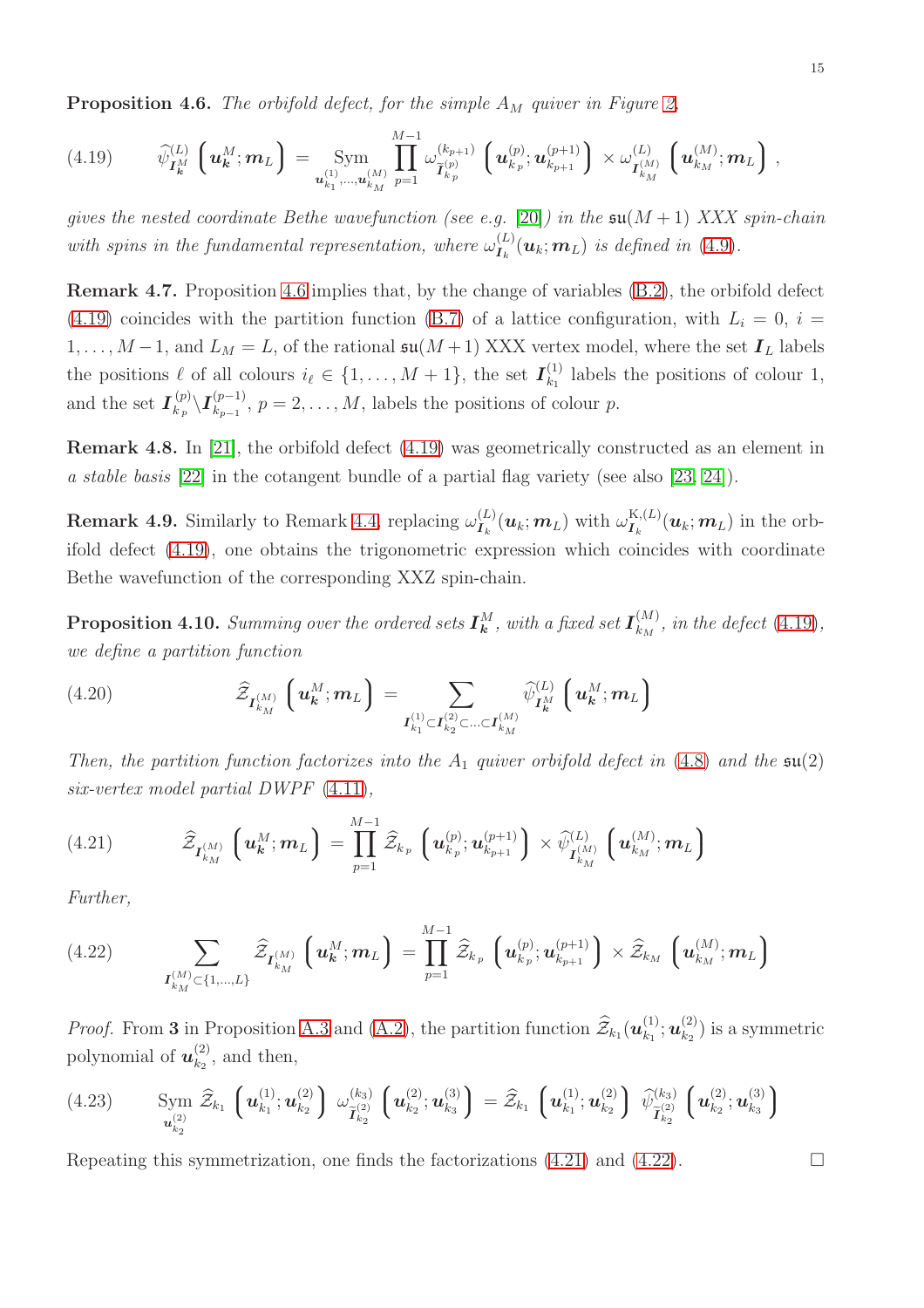**Proposition 4.6.** *The orbifold defect, for the simple $A_M$ quiver in Figure 2,*

$$
\widehat{\psi}^{(L)}_{\boldsymbol{I}^M_{\boldsymbol{k}}} \left( \boldsymbol{u}^M_{\boldsymbol{k}}; \boldsymbol{m}_L \right) = \operatorname*{Sym}_{\boldsymbol{u}^{(1)}_{k_1},\ldots,\boldsymbol{u}^{(M)}_{k_M}} \prod_{p=1}^{M-1} \omega^{(k_{p+1})}_{\widetilde{\boldsymbol{I}}^{(p)}_{k_p}} \left( \boldsymbol{u}^{(p)}_{k_p}; \boldsymbol{u}^{(p+1)}_{k_{p+1}} \right) \times \omega^{(L)}_{\boldsymbol{I}^{(M)}_{k_M}} \left( \boldsymbol{u}^{(M)}_{k_M}; \boldsymbol{m}_L \right), \tag{4.19}
$$

*gives the nested coordinate Bethe wavefunction (see e.g. [20]) in the $\mathfrak{su}(M+1)$ XXX spin-chain with spins in the fundamental representation, where $\omega^{(L)}_{\boldsymbol{I}_k}(\boldsymbol{u}_k; \boldsymbol{m}_L)$ is defined in (4.9).*

**Remark 4.7.** Proposition 4.6 implies that, by the change of variables (B.2), the orbifold defect (4.19) coincides with the partition function (B.7) of a lattice configuration, with $L_i = 0$, $i = 1, \ldots, M-1$, and $L_M = L$, of the rational $\mathfrak{su}(M+1)$ XXX vertex model, where the set $\boldsymbol{I}_L$ labels the positions $\ell$ of all colours $i_\ell \in \{1, \ldots, M+1\}$, the set $\boldsymbol{I}^{(1)}_{k_1}$ labels the positions of colour 1, and the set $\boldsymbol{I}^{(p)}_{k_p} \backslash \boldsymbol{I}^{(p-1)}_{k_{p-1}}$, $p = 2, \ldots, M$, labels the positions of colour $p$.

**Remark 4.8.** In [21], the orbifold defect (4.19) was geometrically constructed as an element in *a stable basis* [22] in the cotangent bundle of a partial flag variety (see also [23, 24]).

**Remark 4.9.** Similarly to Remark 4.4, replacing $\omega^{(L)}_{\boldsymbol{I}_k}(\boldsymbol{u}_k; \boldsymbol{m}_L)$ with $\omega^{\mathrm{K},(L)}_{\boldsymbol{I}_k}(\boldsymbol{u}_k; \boldsymbol{m}_L)$ in the orbifold defect (4.19), one obtains the trigonometric expression which coincides with coordinate Bethe wavefunction of the corresponding XXZ spin-chain.

**Proposition 4.10.** *Summing over the ordered sets $\boldsymbol{I}^M_{\boldsymbol{k}}$, with a fixed set $\boldsymbol{I}^{(M)}_{k_M}$, in the defect (4.19), we define a partition function*

$$
\widehat{\mathcal{Z}}_{\boldsymbol{I}^{(M)}_{k_M}} \left( \boldsymbol{u}^M_{\boldsymbol{k}}; \boldsymbol{m}_L \right) = \sum_{\boldsymbol{I}^{(1)}_{k_1} \subset \boldsymbol{I}^{(2)}_{k_2} \subset \ldots \subset \boldsymbol{I}^{(M)}_{k_M}} \widehat{\psi}^{(L)}_{\boldsymbol{I}^M_{\boldsymbol{k}}} \left( \boldsymbol{u}^M_{\boldsymbol{k}}; \boldsymbol{m}_L \right) \tag{4.20}
$$

*Then, the partition function factorizes into the $A_1$ quiver orbifold defect in (4.8) and the $\mathfrak{su}(2)$ six-vertex model partial DWPF (4.11),*

$$
\widehat{\mathcal{Z}}_{\boldsymbol{I}^{(M)}_{k_M}} \left( \boldsymbol{u}^M_{\boldsymbol{k}}; \boldsymbol{m}_L \right) = \prod_{p=1}^{M-1} \widehat{\mathcal{Z}}_{k_p} \left( \boldsymbol{u}^{(p)}_{k_p}; \boldsymbol{u}^{(p+1)}_{k_{p+1}} \right) \times \widehat{\psi}^{(L)}_{\boldsymbol{I}^{(M)}_{k_M}} \left( \boldsymbol{u}^{(M)}_{k_M}; \boldsymbol{m}_L \right) \tag{4.21}
$$

*Further,*

$$
\sum_{\boldsymbol{I}^{(M)}_{k_M} \subset \{1,\ldots,L\}} \widehat{\mathcal{Z}}_{\boldsymbol{I}^{(M)}_{k_M}} \left( \boldsymbol{u}^M_{\boldsymbol{k}}; \boldsymbol{m}_L \right) = \prod_{p=1}^{M-1} \widehat{\mathcal{Z}}_{k_p} \left( \boldsymbol{u}^{(p)}_{k_p}; \boldsymbol{u}^{(p+1)}_{k_{p+1}} \right) \times \widehat{\mathcal{Z}}_{k_M} \left( \boldsymbol{u}^{(M)}_{k_M}; \boldsymbol{m}_L \right) \tag{4.22}
$$

*Proof.* From **3** in Proposition A.3 and (A.2), the partition function $\widehat{\mathcal{Z}}_{k_1}(\boldsymbol{u}^{(1)}_{k_1}; \boldsymbol{u}^{(2)}_{k_2})$ is a symmetric polynomial of $\boldsymbol{u}^{(2)}_{k_2}$, and then,

$$
\operatorname*{Sym}_{\boldsymbol{u}^{(2)}_{k_2}} \widehat{\mathcal{Z}}_{k_1} \left( \boldsymbol{u}^{(1)}_{k_1}; \boldsymbol{u}^{(2)}_{k_2} \right) \omega^{(k_3)}_{\widetilde{\boldsymbol{I}}^{(2)}_{k_2}} \left( \boldsymbol{u}^{(2)}_{k_2}; \boldsymbol{u}^{(3)}_{k_3} \right) = \widehat{\mathcal{Z}}_{k_1} \left( \boldsymbol{u}^{(1)}_{k_1}; \boldsymbol{u}^{(2)}_{k_2} \right) \widehat{\psi}^{(k_3)}_{\widetilde{\boldsymbol{I}}^{(2)}_{k_2}} \left( \boldsymbol{u}^{(2)}_{k_2}; \boldsymbol{u}^{(3)}_{k_3} \right) \tag{4.23}
$$

Repeating this symmetrization, one finds the factorizations (4.21) and (4.22). □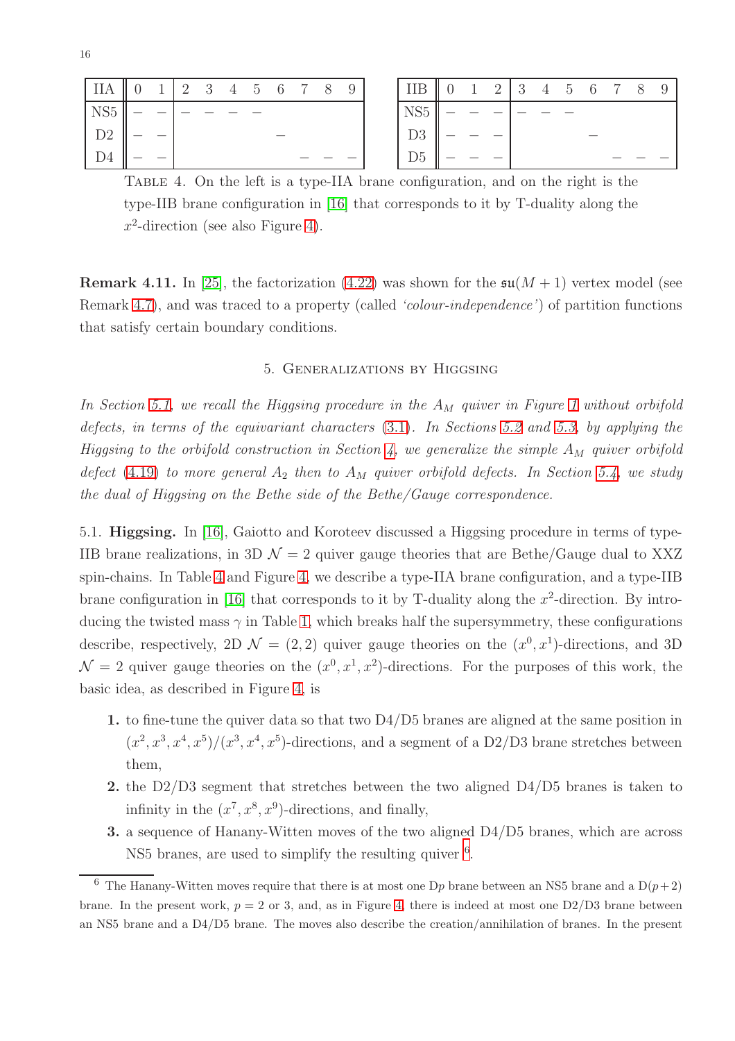| IIA | 0 | 1 | 2 | 3 | 4 | 5 | 6 | 7 | 8 | 9 |
|---|---|---|---|---|---|---|---|---|---|---|
| NS5 | – | – | – | – | – | – | | | | |
| D2 | – | – | | | | | – | | | |
| D4 | – | – | | | | | | – | – | – |

| IIB | 0 | 1 | 2 | 3 | 4 | 5 | 6 | 7 | 8 | 9 |
|---|---|---|---|---|---|---|---|---|---|---|
| NS5 | – | – | – | – | – | – | | | | |
| D3 | – | – | – | | | | – | | | |
| D5 | – | – | – | | | | | – | – | – |

Table 4. On the left is a type-IIA brane configuration, and on the right is the type-IIB brane configuration in [16] that corresponds to it by T-duality along the $x^2$-direction (see also Figure 4).

**Remark 4.11.** In [25], the factorization (4.22) was shown for the $\mathfrak{su}(M+1)$ vertex model (see Remark 4.7), and was traced to a property (called *'colour-independence'*) of partition functions that satisfy certain boundary conditions.

## 5. Generalizations by Higgsing

*In Section 5.1, we recall the Higgsing procedure in the $A_M$ quiver in Figure 1 without orbifold defects, in terms of the equivariant characters* (3.1)*. In Sections 5.2 and 5.3, by applying the Higgsing to the orbifold construction in Section 4, we generalize the simple $A_M$ quiver orbifold defect* (4.19) *to more general $A_2$ then to $A_M$ quiver orbifold defects. In Section 5.4, we study the dual of Higgsing on the Bethe side of the Bethe/Gauge correspondence.*

### 5.1. Higgsing.

In [16], Gaiotto and Koroteev discussed a Higgsing procedure in terms of type-IIB brane realizations, in 3D $\mathcal{N}=2$ quiver gauge theories that are Bethe/Gauge dual to XXZ spin-chains. In Table 4 and Figure 4, we describe a type-IIA brane configuration, and a type-IIB brane configuration in [16] that corresponds to it by T-duality along the $x^2$-direction. By introducing the twisted mass $\gamma$ in Table 1, which breaks half the supersymmetry, these configurations describe, respectively, 2D $\mathcal{N}=(2,2)$ quiver gauge theories on the $(x^0,x^1)$-directions, and 3D $\mathcal{N}=2$ quiver gauge theories on the $(x^0,x^1,x^2)$-directions. For the purposes of this work, the basic idea, as described in Figure 4, is

1. to fine-tune the quiver data so that two D4/D5 branes are aligned at the same position in $(x^2,x^3,x^4,x^5)/(x^3,x^4,x^5)$-directions, and a segment of a D2/D3 brane stretches between them,
2. the D2/D3 segment that stretches between the two aligned D4/D5 branes is taken to infinity in the $(x^7,x^8,x^9)$-directions, and finally,
3. a sequence of Hanany-Witten moves of the two aligned D4/D5 branes, which are across NS5 branes, are used to simplify the resulting quiver [6].

[6] The Hanany-Witten moves require that there is at most one D$p$ brane between an NS5 brane and a D$(p+2)$ brane. In the present work, $p=2$ or 3, and, as in Figure 4, there is indeed at most one D2/D3 brane between an NS5 brane and a D4/D5 brane. The moves also describe the creation/annihilation of branes. In the present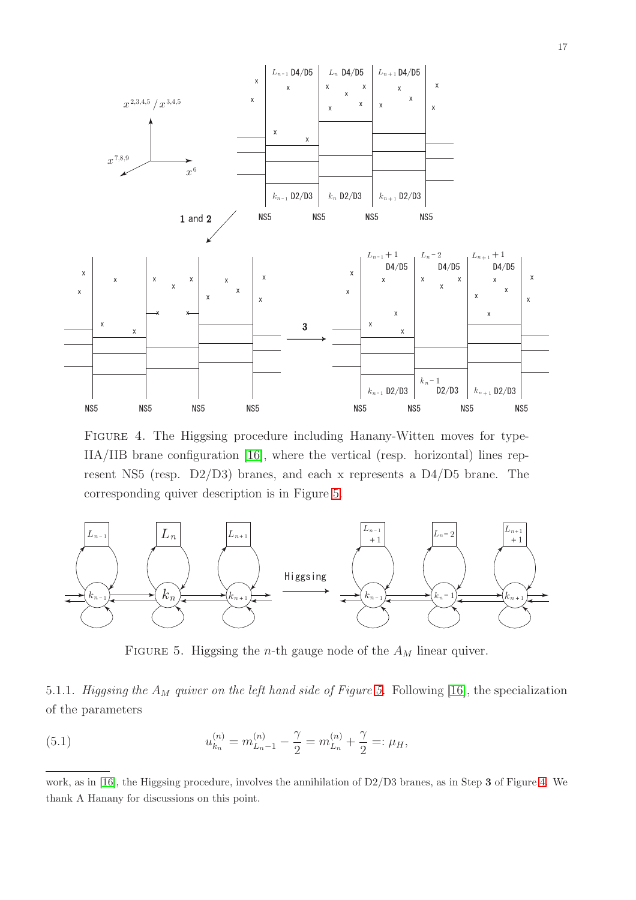FIGURE 4. The Higgsing procedure including Hanany-Witten moves for type-IIA/IIB brane configuration [16], where the vertical (resp. horizontal) lines represent NS5 (resp. D2/D3) branes, and each x represents a D4/D5 brane. The corresponding quiver description is in Figure 5.

FIGURE 5. Higgsing the $n$-th gauge node of the $A_M$ linear quiver.

5.1.1. *Higgsing the $A_M$ quiver on the left hand side of Figure 5.* Following [16], the specialization of the parameters

$$u^{(n)}_{k_n} = m^{(n)}_{L_n - 1} - \frac{\gamma}{2} = m^{(n)}_{L_n} + \frac{\gamma}{2} =: \mu_H, \tag{5.1}$$

work, as in [16], the Higgsing procedure, involves the annihilation of D2/D3 branes, as in Step **3** of Figure 4. We thank A Hanany for discussions on this point.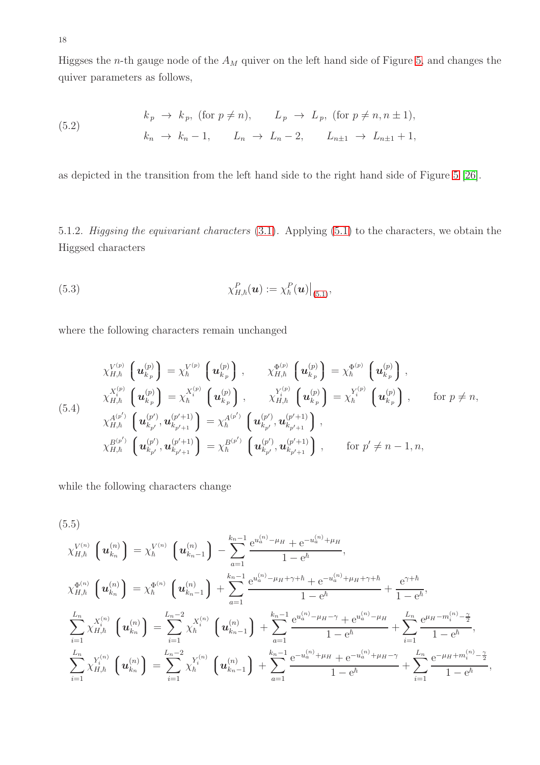Higgses the $n$-th gauge node of the $A_M$ quiver on the left hand side of Figure 5, and changes the quiver parameters as follows,

$$
\begin{aligned}
&k_p \ \to\ k_p, \ (\text{for } p \neq n), \qquad L_p \ \to\ L_p, \ (\text{for } p \neq n, n\pm 1), \\
&k_n \ \to\ k_n - 1, \qquad L_n \ \to\ L_n - 2, \qquad L_{n\pm 1} \ \to\ L_{n\pm 1} + 1,
\end{aligned}
\tag{5.2}
$$

as depicted in the transition from the left hand side to the right hand side of Figure 5 [26].

5.1.2. *Higgsing the equivariant characters* (3.1). Applying (5.1) to the characters, we obtain the Higgsed characters

$$
\chi^P_{H,\hbar}(\boldsymbol{u}) := \chi^P_\hbar(\boldsymbol{u})\big|_{(5.1)},
\tag{5.3}
$$

where the following characters remain unchanged

$$
\begin{aligned}
&\chi^{V^{(p)}}_{H,\hbar}\left(\boldsymbol{u}^{(p)}_{k_p}\right) = \chi^{V^{(p)}}_\hbar\left(\boldsymbol{u}^{(p)}_{k_p}\right), \qquad \chi^{\Phi^{(p)}}_{H,\hbar}\left(\boldsymbol{u}^{(p)}_{k_p}\right) = \chi^{\Phi^{(p)}}_\hbar\left(\boldsymbol{u}^{(p)}_{k_p}\right), \\
&\chi^{X^{(p)}_i}_{H,\hbar}\left(\boldsymbol{u}^{(p)}_{k_p}\right) = \chi^{X^{(p)}_i}_\hbar\left(\boldsymbol{u}^{(p)}_{k_p}\right), \qquad \chi^{Y^{(p)}_i}_{H,\hbar}\left(\boldsymbol{u}^{(p)}_{k_p}\right) = \chi^{Y^{(p)}_i}_\hbar\left(\boldsymbol{u}^{(p)}_{k_p}\right), \qquad \text{for } p \neq n, \\
&\chi^{A^{(p')}}_{H,\hbar}\left(\boldsymbol{u}^{(p')}_{k_{p'}}, \boldsymbol{u}^{(p'+1)}_{k_{p'+1}}\right) = \chi^{A^{(p')}}_\hbar\left(\boldsymbol{u}^{(p')}_{k_{p'}}, \boldsymbol{u}^{(p'+1)}_{k_{p'+1}}\right), \\
&\chi^{B^{(p')}}_{H,\hbar}\left(\boldsymbol{u}^{(p')}_{k_{p'}}, \boldsymbol{u}^{(p'+1)}_{k_{p'+1}}\right) = \chi^{B^{(p')}}_\hbar\left(\boldsymbol{u}^{(p')}_{k_{p'}}, \boldsymbol{u}^{(p'+1)}_{k_{p'+1}}\right), \qquad \text{for } p' \neq n-1, n,
\end{aligned}
\tag{5.4}
$$

while the following characters change

$$
\begin{aligned}
&\chi^{V^{(n)}}_{H,\hbar}\left(\boldsymbol{u}^{(n)}_{k_n}\right) = \chi^{V^{(n)}}_\hbar\left(\boldsymbol{u}^{(n)}_{k_n-1}\right) - \sum_{a=1}^{k_n-1} \frac{\mathrm{e}^{u^{(n)}_a - \mu_H} + \mathrm{e}^{-u^{(n)}_a + \mu_H}}{1-\mathrm{e}^{\hbar}}, \\
&\chi^{\Phi^{(n)}}_{H,\hbar}\left(\boldsymbol{u}^{(n)}_{k_n}\right) = \chi^{\Phi^{(n)}}_\hbar\left(\boldsymbol{u}^{(n)}_{k_n-1}\right) + \sum_{a=1}^{k_n-1} \frac{\mathrm{e}^{u^{(n)}_a - \mu_H + \gamma + \hbar} + \mathrm{e}^{-u^{(n)}_a + \mu_H + \gamma + \hbar}}{1-\mathrm{e}^{\hbar}} + \frac{\mathrm{e}^{\gamma+\hbar}}{1-\mathrm{e}^{\hbar}}, \\
&\sum_{i=1}^{L_n} \chi^{X^{(n)}_i}_{H,\hbar}\left(\boldsymbol{u}^{(n)}_{k_n}\right) = \sum_{i=1}^{L_n-2} \chi^{X^{(n)}_i}_\hbar\left(\boldsymbol{u}^{(n)}_{k_n-1}\right) + \sum_{a=1}^{k_n-1} \frac{\mathrm{e}^{u^{(n)}_a - \mu_H - \gamma} + \mathrm{e}^{u^{(n)}_a - \mu_H}}{1-\mathrm{e}^{\hbar}} + \sum_{i=1}^{L_n} \frac{\mathrm{e}^{\mu_H - m^{(n)}_i - \frac{\gamma}{2}}}{1-\mathrm{e}^{\hbar}}, \\
&\sum_{i=1}^{L_n} \chi^{Y^{(n)}_i}_{H,\hbar}\left(\boldsymbol{u}^{(n)}_{k_n}\right) = \sum_{i=1}^{L_n-2} \chi^{Y^{(n)}_i}_\hbar\left(\boldsymbol{u}^{(n)}_{k_n-1}\right) + \sum_{a=1}^{k_n-1} \frac{\mathrm{e}^{-u^{(n)}_a + \mu_H} + \mathrm{e}^{-u^{(n)}_a + \mu_H - \gamma}}{1-\mathrm{e}^{\hbar}} + \sum_{i=1}^{L_n} \frac{\mathrm{e}^{-\mu_H + m^{(n)}_i - \frac{\gamma}{2}}}{1-\mathrm{e}^{\hbar}},
\end{aligned}
\tag{5.5}
$$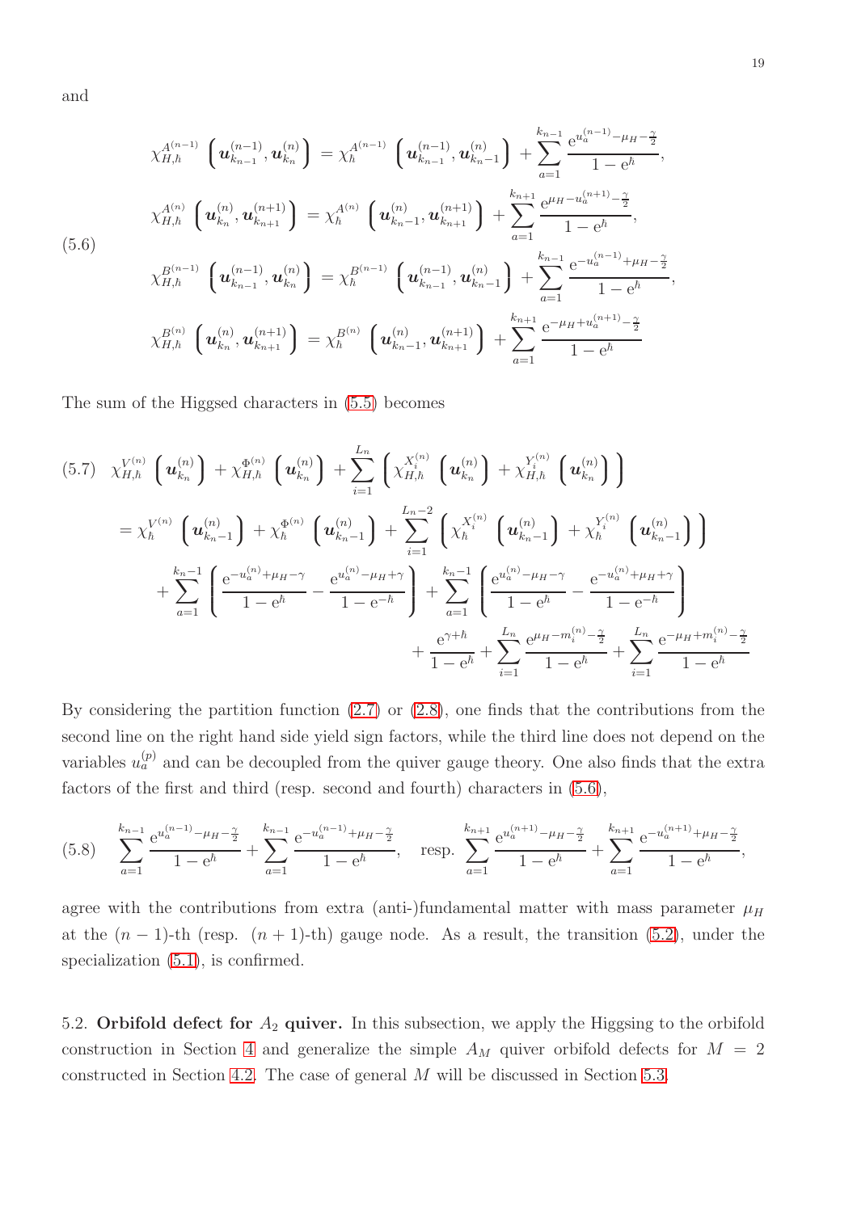and

$$
\begin{aligned}
\chi_{H,\hbar}^{A^{(n-1)}}\left(\boldsymbol{u}_{k_{n-1}}^{(n-1)},\boldsymbol{u}_{k_n}^{(n)}\right) &= \chi_{\hbar}^{A^{(n-1)}}\left(\boldsymbol{u}_{k_{n-1}}^{(n-1)},\boldsymbol{u}_{k_n-1}^{(n)}\right) + \sum_{a=1}^{k_{n-1}} \frac{\mathrm{e}^{u_a^{(n-1)}-\mu_H-\frac{\gamma}{2}}}{1-\mathrm{e}^{\hbar}},\\
\chi_{H,\hbar}^{A^{(n)}}\left(\boldsymbol{u}_{k_n}^{(n)},\boldsymbol{u}_{k_{n+1}}^{(n+1)}\right) &= \chi_{\hbar}^{A^{(n)}}\left(\boldsymbol{u}_{k_n-1}^{(n)},\boldsymbol{u}_{k_{n+1}}^{(n+1)}\right) + \sum_{a=1}^{k_{n+1}} \frac{\mathrm{e}^{\mu_H-u_a^{(n+1)}-\frac{\gamma}{2}}}{1-\mathrm{e}^{\hbar}},\\
\chi_{H,\hbar}^{B^{(n-1)}}\left(\boldsymbol{u}_{k_{n-1}}^{(n-1)},\boldsymbol{u}_{k_n}^{(n)}\right) &= \chi_{\hbar}^{B^{(n-1)}}\left(\boldsymbol{u}_{k_{n-1}}^{(n-1)},\boldsymbol{u}_{k_n-1}^{(n)}\right) + \sum_{a=1}^{k_{n-1}} \frac{\mathrm{e}^{-u_a^{(n-1)}+\mu_H-\frac{\gamma}{2}}}{1-\mathrm{e}^{\hbar}},\\
\chi_{H,\hbar}^{B^{(n)}}\left(\boldsymbol{u}_{k_n}^{(n)},\boldsymbol{u}_{k_{n+1}}^{(n+1)}\right) &= \chi_{\hbar}^{B^{(n)}}\left(\boldsymbol{u}_{k_n-1}^{(n)},\boldsymbol{u}_{k_{n+1}}^{(n+1)}\right) + \sum_{a=1}^{k_{n+1}} \frac{\mathrm{e}^{-\mu_H+u_a^{(n+1)}-\frac{\gamma}{2}}}{1-\mathrm{e}^{\hbar}}
\end{aligned}
\tag{5.6}
$$

The sum of the Higgsed characters in (5.5) becomes

$$
\begin{aligned}
&\chi_{H,\hbar}^{V^{(n)}}\left(\boldsymbol{u}_{k_n}^{(n)}\right) + \chi_{H,\hbar}^{\Phi^{(n)}}\left(\boldsymbol{u}_{k_n}^{(n)}\right) + \sum_{i=1}^{L_n}\left(\chi_{H,\hbar}^{X_i^{(n)}}\left(\boldsymbol{u}_{k_n}^{(n)}\right) + \chi_{H,\hbar}^{Y_i^{(n)}}\left(\boldsymbol{u}_{k_n}^{(n)}\right)\right)\\
&= \chi_{\hbar}^{V^{(n)}}\left(\boldsymbol{u}_{k_n-1}^{(n)}\right) + \chi_{\hbar}^{\Phi^{(n)}}\left(\boldsymbol{u}_{k_n-1}^{(n)}\right) + \sum_{i=1}^{L_n-2}\left(\chi_{\hbar}^{X_i^{(n)}}\left(\boldsymbol{u}_{k_n-1}^{(n)}\right) + \chi_{\hbar}^{Y_i^{(n)}}\left(\boldsymbol{u}_{k_n-1}^{(n)}\right)\right)\\
&\quad + \sum_{a=1}^{k_n-1}\left(\frac{\mathrm{e}^{-u_a^{(n)}+\mu_H-\gamma}}{1-\mathrm{e}^{\hbar}} - \frac{\mathrm{e}^{u_a^{(n)}-\mu_H+\gamma}}{1-\mathrm{e}^{-\hbar}}\right) + \sum_{a=1}^{k_n-1}\left(\frac{\mathrm{e}^{u_a^{(n)}-\mu_H-\gamma}}{1-\mathrm{e}^{\hbar}} - \frac{\mathrm{e}^{-u_a^{(n)}+\mu_H+\gamma}}{1-\mathrm{e}^{-\hbar}}\right)\\
&\quad + \frac{\mathrm{e}^{\gamma+\hbar}}{1-\mathrm{e}^{\hbar}} + \sum_{i=1}^{L_n}\frac{\mathrm{e}^{\mu_H-m_i^{(n)}-\frac{\gamma}{2}}}{1-\mathrm{e}^{\hbar}} + \sum_{i=1}^{L_n}\frac{\mathrm{e}^{-\mu_H+m_i^{(n)}-\frac{\gamma}{2}}}{1-\mathrm{e}^{\hbar}}
\end{aligned}
\tag{5.7}
$$

By considering the partition function (2.7) or (2.8), one finds that the contributions from the second line on the right hand side yield sign factors, while the third line does not depend on the variables $u_a^{(p)}$ and can be decoupled from the quiver gauge theory. One also finds that the extra factors of the first and third (resp. second and fourth) characters in (5.6),

$$
\sum_{a=1}^{k_{n-1}}\frac{\mathrm{e}^{u_a^{(n-1)}-\mu_H-\frac{\gamma}{2}}}{1-\mathrm{e}^{\hbar}} + \sum_{a=1}^{k_{n-1}}\frac{\mathrm{e}^{-u_a^{(n-1)}+\mu_H-\frac{\gamma}{2}}}{1-\mathrm{e}^{\hbar}}, \quad \text{resp.} \ \sum_{a=1}^{k_{n+1}}\frac{\mathrm{e}^{u_a^{(n+1)}-\mu_H-\frac{\gamma}{2}}}{1-\mathrm{e}^{\hbar}} + \sum_{a=1}^{k_{n+1}}\frac{\mathrm{e}^{-u_a^{(n+1)}+\mu_H-\frac{\gamma}{2}}}{1-\mathrm{e}^{\hbar}},
\tag{5.8}
$$

agree with the contributions from extra (anti-)fundamental matter with mass parameter $\mu_H$ at the $(n-1)$-th (resp. $(n+1)$-th) gauge node. As a result, the transition (5.2), under the specialization (5.1), is confirmed.

5.2. **Orbifold defect for $A_2$ quiver.** In this subsection, we apply the Higgsing to the orbifold construction in Section 4 and generalize the simple $A_M$ quiver orbifold defects for $M = 2$ constructed in Section 4.2. The case of general $M$ will be discussed in Section 5.3.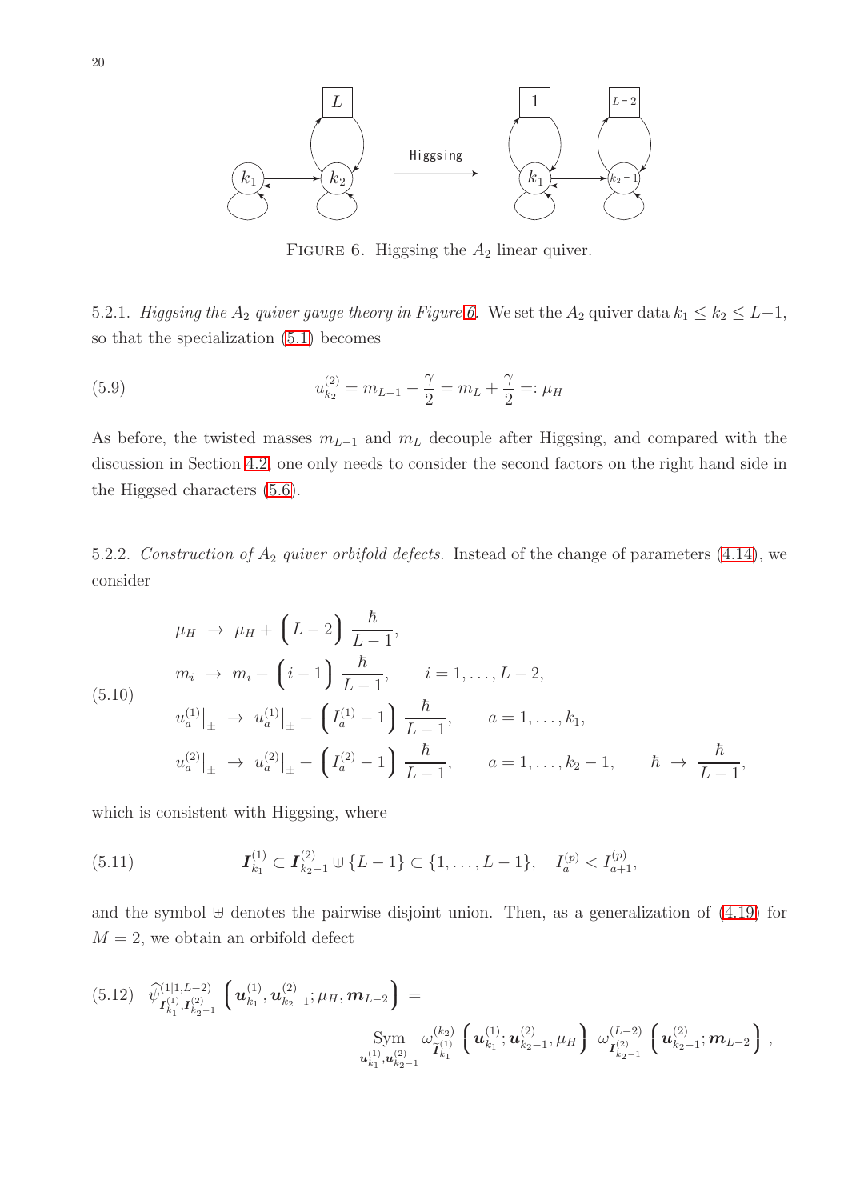FIGURE 6. Higgsing the $A_2$ linear quiver.

5.2.1. *Higgsing the $A_2$ quiver gauge theory in Figure 6.* We set the $A_2$ quiver data $k_1 \leq k_2 \leq L-1$, so that the specialization (5.1) becomes

$$u^{(2)}_{k_2} = m_{L-1} - \frac{\gamma}{2} = m_L + \frac{\gamma}{2} =: \mu_H \tag{5.9}$$

As before, the twisted masses $m_{L-1}$ and $m_L$ decouple after Higgsing, and compared with the discussion in Section 4.2, one only needs to consider the second factors on the right hand side in the Higgsed characters (5.6).

5.2.2. *Construction of $A_2$ quiver orbifold defects.* Instead of the change of parameters (4.14), we consider

$$\begin{aligned}
&\mu_H \;\to\; \mu_H + \Big(L-2\Big)\,\frac{\hbar}{L-1},\\
&m_i \;\to\; m_i + \Big(i-1\Big)\,\frac{\hbar}{L-1}, \qquad i=1,\ldots,L-2,\\
&u^{(1)}_a\big|_{\pm} \;\to\; u^{(1)}_a\big|_{\pm} + \Big(I^{(1)}_a - 1\Big)\,\frac{\hbar}{L-1}, \qquad a=1,\ldots,k_1,\\
&u^{(2)}_a\big|_{\pm} \;\to\; u^{(2)}_a\big|_{\pm} + \Big(I^{(2)}_a - 1\Big)\,\frac{\hbar}{L-1}, \qquad a=1,\ldots,k_2-1, \qquad \hbar \;\to\; \frac{\hbar}{L-1},
\end{aligned} \tag{5.10}$$

which is consistent with Higgsing, where

$$\boldsymbol{I}^{(1)}_{k_1} \subset \boldsymbol{I}^{(2)}_{k_2-1} \uplus \{L-1\} \subset \{1,\ldots,L-1\}, \quad I^{(p)}_a < I^{(p)}_{a+1}, \tag{5.11}$$

and the symbol $\uplus$ denotes the pairwise disjoint union. Then, as a generalization of (4.19) for $M=2$, we obtain an orbifold defect

$$\widehat{\psi}^{(1|1,L-2)}_{\boldsymbol{I}^{(1)}_{k_1},\boldsymbol{I}^{(2)}_{k_2-1}}\Big(\boldsymbol{u}^{(1)}_{k_1},\boldsymbol{u}^{(2)}_{k_2-1};\mu_H,\boldsymbol{m}_{L-2}\Big) = \underset{\boldsymbol{u}^{(1)}_{k_1},\boldsymbol{u}^{(2)}_{k_2-1}}{\mathrm{Sym}}\;\omega^{(k_2)}_{\widetilde{\boldsymbol{I}}^{(1)}_{k_1}}\Big(\boldsymbol{u}^{(1)}_{k_1};\boldsymbol{u}^{(2)}_{k_2-1},\mu_H\Big)\;\omega^{(L-2)}_{\boldsymbol{I}^{(2)}_{k_2-1}}\Big(\boldsymbol{u}^{(2)}_{k_2-1};\boldsymbol{m}_{L-2}\Big)\,, \tag{5.12}$$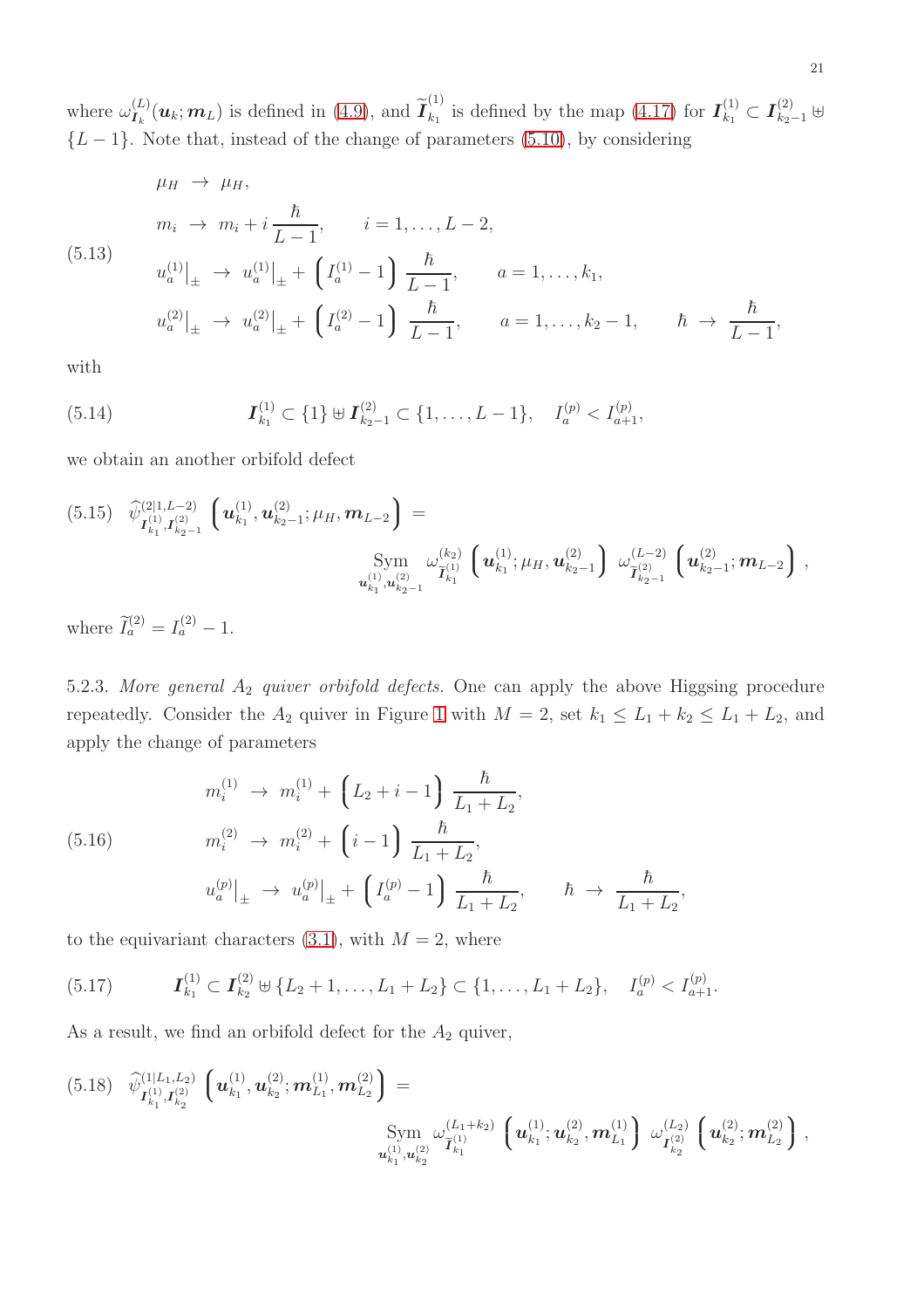where $\omega^{(L)}_{\boldsymbol{I}_k}(\boldsymbol{u}_k;\boldsymbol{m}_L)$ is defined in (4.9), and $\widetilde{\boldsymbol{I}}^{(1)}_{k_1}$ is defined by the map (4.17) for $\boldsymbol{I}^{(1)}_{k_1} \subset \boldsymbol{I}^{(2)}_{k_2-1} \uplus \{L-1\}$. Note that, instead of the change of parameters (5.10), by considering

$$
\begin{aligned}
&\mu_H \ \to\ \mu_H, \\
&m_i \ \to\ m_i + i\,\frac{\hbar}{L-1}, \qquad i=1,\ldots,L-2, \\
&u^{(1)}_a\big|_\pm \ \to\ u^{(1)}_a\big|_\pm + \Big(I^{(1)}_a - 1\Big)\ \frac{\hbar}{L-1}, \qquad a=1,\ldots,k_1, \\
&u^{(2)}_a\big|_\pm \ \to\ u^{(2)}_a\big|_\pm + \Big(I^{(2)}_a - 1\Big)\ \frac{\hbar}{L-1}, \qquad a=1,\ldots,k_2-1, \qquad \hbar \ \to\ \frac{\hbar}{L-1},
\end{aligned}
\tag{5.13}
$$

with

$$
\boldsymbol{I}^{(1)}_{k_1} \subset \{1\} \uplus \boldsymbol{I}^{(2)}_{k_2-1} \subset \{1,\ldots,L-1\}, \quad I^{(p)}_a < I^{(p)}_{a+1},
\tag{5.14}
$$

we obtain an another orbifold defect

$$
\widehat{\psi}^{(2|1,L-2)}_{\boldsymbol{I}^{(1)}_{k_1},\boldsymbol{I}^{(2)}_{k_2-1}}\Big(\boldsymbol{u}^{(1)}_{k_1},\boldsymbol{u}^{(2)}_{k_2-1};\mu_H,\boldsymbol{m}_{L-2}\Big) = \operatorname*{Sym}_{\boldsymbol{u}^{(1)}_{k_1},\boldsymbol{u}^{(2)}_{k_2-1}} \omega^{(k_2)}_{\widetilde{\boldsymbol{I}}^{(1)}_{k_1}}\Big(\boldsymbol{u}^{(1)}_{k_1};\mu_H,\boldsymbol{u}^{(2)}_{k_2-1}\Big)\ \omega^{(L-2)}_{\widetilde{\boldsymbol{I}}^{(2)}_{k_2-1}}\Big(\boldsymbol{u}^{(2)}_{k_2-1};\boldsymbol{m}_{L-2}\Big)\,,
\tag{5.15}
$$

where $\widetilde{I}^{(2)}_a = I^{(2)}_a - 1$.

5.2.3. *More general $A_2$ quiver orbifold defects.* One can apply the above Higgsing procedure repeatedly. Consider the $A_2$ quiver in Figure 1 with $M=2$, set $k_1 \le L_1 + k_2 \le L_1 + L_2$, and apply the change of parameters

$$
\begin{aligned}
&m^{(1)}_i \ \to\ m^{(1)}_i + \Big(L_2 + i - 1\Big)\ \frac{\hbar}{L_1+L_2}, \\
&m^{(2)}_i \ \to\ m^{(2)}_i + \Big(i - 1\Big)\ \frac{\hbar}{L_1+L_2}, \\
&u^{(p)}_a\big|_\pm \ \to\ u^{(p)}_a\big|_\pm + \Big(I^{(p)}_a - 1\Big)\ \frac{\hbar}{L_1+L_2}, \qquad \hbar \ \to\ \frac{\hbar}{L_1+L_2},
\end{aligned}
\tag{5.16}
$$

to the equivariant characters (3.1), with $M=2$, where

$$
\boldsymbol{I}^{(1)}_{k_1} \subset \boldsymbol{I}^{(2)}_{k_2} \uplus \{L_2+1,\ldots,L_1+L_2\} \subset \{1,\ldots,L_1+L_2\}, \quad I^{(p)}_a < I^{(p)}_{a+1}.
\tag{5.17}
$$

As a result, we find an orbifold defect for the $A_2$ quiver,

$$
\widehat{\psi}^{(1|L_1,L_2)}_{\boldsymbol{I}^{(1)}_{k_1},\boldsymbol{I}^{(2)}_{k_2}}\Big(\boldsymbol{u}^{(1)}_{k_1},\boldsymbol{u}^{(2)}_{k_2};\boldsymbol{m}^{(1)}_{L_1},\boldsymbol{m}^{(2)}_{L_2}\Big) = \operatorname*{Sym}_{\boldsymbol{u}^{(1)}_{k_1},\boldsymbol{u}^{(2)}_{k_2}} \omega^{(L_1+k_2)}_{\widetilde{\boldsymbol{I}}^{(1)}_{k_1}}\Big(\boldsymbol{u}^{(1)}_{k_1};\boldsymbol{u}^{(2)}_{k_2},\boldsymbol{m}^{(1)}_{L_1}\Big)\ \omega^{(L_2)}_{\boldsymbol{I}^{(2)}_{k_2}}\Big(\boldsymbol{u}^{(2)}_{k_2};\boldsymbol{m}^{(2)}_{L_2}\Big)\,,
\tag{5.18}
$$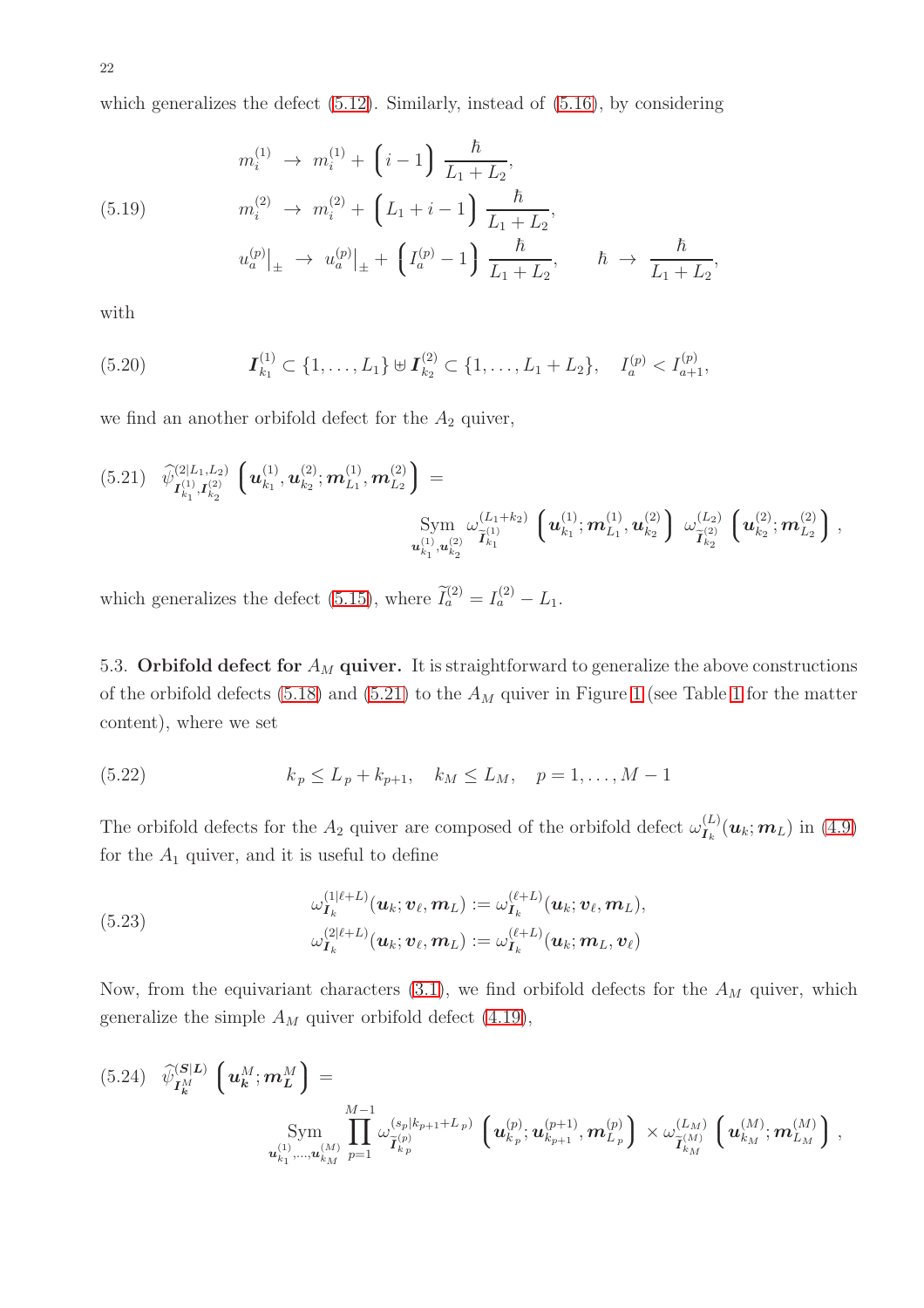which generalizes the defect (5.12). Similarly, instead of (5.16), by considering

$$
\begin{aligned}
&m_i^{(1)} \;\to\; m_i^{(1)} + \Big(i-1\Big)\,\frac{\hbar}{L_1+L_2}, \\
&m_i^{(2)} \;\to\; m_i^{(2)} + \Big(L_1+i-1\Big)\,\frac{\hbar}{L_1+L_2}, \\
&u_a^{(p)}\big|_{\pm} \;\to\; u_a^{(p)}\big|_{\pm} + \Big(I_a^{(p)}-1\Big)\,\frac{\hbar}{L_1+L_2}, \qquad \hbar \;\to\; \frac{\hbar}{L_1+L_2},
\end{aligned}
\tag{5.19}
$$

with

$$
\boldsymbol{I}_{k_1}^{(1)} \subset \{1,\ldots,L_1\} \uplus \boldsymbol{I}_{k_2}^{(2)} \subset \{1,\ldots,L_1+L_2\}, \quad I_a^{(p)} < I_{a+1}^{(p)},
\tag{5.20}
$$

we find an another orbifold defect for the $A_2$ quiver,

$$
\widehat{\psi}^{(2|L_1,L_2)}_{\boldsymbol{I}_{k_1}^{(1)},\boldsymbol{I}_{k_2}^{(2)}}\left(\boldsymbol{u}_{k_1}^{(1)},\boldsymbol{u}_{k_2}^{(2)};\boldsymbol{m}_{L_1}^{(1)},\boldsymbol{m}_{L_2}^{(2)}\right) = \underset{\boldsymbol{u}_{k_1}^{(1)},\boldsymbol{u}_{k_2}^{(2)}}{\mathrm{Sym}}\; \omega^{(L_1+k_2)}_{\widetilde{\boldsymbol{I}}_{k_1}^{(1)}}\left(\boldsymbol{u}_{k_1}^{(1)};\boldsymbol{m}_{L_1}^{(1)},\boldsymbol{u}_{k_2}^{(2)}\right)\; \omega^{(L_2)}_{\widetilde{\boldsymbol{I}}_{k_2}^{(2)}}\left(\boldsymbol{u}_{k_2}^{(2)};\boldsymbol{m}_{L_2}^{(2)}\right),
\tag{5.21}
$$

which generalizes the defect (5.15), where $\widetilde{I}_a^{(2)} = I_a^{(2)} - L_1$.

### 5.3. Orbifold defect for $A_M$ quiver.

It is straightforward to generalize the above constructions of the orbifold defects (5.18) and (5.21) to the $A_M$ quiver in Figure 1 (see Table 1 for the matter content), where we set

$$
k_p \le L_p + k_{p+1}, \quad k_M \le L_M, \quad p = 1,\ldots,M-1
\tag{5.22}
$$

The orbifold defects for the $A_2$ quiver are composed of the orbifold defect $\omega^{(L)}_{\boldsymbol{I}_k}(\boldsymbol{u}_k;\boldsymbol{m}_L)$ in (4.9) for the $A_1$ quiver, and it is useful to define

$$
\begin{aligned}
\omega^{(1|\ell+L)}_{\boldsymbol{I}_k}(\boldsymbol{u}_k;\boldsymbol{v}_\ell,\boldsymbol{m}_L) &:= \omega^{(\ell+L)}_{\boldsymbol{I}_k}(\boldsymbol{u}_k;\boldsymbol{v}_\ell,\boldsymbol{m}_L), \\
\omega^{(2|\ell+L)}_{\boldsymbol{I}_k}(\boldsymbol{u}_k;\boldsymbol{v}_\ell,\boldsymbol{m}_L) &:= \omega^{(\ell+L)}_{\boldsymbol{I}_k}(\boldsymbol{u}_k;\boldsymbol{m}_L,\boldsymbol{v}_\ell)
\end{aligned}
\tag{5.23}
$$

Now, from the equivariant characters (3.1), we find orbifold defects for the $A_M$ quiver, which generalize the simple $A_M$ quiver orbifold defect (4.19),

$$
\widehat{\psi}^{(\boldsymbol{S}|\boldsymbol{L})}_{\boldsymbol{I}_{\boldsymbol{k}}^M}\left(\boldsymbol{u}_{\boldsymbol{k}}^M;\boldsymbol{m}_{\boldsymbol{L}}^M\right) = \underset{\boldsymbol{u}_{k_1}^{(1)},\ldots,\boldsymbol{u}_{k_M}^{(M)}}{\mathrm{Sym}}\; \prod_{p=1}^{M-1} \omega^{(s_p|k_{p+1}+L_p)}_{\widetilde{\boldsymbol{I}}_{k_p}^{(p)}}\left(\boldsymbol{u}_{k_p}^{(p)};\boldsymbol{u}_{k_{p+1}}^{(p+1)},\boldsymbol{m}_{L_p}^{(p)}\right) \times \omega^{(L_M)}_{\widetilde{\boldsymbol{I}}_{k_M}^{(M)}}\left(\boldsymbol{u}_{k_M}^{(M)};\boldsymbol{m}_{L_M}^{(M)}\right),
\tag{5.24}
$$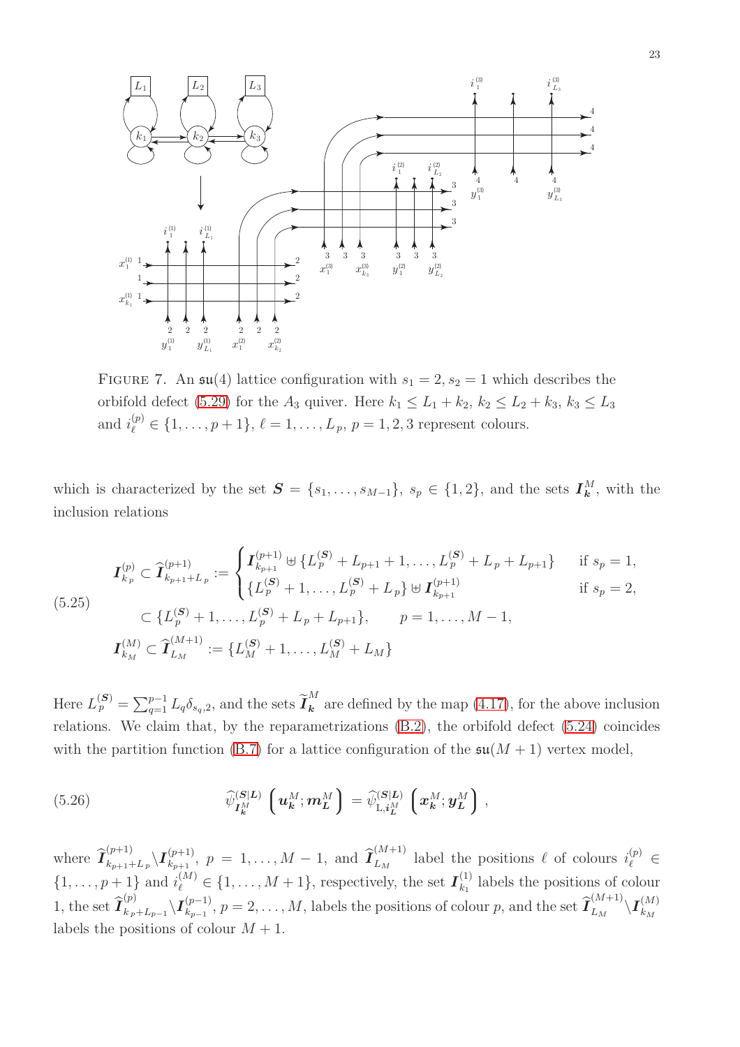FIGURE 7. An $\mathfrak{su}(4)$ lattice configuration with $s_1 = 2, s_2 = 1$ which describes the orbifold defect (5.29) for the $A_3$ quiver. Here $k_1 \leq L_1 + k_2$, $k_2 \leq L_2 + k_3$, $k_3 \leq L_3$ and $i^{(p)}_\ell \in \{1, \ldots, p+1\}$, $\ell = 1, \ldots, L_p$, $p = 1, 2, 3$ represent colours.

which is characterized by the set $\boldsymbol{S} = \{s_1, \ldots, s_{M-1}\}$, $s_p \in \{1, 2\}$, and the sets $\boldsymbol{I}^M_{\boldsymbol{k}}$, with the inclusion relations

$$
\begin{aligned}
\boldsymbol{I}^{(p)}_{k_p} \subset \widehat{\boldsymbol{I}}^{(p+1)}_{k_{p+1}+L_p} &:= \begin{cases} \boldsymbol{I}^{(p+1)}_{k_{p+1}} \uplus \{L^{(\boldsymbol{S})}_p + L_{p+1} + 1, \ldots, L^{(\boldsymbol{S})}_p + L_p + L_{p+1}\} & \text{if } s_p = 1, \\ \{L^{(\boldsymbol{S})}_p + 1, \ldots, L^{(\boldsymbol{S})}_p + L_p\} \uplus \boldsymbol{I}^{(p+1)}_{k_{p+1}} & \text{if } s_p = 2, \end{cases} \\
&\subset \{L^{(\boldsymbol{S})}_p + 1, \ldots, L^{(\boldsymbol{S})}_p + L_p + L_{p+1}\}, \qquad p = 1, \ldots, M-1, \\
\boldsymbol{I}^{(M)}_{k_M} \subset \widehat{\boldsymbol{I}}^{(M+1)}_{L_M} &:= \{L^{(\boldsymbol{S})}_M + 1, \ldots, L^{(\boldsymbol{S})}_M + L_M\}
\end{aligned}
\tag{5.25}
$$

Here $L^{(\boldsymbol{S})}_p = \sum_{q=1}^{p-1} L_q \delta_{s_q, 2}$, and the sets $\widetilde{\boldsymbol{I}}^M_{\boldsymbol{k}}$ are defined by the map (4.17), for the above inclusion relations. We claim that, by the reparametrizations (B.2), the orbifold defect (5.24) coincides with the partition function (B.7) for a lattice configuration of the $\mathfrak{su}(M+1)$ vertex model,

$$
\widehat{\psi}^{(\boldsymbol{S}|\boldsymbol{L})}_{\boldsymbol{I}^M_{\boldsymbol{k}}} \left( \boldsymbol{u}^M_{\boldsymbol{k}}; \boldsymbol{m}^M_{\boldsymbol{L}} \right) = \widehat{\psi}^{(\boldsymbol{S}|\boldsymbol{L})}_{\mathrm{L}, \boldsymbol{i}^M_{\boldsymbol{L}}} \left( \boldsymbol{x}^M_{\boldsymbol{k}}; \boldsymbol{y}^M_{\boldsymbol{L}} \right) ,
\tag{5.26}
$$

where $\widehat{\boldsymbol{I}}^{(p+1)}_{k_{p+1}+L_p} \backslash \boldsymbol{I}^{(p+1)}_{k_{p+1}}$, $p = 1, \ldots, M-1$, and $\widehat{\boldsymbol{I}}^{(M+1)}_{L_M}$ label the positions $\ell$ of colours $i^{(p)}_\ell \in \{1, \ldots, p+1\}$ and $i^{(M)}_\ell \in \{1, \ldots, M+1\}$, respectively, the set $\boldsymbol{I}^{(1)}_{k_1}$ labels the positions of colour 1, the set $\widehat{\boldsymbol{I}}^{(p)}_{k_p+L_{p-1}} \backslash \boldsymbol{I}^{(p-1)}_{k_{p-1}}$, $p = 2, \ldots, M$, labels the positions of colour $p$, and the set $\widehat{\boldsymbol{I}}^{(M+1)}_{L_M} \backslash \boldsymbol{I}^{(M)}_{k_M}$ labels the positions of colour $M+1$.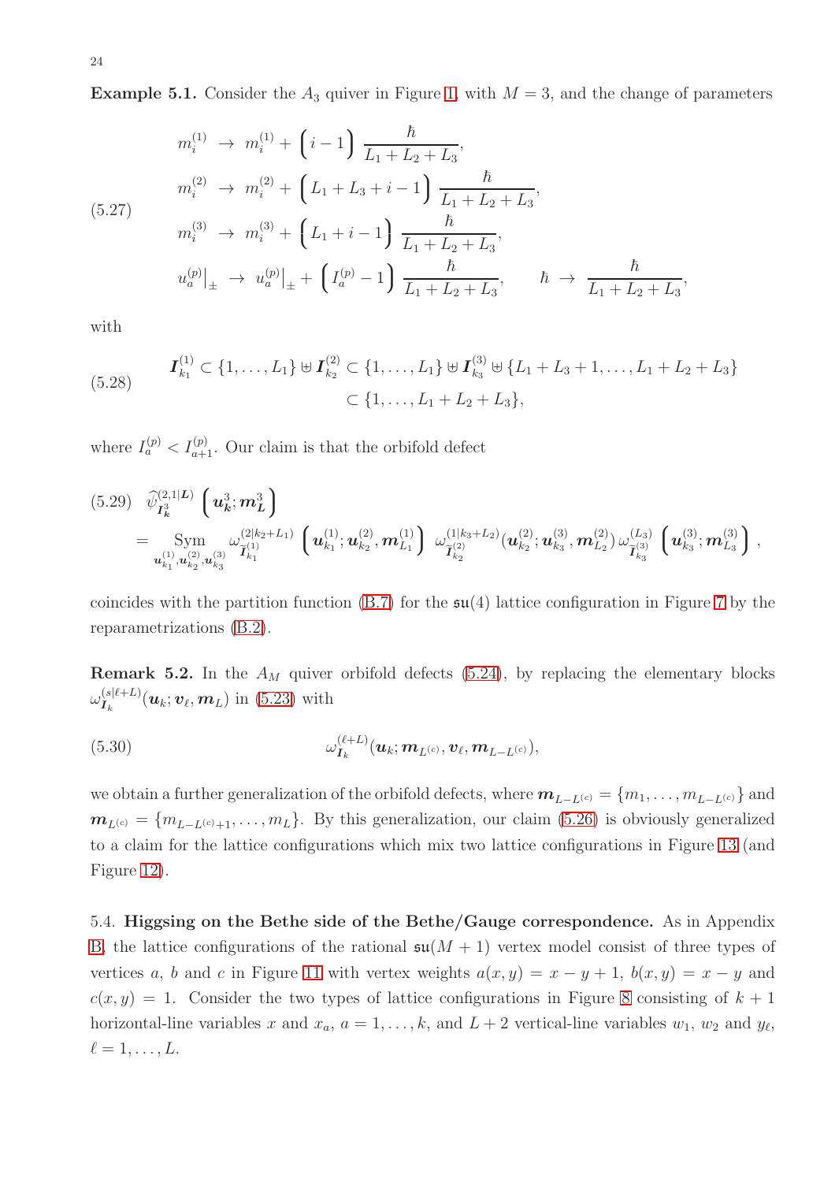**Example 5.1.** Consider the $A_3$ quiver in Figure 1, with $M = 3$, and the change of parameters

$$
\begin{aligned}
m_i^{(1)} &\to m_i^{(1)} + \Big(i-1\Big)\,\frac{\hbar}{L_1+L_2+L_3}, \\
m_i^{(2)} &\to m_i^{(2)} + \Big(L_1+L_3+i-1\Big)\,\frac{\hbar}{L_1+L_2+L_3}, \\
m_i^{(3)} &\to m_i^{(3)} + \Big(L_1+i-1\Big)\,\frac{\hbar}{L_1+L_2+L_3}, \\
u_a^{(p)}\big|_\pm &\to u_a^{(p)}\big|_\pm + \Big(I_a^{(p)}-1\Big)\,\frac{\hbar}{L_1+L_2+L_3}, \qquad \hbar \to \frac{\hbar}{L_1+L_2+L_3},
\end{aligned}
\tag{5.27}
$$

with

$$
\begin{aligned}
\boldsymbol{I}^{(1)}_{k_1} \subset \{1,\dots,L_1\} \uplus \boldsymbol{I}^{(2)}_{k_2} &\subset \{1,\dots,L_1\} \uplus \boldsymbol{I}^{(3)}_{k_3} \uplus \{L_1+L_3+1,\dots,L_1+L_2+L_3\} \\
&\subset \{1,\dots,L_1+L_2+L_3\},
\end{aligned}
\tag{5.28}
$$

where $I_a^{(p)} < I_{a+1}^{(p)}$. Our claim is that the orbifold defect

$$
\begin{aligned}
&\widehat{\psi}^{(2,1|\boldsymbol{L})}_{\boldsymbol{I}^3_{\boldsymbol{k}}}\left(\boldsymbol{u}^3_{\boldsymbol{k}};\boldsymbol{m}^3_{\boldsymbol{L}}\right) \\
&\quad = \operatorname*{Sym}_{\boldsymbol{u}^{(1)}_{k_1},\boldsymbol{u}^{(2)}_{k_2},\boldsymbol{u}^{(3)}_{k_3}} \omega^{(2|k_2+L_1)}_{\widetilde{\boldsymbol{I}}^{(1)}_{k_1}}\left(\boldsymbol{u}^{(1)}_{k_1};\boldsymbol{u}^{(2)}_{k_2},\boldsymbol{m}^{(1)}_{L_1}\right)\,\omega^{(1|k_3+L_2)}_{\widetilde{\boldsymbol{I}}^{(2)}_{k_2}}(\boldsymbol{u}^{(2)}_{k_2};\boldsymbol{u}^{(3)}_{k_3},\boldsymbol{m}^{(2)}_{L_2})\,\omega^{(L_3)}_{\widetilde{\boldsymbol{I}}^{(3)}_{k_3}}\left(\boldsymbol{u}^{(3)}_{k_3};\boldsymbol{m}^{(3)}_{L_3}\right),
\end{aligned}
\tag{5.29}
$$

coincides with the partition function (B.7) for the $\mathfrak{su}(4)$ lattice configuration in Figure 7 by the reparametrizations (B.2).

**Remark 5.2.** In the $A_M$ quiver orbifold defects (5.24), by replacing the elementary blocks $\omega^{(s|\ell+L)}_{\boldsymbol{I}_k}(\boldsymbol{u}_k;\boldsymbol{v}_\ell,\boldsymbol{m}_L)$ in (5.23) with

$$
\omega^{(\ell+L)}_{\boldsymbol{I}_k}(\boldsymbol{u}_k;\boldsymbol{m}_{L^{(c)}},\boldsymbol{v}_\ell,\boldsymbol{m}_{L-L^{(c)}}),
\tag{5.30}
$$

we obtain a further generalization of the orbifold defects, where $\boldsymbol{m}_{L-L^{(c)}} = \{m_1,\dots,m_{L-L^{(c)}}\}$ and $\boldsymbol{m}_{L^{(c)}} = \{m_{L-L^{(c)}+1},\dots,m_L\}$. By this generalization, our claim (5.26) is obviously generalized to a claim for the lattice configurations which mix two lattice configurations in Figure 13 (and Figure 12).

5.4. **Higgsing on the Bethe side of the Bethe/Gauge correspondence.** As in Appendix B, the lattice configurations of the rational $\mathfrak{su}(M+1)$ vertex model consist of three types of vertices $a$, $b$ and $c$ in Figure 11 with vertex weights $a(x,y) = x-y+1$, $b(x,y) = x-y$ and $c(x,y) = 1$. Consider the two types of lattice configurations in Figure 8 consisting of $k+1$ horizontal-line variables $x$ and $x_a$, $a = 1,\dots,k$, and $L+2$ vertical-line variables $w_1$, $w_2$ and $y_\ell$, $\ell = 1,\dots,L$.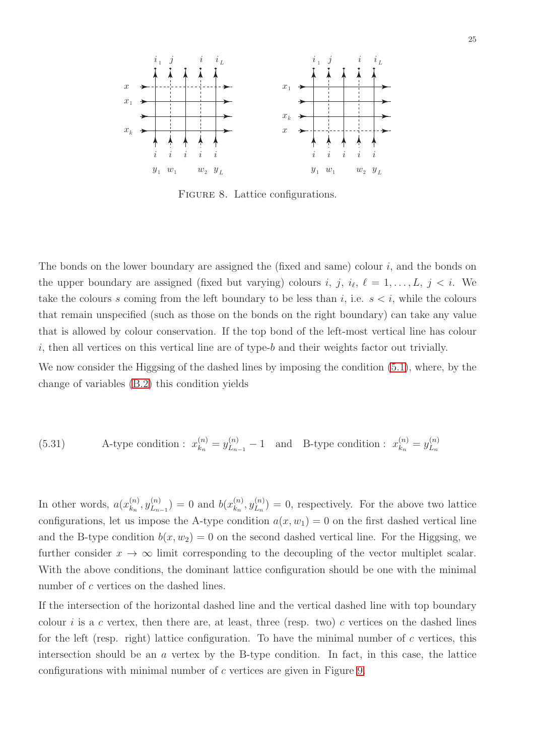FIGURE 8. Lattice configurations.

The bonds on the lower boundary are assigned the (fixed and same) colour $i$, and the bonds on the upper boundary are assigned (fixed but varying) colours $i$, $j$, $i_\ell$, $\ell = 1, \ldots, L$, $j < i$. We take the colours $s$ coming from the left boundary to be less than $i$, i.e. $s < i$, while the colours that remain unspecified (such as those on the bonds on the right boundary) can take any value that is allowed by colour conservation. If the top bond of the left-most vertical line has colour $i$, then all vertices on this vertical line are of type-$b$ and their weights factor out trivially.

We now consider the Higgsing of the dashed lines by imposing the condition (5.1), where, by the change of variables (B.2) this condition yields

$$\text{A-type condition}: \; x^{(n)}_{k_n} = y^{(n)}_{L_{n-1}} - 1 \quad \text{and} \quad \text{B-type condition}: \; x^{(n)}_{k_n} = y^{(n)}_{L_n} \tag{5.31}$$

In other words, $a(x^{(n)}_{k_n}, y^{(n)}_{L_{n-1}}) = 0$ and $b(x^{(n)}_{k_n}, y^{(n)}_{L_n}) = 0$, respectively. For the above two lattice configurations, let us impose the A-type condition $a(x, w_1) = 0$ on the first dashed vertical line and the B-type condition $b(x, w_2) = 0$ on the second dashed vertical line. For the Higgsing, we further consider $x \to \infty$ limit corresponding to the decoupling of the vector multiplet scalar. With the above conditions, the dominant lattice configuration should be one with the minimal number of $c$ vertices on the dashed lines.

If the intersection of the horizontal dashed line and the vertical dashed line with top boundary colour $i$ is a $c$ vertex, then there are, at least, three (resp. two) $c$ vertices on the dashed lines for the left (resp. right) lattice configuration. To have the minimal number of $c$ vertices, this intersection should be an $a$ vertex by the B-type condition. In fact, in this case, the lattice configurations with minimal number of $c$ vertices are given in Figure 9.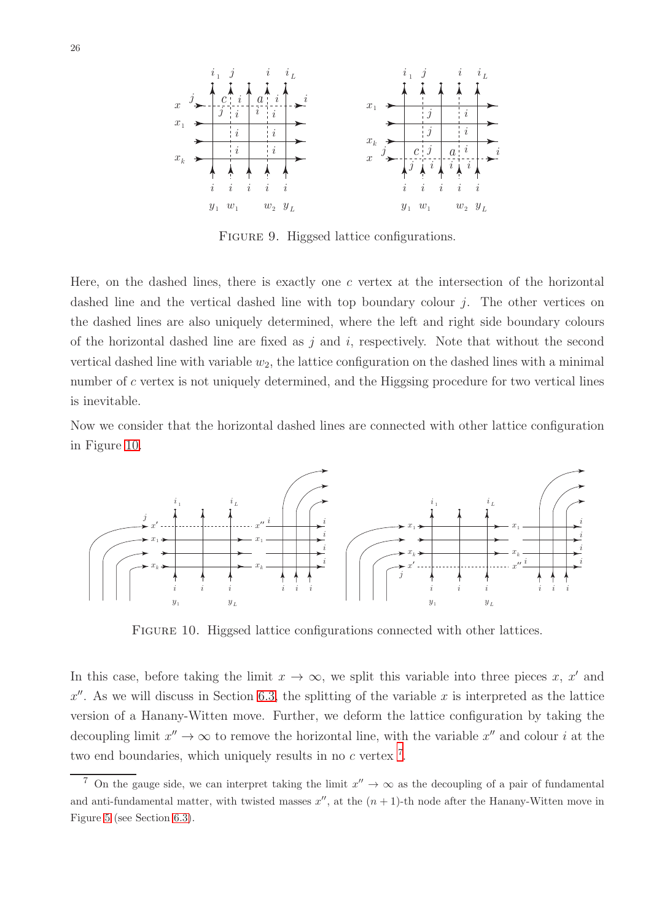FIGURE 9. Higgsed lattice configurations.

Here, on the dashed lines, there is exactly one $c$ vertex at the intersection of the horizontal dashed line and the vertical dashed line with top boundary colour $j$. The other vertices on the dashed lines are also uniquely determined, where the left and right side boundary colours of the horizontal dashed line are fixed as $j$ and $i$, respectively. Note that without the second vertical dashed line with variable $w_2$, the lattice configuration on the dashed lines with a minimal number of $c$ vertex is not uniquely determined, and the Higgsing procedure for two vertical lines is inevitable.

Now we consider that the horizontal dashed lines are connected with other lattice configuration in Figure 10.

FIGURE 10. Higgsed lattice configurations connected with other lattices.

In this case, before taking the limit $x \to \infty$, we split this variable into three pieces $x$, $x'$ and $x''$. As we will discuss in Section 6.3, the splitting of the variable $x$ is interpreted as the lattice version of a Hanany-Witten move. Further, we deform the lattice configuration by taking the decoupling limit $x'' \to \infty$ to remove the horizontal line, with the variable $x''$ and colour $i$ at the two end boundaries, which uniquely results in no $c$ vertex [7].

[7] On the gauge side, we can interpret taking the limit $x'' \to \infty$ as the decoupling of a pair of fundamental and anti-fundamental matter, with twisted masses $x''$, at the $(n+1)$-th node after the Hanany-Witten move in Figure 5 (see Section 6.3).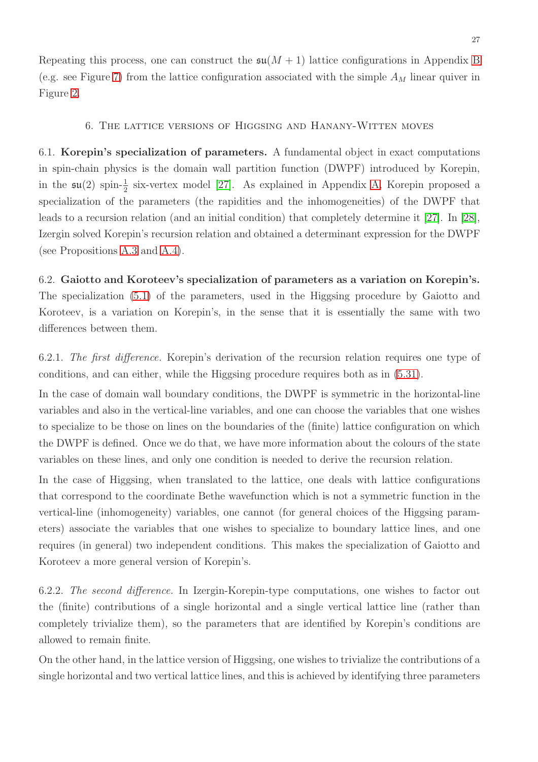Repeating this process, one can construct the $\mathfrak{su}(M+1)$ lattice configurations in Appendix B (e.g. see Figure 7) from the lattice configuration associated with the simple $A_M$ linear quiver in Figure 2.

## 6. The lattice versions of Higgsing and Hanany-Witten moves

6.1. **Korepin's specialization of parameters.** A fundamental object in exact computations in spin-chain physics is the domain wall partition function (DWPF) introduced by Korepin, in the $\mathfrak{su}(2)$ spin-$\frac{1}{2}$ six-vertex model [27]. As explained in Appendix A, Korepin proposed a specialization of the parameters (the rapidities and the inhomogeneities) of the DWPF that leads to a recursion relation (and an initial condition) that completely determine it [27]. In [28], Izergin solved Korepin's recursion relation and obtained a determinant expression for the DWPF (see Propositions A.3 and A.4).

6.2. **Gaiotto and Koroteev's specialization of parameters as a variation on Korepin's.** The specialization (5.1) of the parameters, used in the Higgsing procedure by Gaiotto and Koroteev, is a variation on Korepin's, in the sense that it is essentially the same with two differences between them.

6.2.1. *The first difference.* Korepin's derivation of the recursion relation requires one type of conditions, and can either, while the Higgsing procedure requires both as in (5.31).

In the case of domain wall boundary conditions, the DWPF is symmetric in the horizontal-line variables and also in the vertical-line variables, and one can choose the variables that one wishes to specialize to be those on lines on the boundaries of the (finite) lattice configuration on which the DWPF is defined. Once we do that, we have more information about the colours of the state variables on these lines, and only one condition is needed to derive the recursion relation.

In the case of Higgsing, when translated to the lattice, one deals with lattice configurations that correspond to the coordinate Bethe wavefunction which is not a symmetric function in the vertical-line (inhomogeneity) variables, one cannot (for general choices of the Higgsing parameters) associate the variables that one wishes to specialize to boundary lattice lines, and one requires (in general) two independent conditions. This makes the specialization of Gaiotto and Koroteev a more general version of Korepin's.

6.2.2. *The second difference.* In Izergin-Korepin-type computations, one wishes to factor out the (finite) contributions of a single horizontal and a single vertical lattice line (rather than completely trivialize them), so the parameters that are identified by Korepin's conditions are allowed to remain finite.

On the other hand, in the lattice version of Higgsing, one wishes to trivialize the contributions of a single horizontal and two vertical lattice lines, and this is achieved by identifying three parameters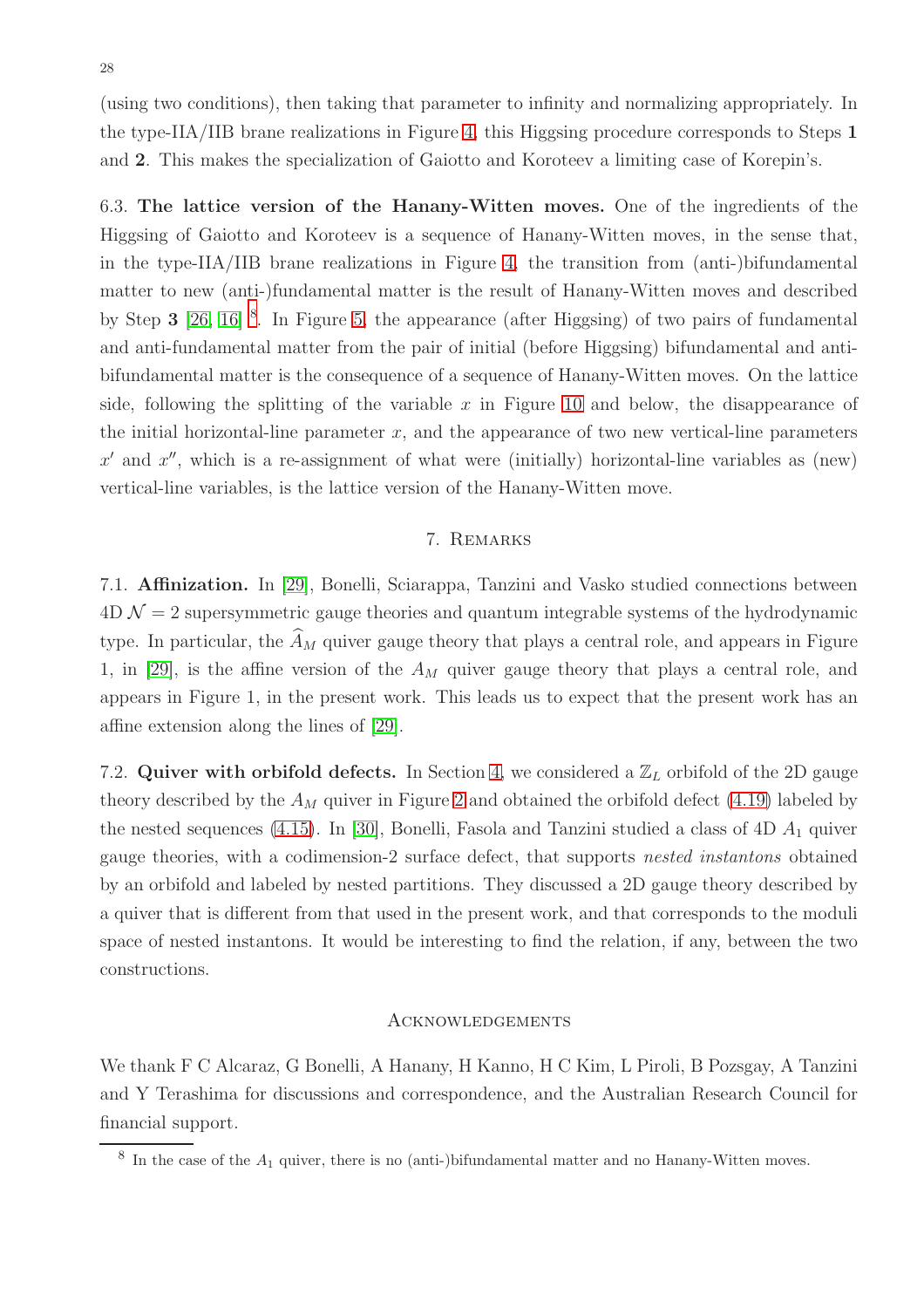(using two conditions), then taking that parameter to infinity and normalizing appropriately. In the type-IIA/IIB brane realizations in Figure 4, this Higgsing procedure corresponds to Steps **1** and **2**. This makes the specialization of Gaiotto and Koroteev a limiting case of Korepin's.

6.3. **The lattice version of the Hanany-Witten moves.** One of the ingredients of the Higgsing of Gaiotto and Koroteev is a sequence of Hanany-Witten moves, in the sense that, in the type-IIA/IIB brane realizations in Figure 4, the transition from (anti-)bifundamental matter to new (anti-)fundamental matter is the result of Hanany-Witten moves and described by Step **3** [26, 16] [8]. In Figure 5, the appearance (after Higgsing) of two pairs of fundamental and anti-fundamental matter from the pair of initial (before Higgsing) bifundamental and anti-bifundamental matter is the consequence of a sequence of Hanany-Witten moves. On the lattice side, following the splitting of the variable $x$ in Figure 10 and below, the disappearance of the initial horizontal-line parameter $x$, and the appearance of two new vertical-line parameters $x'$ and $x''$, which is a re-assignment of what were (initially) horizontal-line variables as (new) vertical-line variables, is the lattice version of the Hanany-Witten move.

## 7. Remarks

7.1. **Affinization.** In [29], Bonelli, Sciarappa, Tanzini and Vasko studied connections between 4D $\mathcal{N} = 2$ supersymmetric gauge theories and quantum integrable systems of the hydrodynamic type. In particular, the $\widehat{A}_M$ quiver gauge theory that plays a central role, and appears in Figure 1, in [29], is the affine version of the $A_M$ quiver gauge theory that plays a central role, and appears in Figure 1, in the present work. This leads us to expect that the present work has an affine extension along the lines of [29].

7.2. **Quiver with orbifold defects.** In Section 4, we considered a $\mathbb{Z}_L$ orbifold of the 2D gauge theory described by the $A_M$ quiver in Figure 2 and obtained the orbifold defect (4.19) labeled by the nested sequences (4.15). In [30], Bonelli, Fasola and Tanzini studied a class of 4D $A_1$ quiver gauge theories, with a codimension-2 surface defect, that supports *nested instantons* obtained by an orbifold and labeled by nested partitions. They discussed a 2D gauge theory described by a quiver that is different from that used in the present work, and that corresponds to the moduli space of nested instantons. It would be interesting to find the relation, if any, between the two constructions.

## Acknowledgements

We thank F C Alcaraz, G Bonelli, A Hanany, H Kanno, H C Kim, L Piroli, B Pozsgay, A Tanzini and Y Terashima for discussions and correspondence, and the Australian Research Council for financial support.

[8] In the case of the $A_1$ quiver, there is no (anti-)bifundamental matter and no Hanany-Witten moves.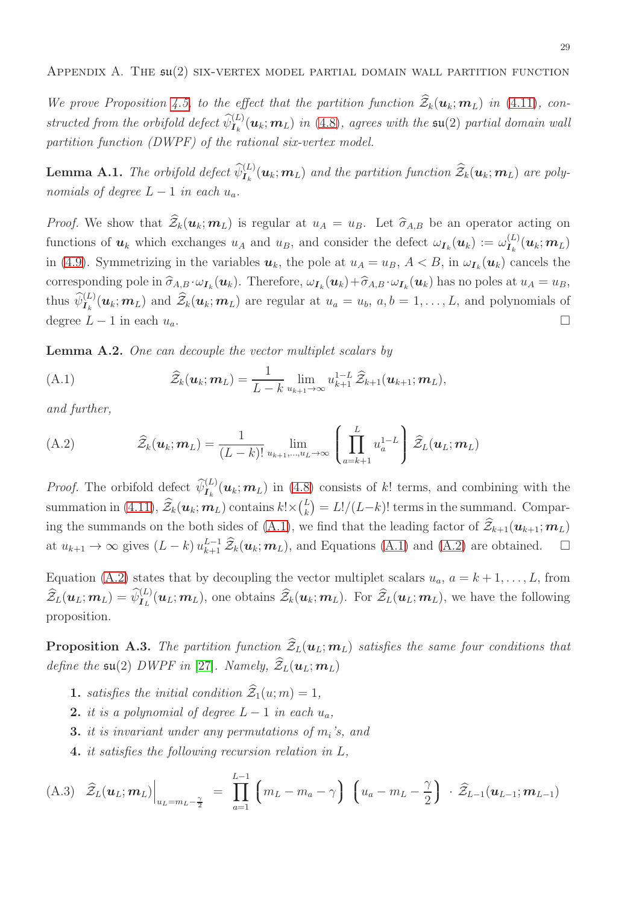## Appendix A. The $\mathfrak{su}(2)$ six-vertex model partial domain wall partition function

*We prove Proposition 4.5, to the effect that the partition function $\widehat{\mathcal{Z}}_k(\boldsymbol{u}_k;\boldsymbol{m}_L)$ in (4.11), constructed from the orbifold defect $\widehat{\psi}^{(L)}_{\boldsymbol{I}_k}(\boldsymbol{u}_k;\boldsymbol{m}_L)$ in (4.8), agrees with the $\mathfrak{su}(2)$ partial domain wall partition function (DWPF) of the rational six-vertex model.*

**Lemma A.1.** *The orbifold defect $\widehat{\psi}^{(L)}_{\boldsymbol{I}_k}(\boldsymbol{u}_k;\boldsymbol{m}_L)$ and the partition function $\widehat{\mathcal{Z}}_k(\boldsymbol{u}_k;\boldsymbol{m}_L)$ are polynomials of degree $L-1$ in each $u_a$.*

*Proof.* We show that $\widehat{\mathcal{Z}}_k(\boldsymbol{u}_k;\boldsymbol{m}_L)$ is regular at $u_A = u_B$. Let $\widehat{\sigma}_{A,B}$ be an operator acting on functions of $\boldsymbol{u}_k$ which exchanges $u_A$ and $u_B$, and consider the defect $\omega_{\boldsymbol{I}_k}(\boldsymbol{u}_k) := \omega^{(L)}_{\boldsymbol{I}_k}(\boldsymbol{u}_k;\boldsymbol{m}_L)$ in (4.9). Symmetrizing in the variables $\boldsymbol{u}_k$, the pole at $u_A = u_B$, $A<B$, in $\omega_{\boldsymbol{I}_k}(\boldsymbol{u}_k)$ cancels the corresponding pole in $\widehat{\sigma}_{A,B}\cdot\omega_{\boldsymbol{I}_k}(\boldsymbol{u}_k)$. Therefore, $\omega_{\boldsymbol{I}_k}(\boldsymbol{u}_k)+\widehat{\sigma}_{A,B}\cdot\omega_{\boldsymbol{I}_k}(\boldsymbol{u}_k)$ has no poles at $u_A=u_B$, thus $\widehat{\psi}^{(L)}_{\boldsymbol{I}_k}(\boldsymbol{u}_k;\boldsymbol{m}_L)$ and $\widehat{\mathcal{Z}}_k(\boldsymbol{u}_k;\boldsymbol{m}_L)$ are regular at $u_a=u_b$, $a,b=1,\dots,L$, and polynomials of degree $L-1$ in each $u_a$. $\square$

**Lemma A.2.** *One can decouple the vector multiplet scalars by*

$$\widehat{\mathcal{Z}}_k(\boldsymbol{u}_k;\boldsymbol{m}_L) = \frac{1}{L-k}\lim_{u_{k+1}\to\infty} u_{k+1}^{1-L}\,\widehat{\mathcal{Z}}_{k+1}(\boldsymbol{u}_{k+1};\boldsymbol{m}_L), \tag{A.1}$$

*and further,*

$$\widehat{\mathcal{Z}}_k(\boldsymbol{u}_k;\boldsymbol{m}_L) = \frac{1}{(L-k)!}\lim_{u_{k+1},\dots,u_L\to\infty}\left(\prod_{a=k+1}^{L} u_a^{1-L}\right)\widehat{\mathcal{Z}}_L(\boldsymbol{u}_L;\boldsymbol{m}_L) \tag{A.2}$$

*Proof.* The orbifold defect $\widehat{\psi}^{(L)}_{\boldsymbol{I}_k}(\boldsymbol{u}_k;\boldsymbol{m}_L)$ in (4.8) consists of $k!$ terms, and combining with the summation in (4.11), $\widehat{\mathcal{Z}}_k(\boldsymbol{u}_k;\boldsymbol{m}_L)$ contains $k!\times\binom{L}{k} = L!/(L-k)!$ terms in the summand. Comparing the summands on the both sides of (A.1), we find that the leading factor of $\widehat{\mathcal{Z}}_{k+1}(\boldsymbol{u}_{k+1};\boldsymbol{m}_L)$ at $u_{k+1}\to\infty$ gives $(L-k)\,u_{k+1}^{L-1}\,\widehat{\mathcal{Z}}_k(\boldsymbol{u}_k;\boldsymbol{m}_L)$, and Equations (A.1) and (A.2) are obtained. $\square$

Equation (A.2) states that by decoupling the vector multiplet scalars $u_a$, $a=k+1,\dots,L$, from $\widehat{\mathcal{Z}}_L(\boldsymbol{u}_L;\boldsymbol{m}_L) = \widehat{\psi}^{(L)}_{\boldsymbol{I}_L}(\boldsymbol{u}_L;\boldsymbol{m}_L)$, one obtains $\widehat{\mathcal{Z}}_k(\boldsymbol{u}_k;\boldsymbol{m}_L)$. For $\widehat{\mathcal{Z}}_L(\boldsymbol{u}_L;\boldsymbol{m}_L)$, we have the following proposition.

**Proposition A.3.** *The partition function $\widehat{\mathcal{Z}}_L(\boldsymbol{u}_L;\boldsymbol{m}_L)$ satisfies the same four conditions that define the $\mathfrak{su}(2)$ DWPF in [27]. Namely, $\widehat{\mathcal{Z}}_L(\boldsymbol{u}_L;\boldsymbol{m}_L)$*

1. *satisfies the initial condition $\widehat{\mathcal{Z}}_1(u;m)=1$,*
2. *it is a polynomial of degree $L-1$ in each $u_a$,*
3. *it is invariant under any permutations of $m_i$'s, and*
4. *it satisfies the following recursion relation in $L$,*

$$\widehat{\mathcal{Z}}_L(\boldsymbol{u}_L;\boldsymbol{m}_L)\Big|_{u_L=m_L-\frac{\gamma}{2}} = \prod_{a=1}^{L-1}\Big(m_L-m_a-\gamma\Big)\ \Big(u_a-m_L-\frac{\gamma}{2}\Big)\ \cdot\ \widehat{\mathcal{Z}}_{L-1}(\boldsymbol{u}_{L-1};\boldsymbol{m}_{L-1}) \tag{A.3}$$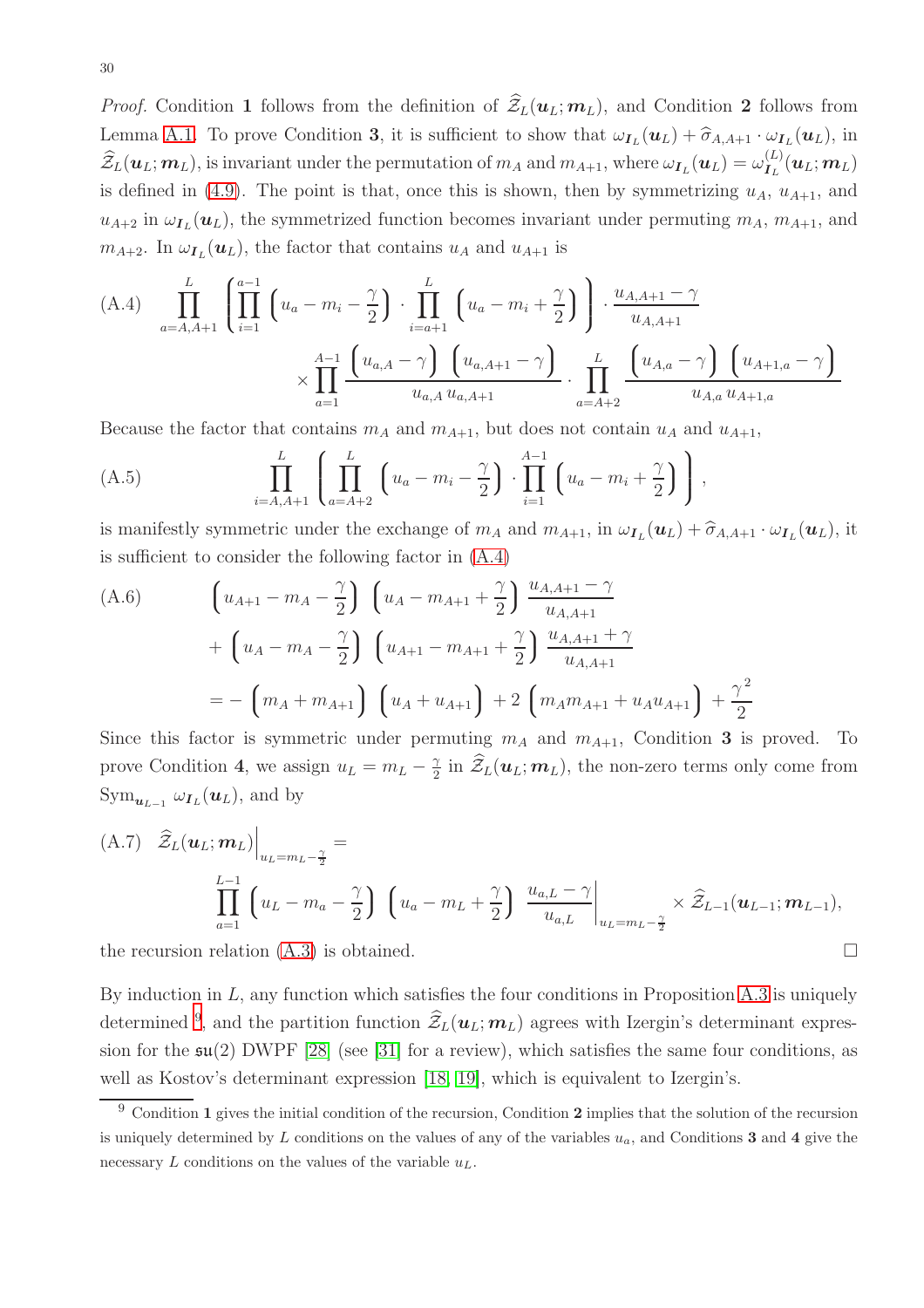*Proof.* Condition **1** follows from the definition of $\widehat{\mathcal{Z}}_L(\boldsymbol{u}_L;\boldsymbol{m}_L)$, and Condition **2** follows from Lemma A.1. To prove Condition **3**, it is sufficient to show that $\omega_{\boldsymbol{I}_L}(\boldsymbol{u}_L) + \widehat{\sigma}_{A,A+1}\cdot\omega_{\boldsymbol{I}_L}(\boldsymbol{u}_L)$, in $\widehat{\mathcal{Z}}_L(\boldsymbol{u}_L;\boldsymbol{m}_L)$, is invariant under the permutation of $m_A$ and $m_{A+1}$, where $\omega_{\boldsymbol{I}_L}(\boldsymbol{u}_L) = \omega^{(L)}_{\boldsymbol{I}_L}(\boldsymbol{u}_L;\boldsymbol{m}_L)$ is defined in (4.9). The point is that, once this is shown, then by symmetrizing $u_A$, $u_{A+1}$, and $u_{A+2}$ in $\omega_{\boldsymbol{I}_L}(\boldsymbol{u}_L)$, the symmetrized function becomes invariant under permuting $m_A$, $m_{A+1}$, and $m_{A+2}$. In $\omega_{\boldsymbol{I}_L}(\boldsymbol{u}_L)$, the factor that contains $u_A$ and $u_{A+1}$ is

$$
\text{(A.4)}\quad \prod_{a=A,A+1}^{L}\left(\prod_{i=1}^{a-1}\left(u_a - m_i - \frac{\gamma}{2}\right)\cdot\prod_{i=a+1}^{L}\left(u_a - m_i + \frac{\gamma}{2}\right)\right)\cdot\frac{u_{A,A+1}-\gamma}{u_{A,A+1}}
$$
$$
\times\prod_{a=1}^{A-1}\frac{\left(u_{a,A}-\gamma\right)\left(u_{a,A+1}-\gamma\right)}{u_{a,A}\,u_{a,A+1}}\cdot\prod_{a=A+2}^{L}\frac{\left(u_{A,a}-\gamma\right)\left(u_{A+1,a}-\gamma\right)}{u_{A,a}\,u_{A+1,a}}
$$

Because the factor that contains $m_A$ and $m_{A+1}$, but does not contain $u_A$ and $u_{A+1}$,

$$
\text{(A.5)}\qquad \prod_{i=A,A+1}^{L}\left(\prod_{a=A+2}^{L}\left(u_a - m_i - \frac{\gamma}{2}\right)\cdot\prod_{i=1}^{A-1}\left(u_a - m_i + \frac{\gamma}{2}\right)\right),
$$

is manifestly symmetric under the exchange of $m_A$ and $m_{A+1}$, in $\omega_{\boldsymbol{I}_L}(\boldsymbol{u}_L) + \widehat{\sigma}_{A,A+1}\cdot\omega_{\boldsymbol{I}_L}(\boldsymbol{u}_L)$, it is sufficient to consider the following factor in (A.4)

$$
\begin{aligned}
\text{(A.6)}\qquad & \left(u_{A+1} - m_A - \frac{\gamma}{2}\right)\left(u_A - m_{A+1} + \frac{\gamma}{2}\right)\frac{u_{A,A+1}-\gamma}{u_{A,A+1}} \\
&+\left(u_A - m_A - \frac{\gamma}{2}\right)\left(u_{A+1} - m_{A+1} + \frac{\gamma}{2}\right)\frac{u_{A,A+1}+\gamma}{u_{A,A+1}} \\
&= -\left(m_A + m_{A+1}\right)\left(u_A + u_{A+1}\right) + 2\left(m_A m_{A+1} + u_A u_{A+1}\right) + \frac{\gamma^2}{2}
\end{aligned}
$$

Since this factor is symmetric under permuting $m_A$ and $m_{A+1}$, Condition **3** is proved. To prove Condition **4**, we assign $u_L = m_L - \frac{\gamma}{2}$ in $\widehat{\mathcal{Z}}_L(\boldsymbol{u}_L;\boldsymbol{m}_L)$, the non-zero terms only come from $\mathrm{Sym}_{\boldsymbol{u}_{L-1}}\,\omega_{\boldsymbol{I}_L}(\boldsymbol{u}_L)$, and by

$$
\text{(A.7)}\quad \widehat{\mathcal{Z}}_L(\boldsymbol{u}_L;\boldsymbol{m}_L)\Big|_{u_L=m_L-\frac{\gamma}{2}} =
$$
$$
\prod_{a=1}^{L-1}\left(u_L - m_a - \frac{\gamma}{2}\right)\left(u_a - m_L + \frac{\gamma}{2}\right)\frac{u_{a,L}-\gamma}{u_{a,L}}\Bigg|_{u_L=m_L-\frac{\gamma}{2}}\times\widehat{\mathcal{Z}}_{L-1}(\boldsymbol{u}_{L-1};\boldsymbol{m}_{L-1}),
$$

the recursion relation (A.3) is obtained. □

By induction in $L$, any function which satisfies the four conditions in Proposition A.3 is uniquely determined [9], and the partition function $\widehat{\mathcal{Z}}_L(\boldsymbol{u}_L;\boldsymbol{m}_L)$ agrees with Izergin's determinant expression for the $\mathfrak{su}(2)$ DWPF [28] (see [31] for a review), which satisfies the same four conditions, as well as Kostov's determinant expression [18, 19], which is equivalent to Izergin's.

[9] Condition **1** gives the initial condition of the recursion, Condition **2** implies that the solution of the recursion is uniquely determined by $L$ conditions on the values of any of the variables $u_a$, and Conditions **3** and **4** give the necessary $L$ conditions on the values of the variable $u_L$.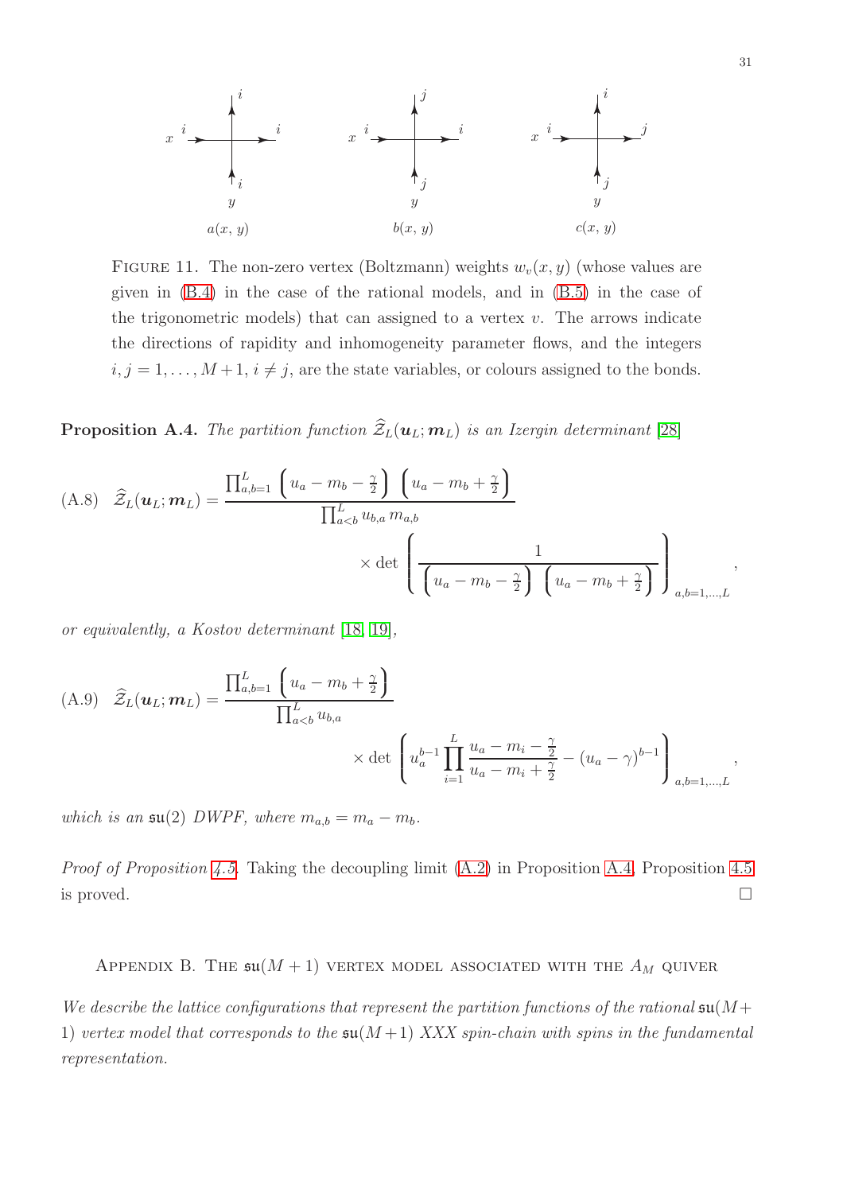FIGURE 11. The non-zero vertex (Boltzmann) weights $w_v(x, y)$ (whose values are given in (B.4) in the case of the rational models, and in (B.5) in the case of the trigonometric models) that can assigned to a vertex $v$. The arrows indicate the directions of rapidity and inhomogeneity parameter flows, and the integers $i, j = 1, \ldots, M+1$, $i \neq j$, are the state variables, or colours assigned to the bonds.

**Proposition A.4.** *The partition function* $\widehat{\mathcal{Z}}_L(\boldsymbol{u}_L; \boldsymbol{m}_L)$ *is an Izergin determinant* [28]

$$
\text{(A.8)} \quad \widehat{\mathcal{Z}}_L(\boldsymbol{u}_L; \boldsymbol{m}_L) = \frac{\prod_{a,b=1}^{L} \left( u_a - m_b - \frac{\gamma}{2} \right) \left( u_a - m_b + \frac{\gamma}{2} \right)}{\prod_{a<b}^{L} u_{b,a}\, m_{a,b}} \times \det \left( \frac{1}{\left( u_a - m_b - \frac{\gamma}{2} \right) \left( u_a - m_b + \frac{\gamma}{2} \right)} \right)_{a,b=1,\ldots,L},
$$

*or equivalently, a Kostov determinant* [18, 19],

$$
\text{(A.9)} \quad \widehat{\mathcal{Z}}_L(\boldsymbol{u}_L; \boldsymbol{m}_L) = \frac{\prod_{a,b=1}^{L} \left( u_a - m_b + \frac{\gamma}{2} \right)}{\prod_{a<b}^{L} u_{b,a}} \times \det \left( u_a^{b-1} \prod_{i=1}^{L} \frac{u_a - m_i - \frac{\gamma}{2}}{u_a - m_i + \frac{\gamma}{2}} - (u_a - \gamma)^{b-1} \right)_{a,b=1,\ldots,L},
$$

*which is an* $\mathfrak{su}(2)$ *DWPF, where* $m_{a,b} = m_a - m_b$.

*Proof of Proposition 4.5.* Taking the decoupling limit (A.2) in Proposition A.4, Proposition 4.5 is proved. □

## Appendix B. The $\mathfrak{su}(M+1)$ vertex model associated with the $A_M$ quiver

*We describe the lattice configurations that represent the partition functions of the rational* $\mathfrak{su}(M+1)$ *vertex model that corresponds to the* $\mathfrak{su}(M+1)$ *XXX spin-chain with spins in the fundamental representation.*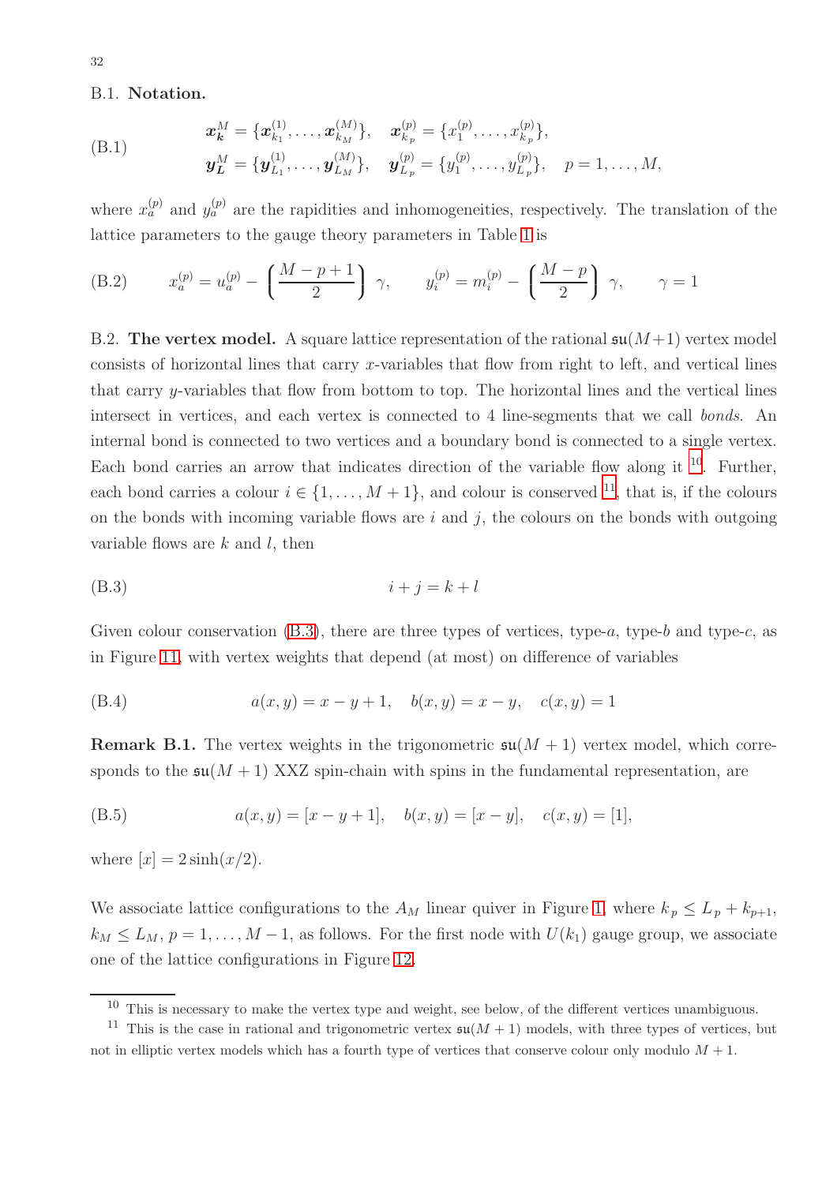B.1. **Notation.**

$$
\boldsymbol{x}_{\boldsymbol{k}}^{M} = \{\boldsymbol{x}_{k_1}^{(1)}, \ldots, \boldsymbol{x}_{k_M}^{(M)}\}, \quad \boldsymbol{x}_{k_p}^{(p)} = \{x_1^{(p)}, \ldots, x_{k_p}^{(p)}\},
$$
$$
\boldsymbol{y}_{\boldsymbol{L}}^{M} = \{\boldsymbol{y}_{L_1}^{(1)}, \ldots, \boldsymbol{y}_{L_M}^{(M)}\}, \quad \boldsymbol{y}_{L_p}^{(p)} = \{y_1^{(p)}, \ldots, y_{L_p}^{(p)}\}, \quad p = 1, \ldots, M, \tag{B.1}
$$

where $x_a^{(p)}$ and $y_a^{(p)}$ are the rapidities and inhomogeneities, respectively. The translation of the lattice parameters to the gauge theory parameters in Table 1 is

$$
x_a^{(p)} = u_a^{(p)} - \left(\frac{M-p+1}{2}\right)\gamma, \qquad y_i^{(p)} = m_i^{(p)} - \left(\frac{M-p}{2}\right)\gamma, \qquad \gamma = 1 \tag{B.2}
$$

B.2. **The vertex model.** A square lattice representation of the rational $\mathfrak{su}(M+1)$ vertex model consists of horizontal lines that carry $x$-variables that flow from right to left, and vertical lines that carry $y$-variables that flow from bottom to top. The horizontal lines and the vertical lines intersect in vertices, and each vertex is connected to 4 line-segments that we call *bonds*. An internal bond is connected to two vertices and a boundary bond is connected to a single vertex. Each bond carries an arrow that indicates direction of the variable flow along it [10]. Further, each bond carries a colour $i \in \{1, \ldots, M+1\}$, and colour is conserved [11], that is, if the colours on the bonds with incoming variable flows are $i$ and $j$, the colours on the bonds with outgoing variable flows are $k$ and $l$, then

$$
i + j = k + l \tag{B.3}
$$

Given colour conservation (B.3), there are three types of vertices, type-$a$, type-$b$ and type-$c$, as in Figure 11, with vertex weights that depend (at most) on difference of variables

$$
a(x,y) = x - y + 1, \quad b(x,y) = x - y, \quad c(x,y) = 1 \tag{B.4}
$$

**Remark B.1.** The vertex weights in the trigonometric $\mathfrak{su}(M+1)$ vertex model, which corresponds to the $\mathfrak{su}(M+1)$ XXZ spin-chain with spins in the fundamental representation, are

$$
a(x,y) = [x - y + 1], \quad b(x,y) = [x - y], \quad c(x,y) = [1], \tag{B.5}
$$

where $[x] = 2\sinh(x/2)$.

We associate lattice configurations to the $A_M$ linear quiver in Figure 1, where $k_p \leq L_p + k_{p+1}$, $k_M \leq L_M$, $p = 1, \ldots, M-1$, as follows. For the first node with $U(k_1)$ gauge group, we associate one of the lattice configurations in Figure 12.

---

[10] This is necessary to make the vertex type and weight, see below, of the different vertices unambiguous.

[11] This is the case in rational and trigonometric vertex $\mathfrak{su}(M+1)$ models, with three types of vertices, but not in elliptic vertex models which has a fourth type of vertices that conserve colour only modulo $M+1$.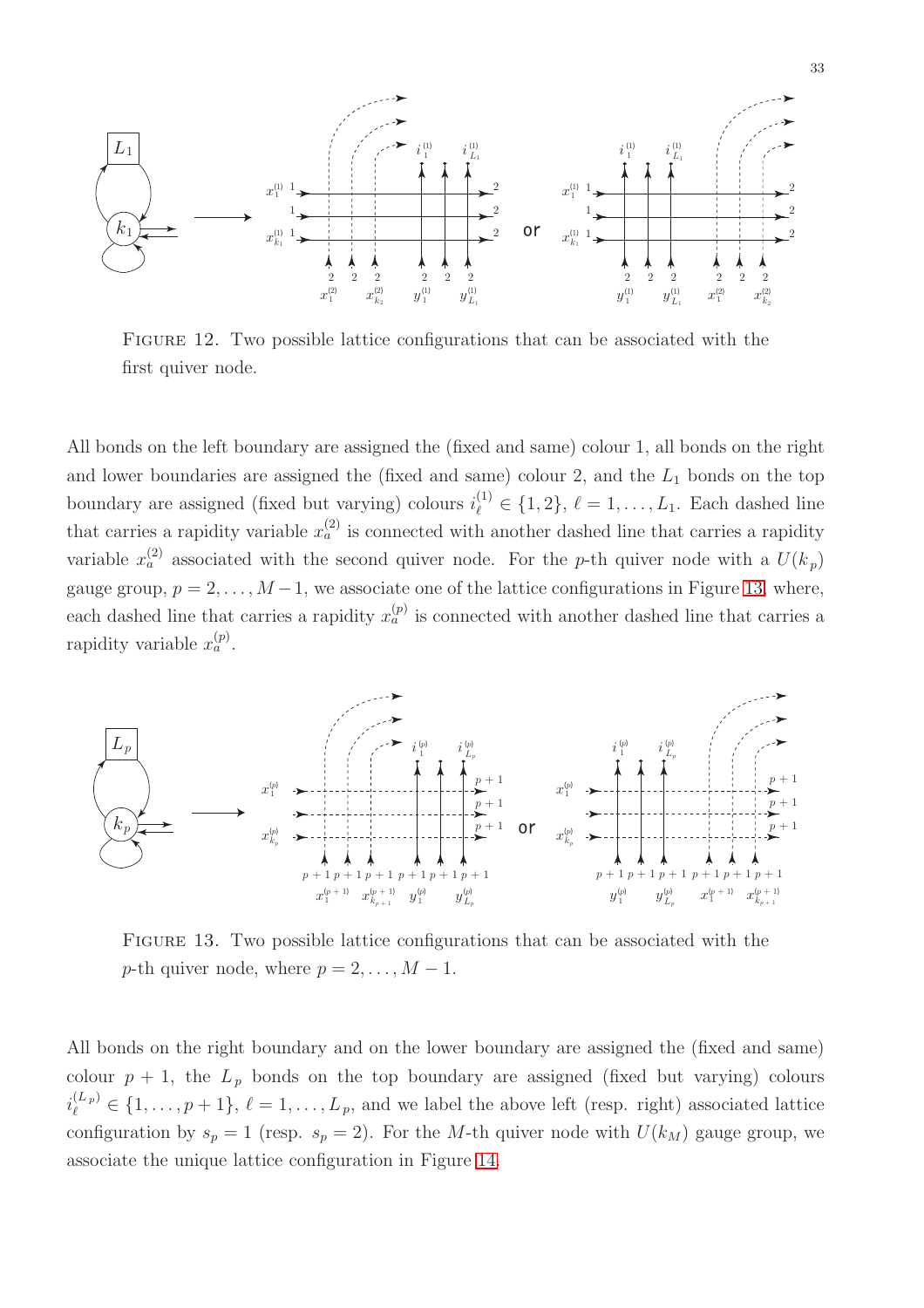FIGURE 12. Two possible lattice configurations that can be associated with the first quiver node.

All bonds on the left boundary are assigned the (fixed and same) colour 1, all bonds on the right and lower boundaries are assigned the (fixed and same) colour 2, and the $L_1$ bonds on the top boundary are assigned (fixed but varying) colours $i_\ell^{(1)} \in \{1, 2\}$, $\ell = 1, \ldots, L_1$. Each dashed line that carries a rapidity variable $x_a^{(2)}$ is connected with another dashed line that carries a rapidity variable $x_a^{(2)}$ associated with the second quiver node. For the $p$-th quiver node with a $U(k_p)$ gauge group, $p = 2, \ldots, M-1$, we associate one of the lattice configurations in Figure 13, where, each dashed line that carries a rapidity $x_a^{(p)}$ is connected with another dashed line that carries a rapidity variable $x_a^{(p)}$.

FIGURE 13. Two possible lattice configurations that can be associated with the $p$-th quiver node, where $p = 2, \ldots, M-1$.

All bonds on the right boundary and on the lower boundary are assigned the (fixed and same) colour $p+1$, the $L_p$ bonds on the top boundary are assigned (fixed but varying) colours $i_\ell^{(L_p)} \in \{1, \ldots, p+1\}$, $\ell = 1, \ldots, L_p$, and we label the above left (resp. right) associated lattice configuration by $s_p = 1$ (resp. $s_p = 2$). For the $M$-th quiver node with $U(k_M)$ gauge group, we associate the unique lattice configuration in Figure 14.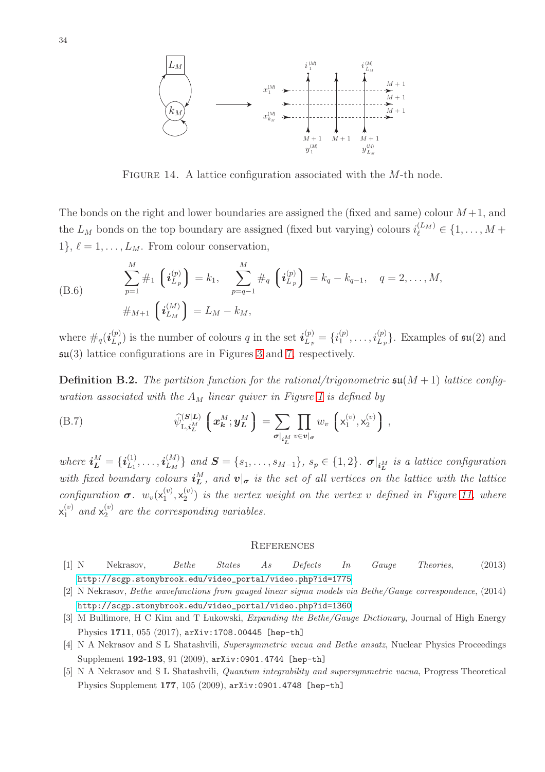FIGURE 14. A lattice configuration associated with the $M$-th node.

The bonds on the right and lower boundaries are assigned the (fixed and same) colour $M+1$, and the $L_M$ bonds on the top boundary are assigned (fixed but varying) colours $i_\ell^{(L_M)} \in \{1, \dots, M+1\}$, $\ell = 1, \dots, L_M$. From colour conservation,

$$
\begin{aligned}
\text{(B.6)} \qquad & \sum_{p=1}^{M} \#_1 \left( \boldsymbol{i}_{L_p}^{(p)} \right) = k_1, \quad \sum_{p=q-1}^{M} \#_q \left( \boldsymbol{i}_{L_p}^{(p)} \right) = k_q - k_{q-1}, \quad q = 2, \dots, M, \\
& \#_{M+1} \left( \boldsymbol{i}_{L_M}^{(M)} \right) = L_M - k_M,
\end{aligned}
$$

where $\#_q(\boldsymbol{i}_{L_p}^{(p)})$ is the number of colours $q$ in the set $\boldsymbol{i}_{L_p}^{(p)} = \{i_1^{(p)}, \dots, i_{L_p}^{(p)}\}$. Examples of $\mathfrak{su}(2)$ and $\mathfrak{su}(3)$ lattice configurations are in Figures 3 and 7, respectively.

**Definition B.2.** *The partition function for the rational/trigonometric $\mathfrak{su}(M+1)$ lattice configuration associated with the $A_M$ linear quiver in Figure 1 is defined by*

$$
\text{(B.7)} \qquad \widehat{\psi}_{\mathrm{L}, \boldsymbol{i}_{\boldsymbol{L}}^M}^{(\boldsymbol{S}|\boldsymbol{L})} \left( \boldsymbol{x}_{\boldsymbol{k}}^M ; \boldsymbol{y}_{\boldsymbol{L}}^M \right) = \sum_{\boldsymbol{\sigma}|_{\boldsymbol{i}_{\boldsymbol{L}}^M}} \prod_{v \in \boldsymbol{v}|_{\boldsymbol{\sigma}}} w_v \left( \mathsf{x}_1^{(v)}, \mathsf{x}_2^{(v)} \right),
$$

*where $\boldsymbol{i}_{\boldsymbol{L}}^M = \{\boldsymbol{i}_{L_1}^{(1)}, \dots, \boldsymbol{i}_{L_M}^{(M)}\}$ and $\boldsymbol{S} = \{s_1, \dots, s_{M-1}\}$, $s_p \in \{1, 2\}$. $\boldsymbol{\sigma}|_{\boldsymbol{i}_{\boldsymbol{L}}^M}$ is a lattice configuration with fixed boundary colours $\boldsymbol{i}_{\boldsymbol{L}}^M$, and $\boldsymbol{v}|_{\boldsymbol{\sigma}}$ is the set of all vertices on the lattice with the lattice configuration $\boldsymbol{\sigma}$. $w_v(\mathsf{x}_1^{(v)}, \mathsf{x}_2^{(v)})$ is the vertex weight on the vertex $v$ defined in Figure 11, where $\mathsf{x}_1^{(v)}$ and $\mathsf{x}_2^{(v)}$ are the corresponding variables.*

## REFERENCES

[1] N Nekrasov, *Bethe States As Defects In Gauge Theories*, (2013) http://scgp.stonybrook.edu/video_portal/video.php?id=1775

[2] N Nekrasov, *Bethe wavefunctions from gauged linear sigma models via Bethe/Gauge correspondence*, (2014) http://scgp.stonybrook.edu/video_portal/video.php?id=1360

[3] M Bullimore, H C Kim and T Łukowski, *Expanding the Bethe/Gauge Dictionary*, Journal of High Energy Physics **1711**, 055 (2017), arXiv:1708.00445 [hep-th]

[4] N A Nekrasov and S L Shatashvili, *Supersymmetric vacua and Bethe ansatz*, Nuclear Physics Proceedings Supplement **192-193**, 91 (2009), arXiv:0901.4744 [hep-th]

[5] N A Nekrasov and S L Shatashvili, *Quantum integrability and supersymmetric vacua*, Progress Theoretical Physics Supplement **177**, 105 (2009), arXiv:0901.4748 [hep-th]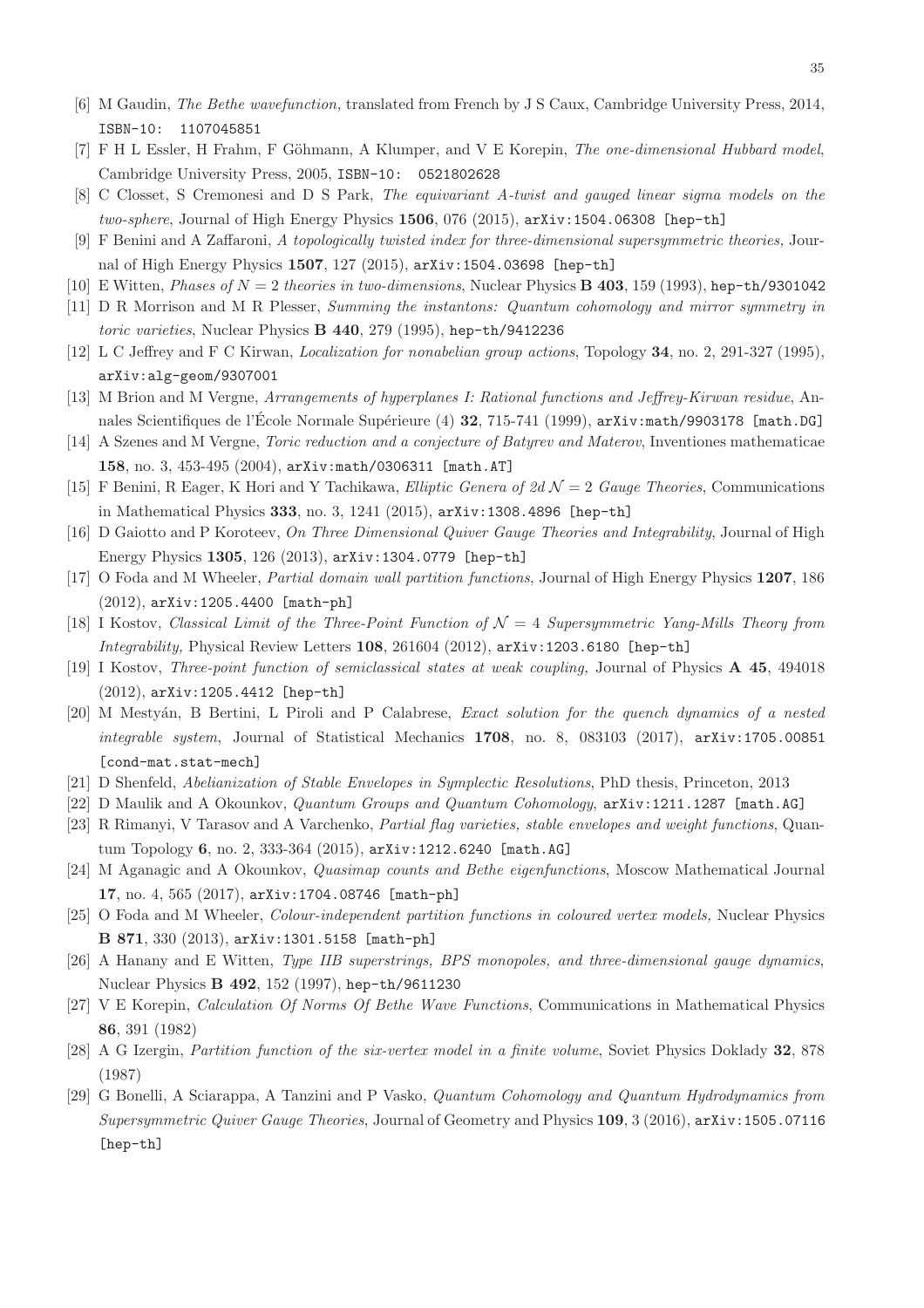[6] M Gaudin, *The Bethe wavefunction,* translated from French by J S Caux, Cambridge University Press, 2014, ISBN-10: 1107045851

[7] F H L Essler, H Frahm, F Göhmann, A Klumper, and V E Korepin, *The one-dimensional Hubbard model*, Cambridge University Press, 2005, ISBN-10: 0521802628

[8] C Closset, S Cremonesi and D S Park, *The equivariant A-twist and gauged linear sigma models on the two-sphere*, Journal of High Energy Physics **1506**, 076 (2015), arXiv:1504.06308 [hep-th]

[9] F Benini and A Zaffaroni, *A topologically twisted index for three-dimensional supersymmetric theories,* Journal of High Energy Physics **1507**, 127 (2015), arXiv:1504.03698 [hep-th]

[10] E Witten, *Phases of $N = 2$ theories in two-dimensions*, Nuclear Physics **B 403**, 159 (1993), hep-th/9301042

[11] D R Morrison and M R Plesser, *Summing the instantons: Quantum cohomology and mirror symmetry in toric varieties*, Nuclear Physics **B 440**, 279 (1995), hep-th/9412236

[12] L C Jeffrey and F C Kirwan, *Localization for nonabelian group actions*, Topology **34**, no. 2, 291-327 (1995), arXiv:alg-geom/9307001

[13] M Brion and M Vergne, *Arrangements of hyperplanes I: Rational functions and Jeffrey-Kirwan residue*, Annales Scientifiques de l'École Normale Supérieure (4) **32**, 715-741 (1999), arXiv:math/9903178 [math.DG]

[14] A Szenes and M Vergne, *Toric reduction and a conjecture of Batyrev and Materov*, Inventiones mathematicae **158**, no. 3, 453-495 (2004), arXiv:math/0306311 [math.AT]

[15] F Benini, R Eager, K Hori and Y Tachikawa, *Elliptic Genera of 2d $\mathcal{N} = 2$ Gauge Theories*, Communications in Mathematical Physics **333**, no. 3, 1241 (2015), arXiv:1308.4896 [hep-th]

[16] D Gaiotto and P Koroteev, *On Three Dimensional Quiver Gauge Theories and Integrability*, Journal of High Energy Physics **1305**, 126 (2013), arXiv:1304.0779 [hep-th]

[17] O Foda and M Wheeler, *Partial domain wall partition functions*, Journal of High Energy Physics **1207**, 186 (2012), arXiv:1205.4400 [math-ph]

[18] I Kostov, *Classical Limit of the Three-Point Function of $\mathcal{N} = 4$ Supersymmetric Yang-Mills Theory from Integrability,* Physical Review Letters **108**, 261604 (2012), arXiv:1203.6180 [hep-th]

[19] I Kostov, *Three-point function of semiclassical states at weak coupling,* Journal of Physics **A 45**, 494018 (2012), arXiv:1205.4412 [hep-th]

[20] M Mestyán, B Bertini, L Piroli and P Calabrese, *Exact solution for the quench dynamics of a nested integrable system*, Journal of Statistical Mechanics **1708**, no. 8, 083103 (2017), arXiv:1705.00851 [cond-mat.stat-mech]

[21] D Shenfeld, *Abelianization of Stable Envelopes in Symplectic Resolutions*, PhD thesis, Princeton, 2013

[22] D Maulik and A Okounkov, *Quantum Groups and Quantum Cohomology*, arXiv:1211.1287 [math.AG]

[23] R Rimanyi, V Tarasov and A Varchenko, *Partial flag varieties, stable envelopes and weight functions*, Quantum Topology **6**, no. 2, 333-364 (2015), arXiv:1212.6240 [math.AG]

[24] M Aganagic and A Okounkov, *Quasimap counts and Bethe eigenfunctions*, Moscow Mathematical Journal **17**, no. 4, 565 (2017), arXiv:1704.08746 [math-ph]

[25] O Foda and M Wheeler, *Colour-independent partition functions in coloured vertex models,* Nuclear Physics **B 871**, 330 (2013), arXiv:1301.5158 [math-ph]

[26] A Hanany and E Witten, *Type IIB superstrings, BPS monopoles, and three-dimensional gauge dynamics*, Nuclear Physics **B 492**, 152 (1997), hep-th/9611230

[27] V E Korepin, *Calculation Of Norms Of Bethe Wave Functions*, Communications in Mathematical Physics **86**, 391 (1982)

[28] A G Izergin, *Partition function of the six-vertex model in a finite volume*, Soviet Physics Doklady **32**, 878 (1987)

[29] G Bonelli, A Sciarappa, A Tanzini and P Vasko, *Quantum Cohomology and Quantum Hydrodynamics from Supersymmetric Quiver Gauge Theories*, Journal of Geometry and Physics **109**, 3 (2016), arXiv:1505.07116 [hep-th]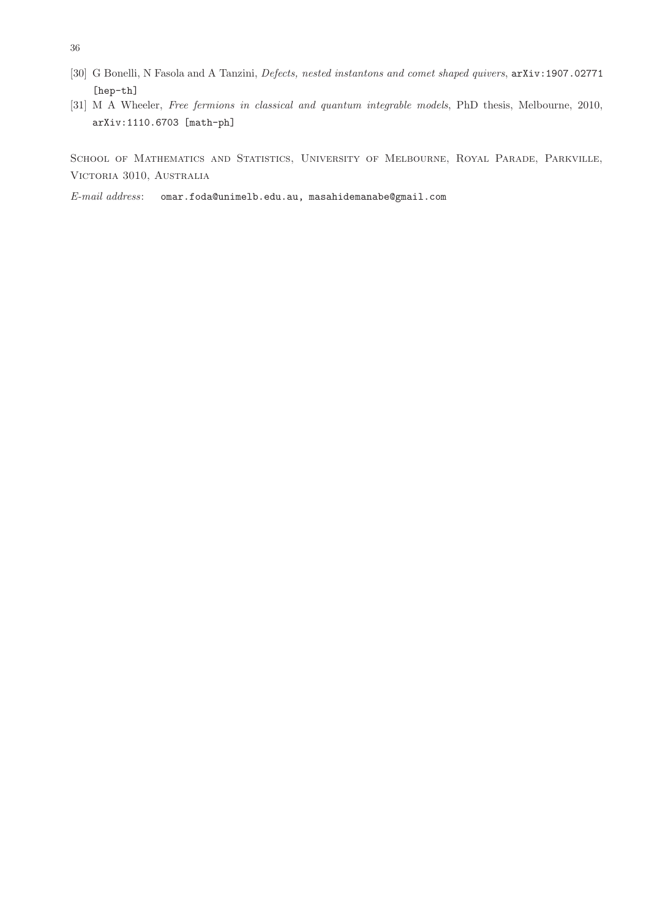[30] G Bonelli, N Fasola and A Tanzini, *Defects, nested instantons and comet shaped quivers*, arXiv:1907.02771 [hep-th]

[31] M A Wheeler, *Free fermions in classical and quantum integrable models*, PhD thesis, Melbourne, 2010, arXiv:1110.6703 [math-ph]

School of Mathematics and Statistics, University of Melbourne, Royal Parade, Parkville, Victoria 3010, Australia

*E-mail address*: omar.foda@unimelb.edu.au, masahidemanabe@gmail.com